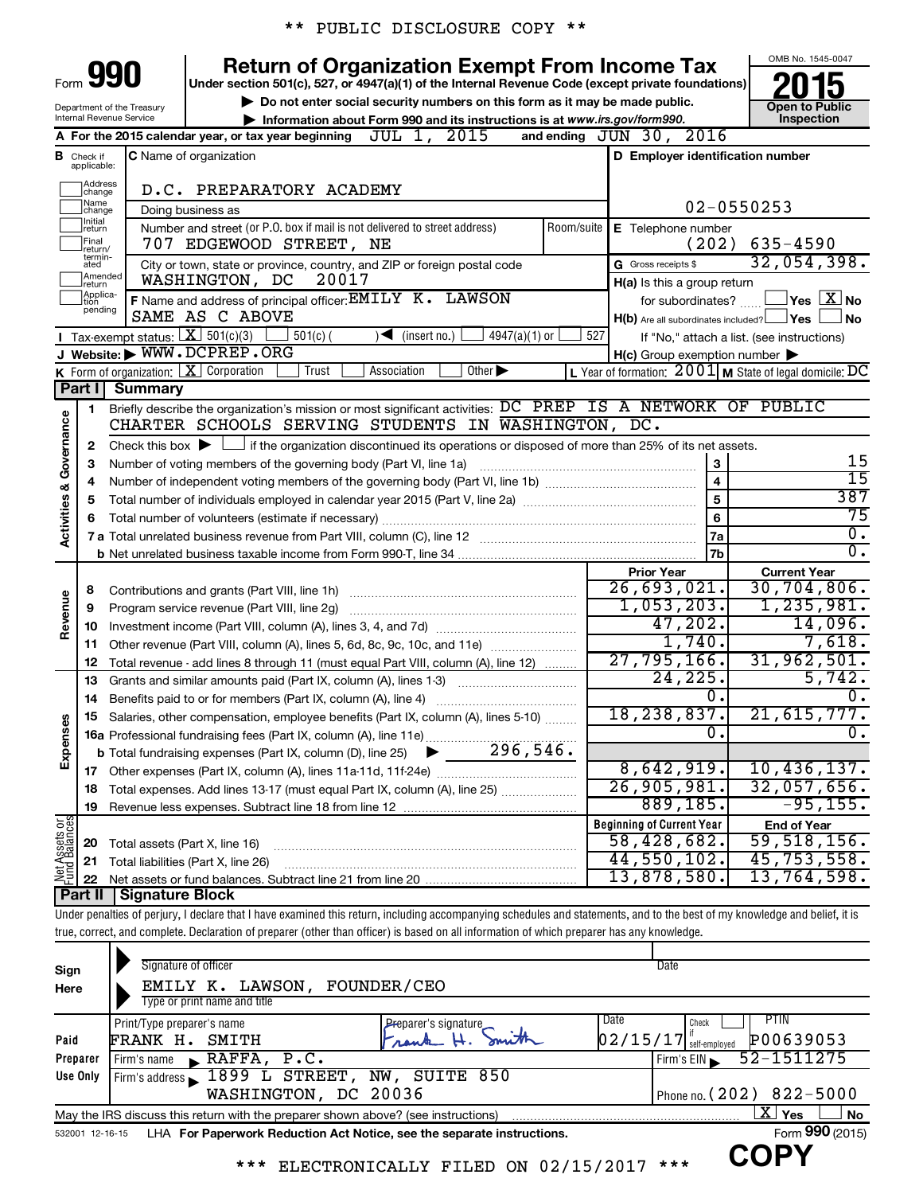** PUBLIC DISCLOSURE COPY **

# Form 990 — Return of Organization Exempt From Income Tax (2015)

Under section 501(c), 527, or 4947(a)(1) of the Internal Revenue Code (except private foundations)

▶ Do not enter social security numbers on this form as it may be made public.
▶ Information about Form 990 and its instructions is at www.irs.gov/form990.

OMB No. 1545-0047 — Open to Public Inspection

Department of the Treasury, Internal Revenue Service

**A** For the 2015 calendar year, or tax year beginning JUL 1, 2015 and ending JUN 30, 2016

**B** Check if applicable: Address change; Name change; Initial return; Final return/terminated; Amended return; Application pending

**C** Name of organization: D.C. PREPARATORY ACADEMY

Doing business as:

Number and street (or P.O. box if mail is not delivered to street address): 707 EDGEWOOD STREET, NE — Room/suite:

City or town, state or province, country, and ZIP or foreign postal code: WASHINGTON, DC 20017

**D** Employer identification number: 02-0550253

**E** Telephone number: (202) 635-4590

**G** Gross receipts $ 32,054,398.

**F** Name and address of principal officer: EMILY K. LAWSON, SAME AS C ABOVE

**H(a)** Is this a group return for subordinates? Yes ☐ No ☒

**H(b)** Are all subordinates included? Yes ☐ No ☐ — If "No," attach a list. (see instructions)

**H(c)** Group exemption number ▶

**I** Tax-exempt status: ☒ 501(c)(3) ☐ 501(c) ( ) ◀ (insert no.) ☐ 4947(a)(1) or ☐ 527

**J** Website: ▶ WWW.DCPREP.ORG

**K** Form of organization: ☒ Corporation ☐ Trust ☐ Association ☐ Other ▶

**L** Year of formation: 2001 **M** State of legal domicile: DC

## Part I Summary

**Activities & Governance**

1. Briefly describe the organization's mission or most significant activities: DC PREP IS A NETWORK OF PUBLIC CHARTER SCHOOLS SERVING STUDENTS IN WASHINGTON, DC.
2. Check this box ▶ ☐ if the organization discontinued its operations or disposed of more than 25% of its net assets.

| Line | Description | | Value |
|---|---|---|---|
| 3 | Number of voting members of the governing body (Part VI, line 1a) | 3 | 15 |
| 4 | Number of independent voting members of the governing body (Part VI, line 1b) | 4 | 15 |
| 5 | Total number of individuals employed in calendar year 2015 (Part V, line 2a) | 5 | 387 |
| 6 | Total number of volunteers (estimate if necessary) | 6 | 75 |
| 7a | Total unrelated business revenue from Part VIII, column (C), line 12 | 7a | 0. |
| 7b | Net unrelated business taxable income from Form 990-T, line 34 | 7b | 0. |

| Line | Description | Prior Year | Current Year |
|---|---|---|---|
| **Revenue** | | | |
| 8 | Contributions and grants (Part VIII, line 1h) | 26,693,021. | 30,704,806. |
| 9 | Program service revenue (Part VIII, line 2g) | 1,053,203. | 1,235,981. |
| 10 | Investment income (Part VIII, column (A), lines 3, 4, and 7d) | 47,202. | 14,096. |
| 11 | Other revenue (Part VIII, column (A), lines 5, 6d, 8c, 9c, 10c, and 11e) | 1,740. | 7,618. |
| 12 | Total revenue - add lines 8 through 11 (must equal Part VIII, column (A), line 12) | 27,795,166. | 31,962,501. |
| **Expenses** | | | |
| 13 | Grants and similar amounts paid (Part IX, column (A), lines 1-3) | 24,225. | 5,742. |
| 14 | Benefits paid to or for members (Part IX, column (A), line 4) | 0. | 0. |
| 15 | Salaries, other compensation, employee benefits (Part IX, column (A), lines 5-10) | 18,238,837. | 21,615,777. |
| 16a | Professional fundraising fees (Part IX, column (A), line 11e) | 0. | 0. |
| b | Total fundraising expenses (Part IX, column (D), line 25) ▶ 296,546. | | |
| 17 | Other expenses (Part IX, column (A), lines 11a-11d, 11f-24e) | 8,642,919. | 10,436,137. |
| 18 | Total expenses. Add lines 13-17 (must equal Part IX, column (A), line 25) | 26,905,981. | 32,057,656. |
| 19 | Revenue less expenses. Subtract line 18 from line 12 | 889,185. | -95,155. |
| **Net Assets or Fund Balances** | | **Beginning of Current Year** | **End of Year** |
| 20 | Total assets (Part X, line 16) | 58,428,682. | 59,518,156. |
| 21 | Total liabilities (Part X, line 26) | 44,550,102. | 45,753,558. |
| 22 | Net assets or fund balances. Subtract line 21 from line 20 | 13,878,580. | 13,764,598. |

## Part II Signature Block

Under penalties of perjury, I declare that I have examined this return, including accompanying schedules and statements, and to the best of my knowledge and belief, it is true, correct, and complete. Declaration of preparer (other than officer) is based on all information of which preparer has any knowledge.

**Sign Here**

Signature of officer — Date

EMILY K. LAWSON, FOUNDER/CEO
Type or print name and title

**Paid Preparer Use Only**

| Print/Type preparer's name | Preparer's signature | Date | Check if self-employed | PTIN |
|---|---|---|---|---|
| FRANK H. SMITH | Frank H. Smith | 02/15/17 | ☐ | P00639053 |

Firm's name ▶ RAFFA, P.C. — Firm's EIN ▶ 52-1511275

Firm's address ▶ 1899 L STREET, NW, SUITE 850, WASHINGTON, DC 20036 — Phone no. (202) 822-5000

May the IRS discuss this return with the preparer shown above? (see instructions) ☒ Yes ☐ No

532001 12-16-15 LHA For Paperwork Reduction Act Notice, see the separate instructions. Form **990** (2015)

*** ELECTRONICALLY FILED ON 02/15/2017 ***

COPY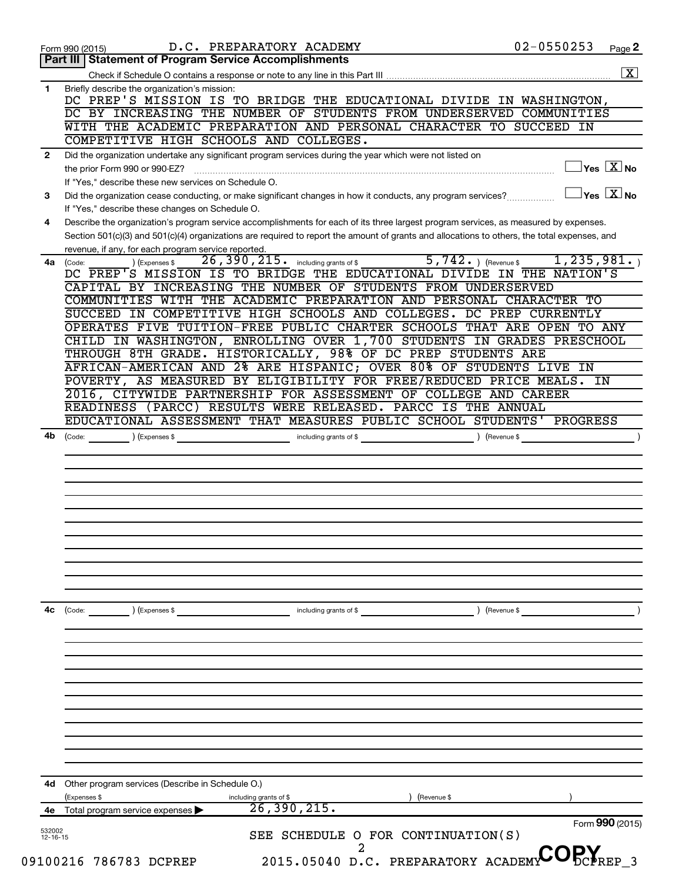Form 990 (2015) D.C. PREPARATORY ACADEMY 02-0550253 Page 2

## Part III Statement of Program Service Accomplishments

Check if Schedule O contains a response or note to any line in this Part III ..... [X]

**1** Briefly describe the organization's mission:

DC PREP'S MISSION IS TO BRIDGE THE EDUCATIONAL DIVIDE IN WASHINGTON, DC BY INCREASING THE NUMBER OF STUDENTS FROM UNDERSERVED COMMUNITIES WITH THE ACADEMIC PREPARATION AND PERSONAL CHARACTER TO SUCCEED IN COMPETITIVE HIGH SCHOOLS AND COLLEGES.

**2** Did the organization undertake any significant program services during the year which were not listed on the prior Form 990 or 990-EZ? ..... Yes [ ] No [X]

If "Yes," describe these new services on Schedule O.

**3** Did the organization cease conducting, or make significant changes in how it conducts, any program services? ..... Yes [ ] No [X]

If "Yes," describe these changes on Schedule O.

**4** Describe the organization's program service accomplishments for each of its three largest program services, as measured by expenses. Section 501(c)(3) and 501(c)(4) organizations are required to report the amount of grants and allocations to others, the total expenses, and revenue, if any, for each program service reported.

**4a** (Code: ) (Expenses $ 26,390,215. including grants of $ 5,742. ) (Revenue $ 1,235,981. )

DC PREP'S MISSION IS TO BRIDGE THE EDUCATIONAL DIVIDE IN THE NATION'S CAPITAL BY INCREASING THE NUMBER OF STUDENTS FROM UNDERSERVED COMMUNITIES WITH THE ACADEMIC PREPARATION AND PERSONAL CHARACTER TO SUCCEED IN COMPETITIVE HIGH SCHOOLS AND COLLEGES. DC PREP CURRENTLY OPERATES FIVE TUITION-FREE PUBLIC CHARTER SCHOOLS THAT ARE OPEN TO ANY CHILD IN WASHINGTON, ENROLLING OVER 1,700 STUDENTS IN GRADES PRESCHOOL THROUGH 8TH GRADE. HISTORICALLY, 98% OF DC PREP STUDENTS ARE AFRICAN-AMERICAN AND 2% ARE HISPANIC; OVER 80% OF STUDENTS LIVE IN POVERTY, AS MEASURED BY ELIGIBILITY FOR FREE/REDUCED PRICE MEALS. IN 2016, CITYWIDE PARTNERSHIP FOR ASSESSMENT OF COLLEGE AND CAREER READINESS (PARCC) RESULTS WERE RELEASED. PARCC IS THE ANNUAL EDUCATIONAL ASSESSMENT THAT MEASURES PUBLIC SCHOOL STUDENTS' PROGRESS

**4b** (Code: ) (Expenses $ including grants of $ ) (Revenue $ )

**4c** (Code: ) (Expenses $ including grants of $ ) (Revenue $ )

**4d** Other program services (Describe in Schedule O.)

(Expenses $ including grants of $ ) (Revenue $ )

**4e** Total program service expenses ▶ 26,390,215.

Form 990 (2015)

SEE SCHEDULE O FOR CONTINUATION(S)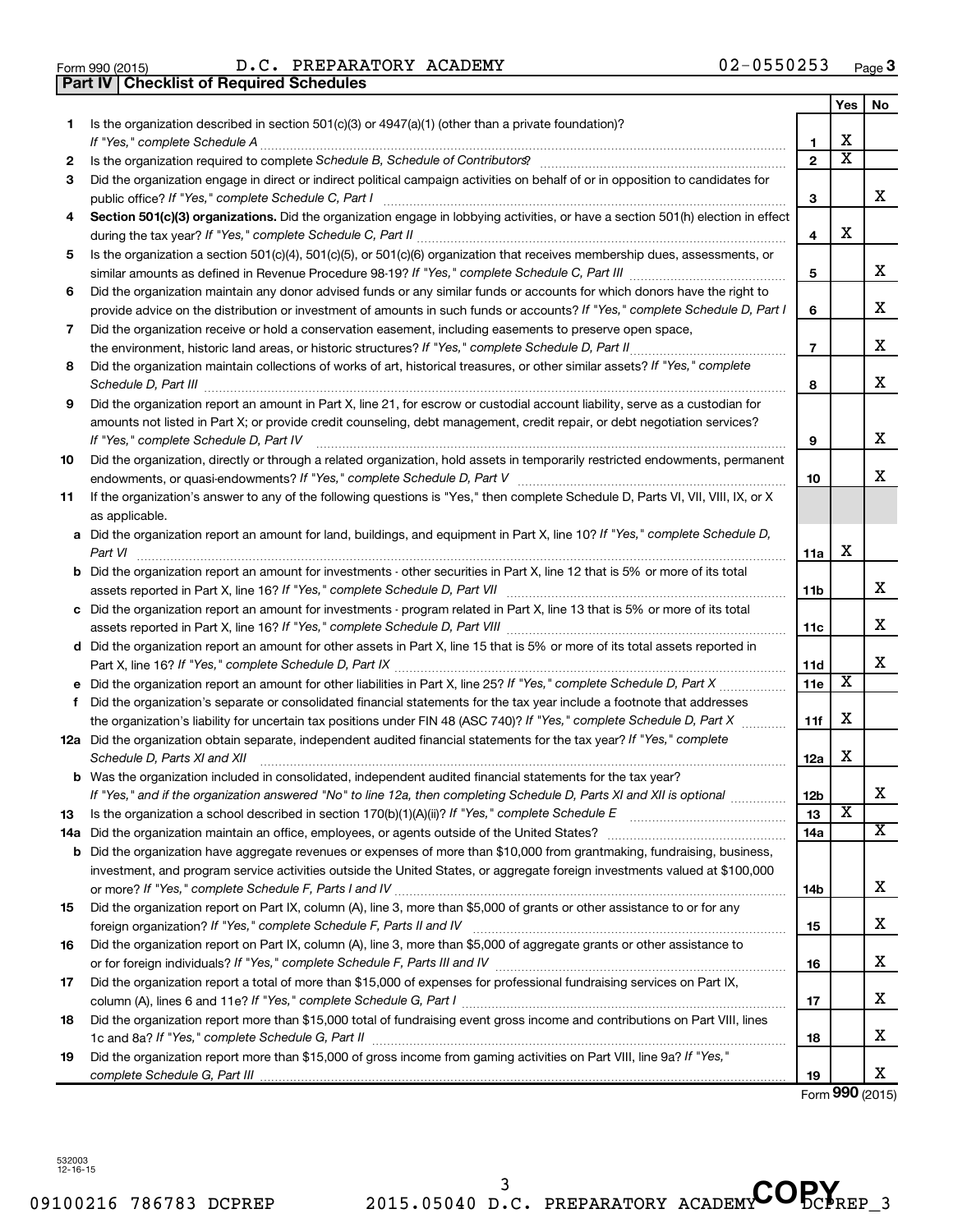Form 990 (2015) D.C. PREPARATORY ACADEMY 02-0550253 Page **3**

## Part IV | Checklist of Required Schedules

| | | | Yes | No |
|---|---|---|---|---|
| **1** | Is the organization described in section 501(c)(3) or 4947(a)(1) (other than a private foundation)? *If "Yes," complete Schedule A* | **1** | X | |
| **2** | Is the organization required to complete *Schedule B, Schedule of Contributors*? | **2** | X | |
| **3** | Did the organization engage in direct or indirect political campaign activities on behalf of or in opposition to candidates for public office? *If "Yes," complete Schedule C, Part I* | **3** | | X |
| **4** | **Section 501(c)(3) organizations.** Did the organization engage in lobbying activities, or have a section 501(h) election in effect during the tax year? *If "Yes," complete Schedule C, Part II* | **4** | X | |
| **5** | Is the organization a section 501(c)(4), 501(c)(5), or 501(c)(6) organization that receives membership dues, assessments, or similar amounts as defined in Revenue Procedure 98-19? *If "Yes," complete Schedule C, Part III* | **5** | | X |
| **6** | Did the organization maintain any donor advised funds or any similar funds or accounts for which donors have the right to provide advice on the distribution or investment of amounts in such funds or accounts? *If "Yes," complete Schedule D, Part I* | **6** | | X |
| **7** | Did the organization receive or hold a conservation easement, including easements to preserve open space, the environment, historic land areas, or historic structures? *If "Yes," complete Schedule D, Part II* | **7** | | X |
| **8** | Did the organization maintain collections of works of art, historical treasures, or other similar assets? *If "Yes," complete Schedule D, Part III* | **8** | | X |
| **9** | Did the organization report an amount in Part X, line 21, for escrow or custodial account liability, serve as a custodian for amounts not listed in Part X; or provide credit counseling, debt management, credit repair, or debt negotiation services? *If "Yes," complete Schedule D, Part IV* | **9** | | X |
| **10** | Did the organization, directly or through a related organization, hold assets in temporarily restricted endowments, permanent endowments, or quasi-endowments? *If "Yes," complete Schedule D, Part V* | **10** | | X |
| **11** | If the organization's answer to any of the following questions is "Yes," then complete Schedule D, Parts VI, VII, VIII, IX, or X as applicable. | | | |
| **a** | Did the organization report an amount for land, buildings, and equipment in Part X, line 10? *If "Yes," complete Schedule D, Part VI* | **11a** | X | |
| **b** | Did the organization report an amount for investments - other securities in Part X, line 12 that is 5% or more of its total assets reported in Part X, line 16? *If "Yes," complete Schedule D, Part VII* | **11b** | | X |
| **c** | Did the organization report an amount for investments - program related in Part X, line 13 that is 5% or more of its total assets reported in Part X, line 16? *If "Yes," complete Schedule D, Part VIII* | **11c** | | X |
| **d** | Did the organization report an amount for other assets in Part X, line 15 that is 5% or more of its total assets reported in Part X, line 16? *If "Yes," complete Schedule D, Part IX* | **11d** | | X |
| **e** | Did the organization report an amount for other liabilities in Part X, line 25? *If "Yes," complete Schedule D, Part X* | **11e** | X | |
| **f** | Did the organization's separate or consolidated financial statements for the tax year include a footnote that addresses the organization's liability for uncertain tax positions under FIN 48 (ASC 740)? *If "Yes," complete Schedule D, Part X* | **11f** | X | |
| **12a** | Did the organization obtain separate, independent audited financial statements for the tax year? *If "Yes," complete Schedule D, Parts XI and XII* | **12a** | X | |
| **b** | Was the organization included in consolidated, independent audited financial statements for the tax year? *If "Yes," and if the organization answered "No" to line 12a, then completing Schedule D, Parts XI and XII is optional* | **12b** | | X |
| **13** | Is the organization a school described in section 170(b)(1)(A)(ii)? *If "Yes," complete Schedule E* | **13** | X | |
| **14a** | Did the organization maintain an office, employees, or agents outside of the United States? | **14a** | | X |
| **b** | Did the organization have aggregate revenues or expenses of more than $10,000 from grantmaking, fundraising, business, investment, and program service activities outside the United States, or aggregate foreign investments valued at $100,000 or more? *If "Yes," complete Schedule F, Parts I and IV* | **14b** | | X |
| **15** | Did the organization report on Part IX, column (A), line 3, more than $5,000 of grants or other assistance to or for any foreign organization? *If "Yes," complete Schedule F, Parts II and IV* | **15** | | X |
| **16** | Did the organization report on Part IX, column (A), line 3, more than $5,000 of aggregate grants or other assistance to or for foreign individuals? *If "Yes," complete Schedule F, Parts III and IV* | **16** | | X |
| **17** | Did the organization report a total of more than $15,000 of expenses for professional fundraising services on Part IX, column (A), lines 6 and 11e? *If "Yes," complete Schedule G, Part I* | **17** | | X |
| **18** | Did the organization report more than $15,000 total of fundraising event gross income and contributions on Part VIII, lines 1c and 8a? *If "Yes," complete Schedule G, Part II* | **18** | | X |
| **19** | Did the organization report more than $15,000 of gross income from gaming activities on Part VIII, line 9a? *If "Yes," complete Schedule G, Part III* | **19** | | X |

Form **990** (2015)

532003 12-16-15

09100216 786783 DCPREP 2015.05040 D.C. PREPARATORY ACADEMY DCPREP_3

COPY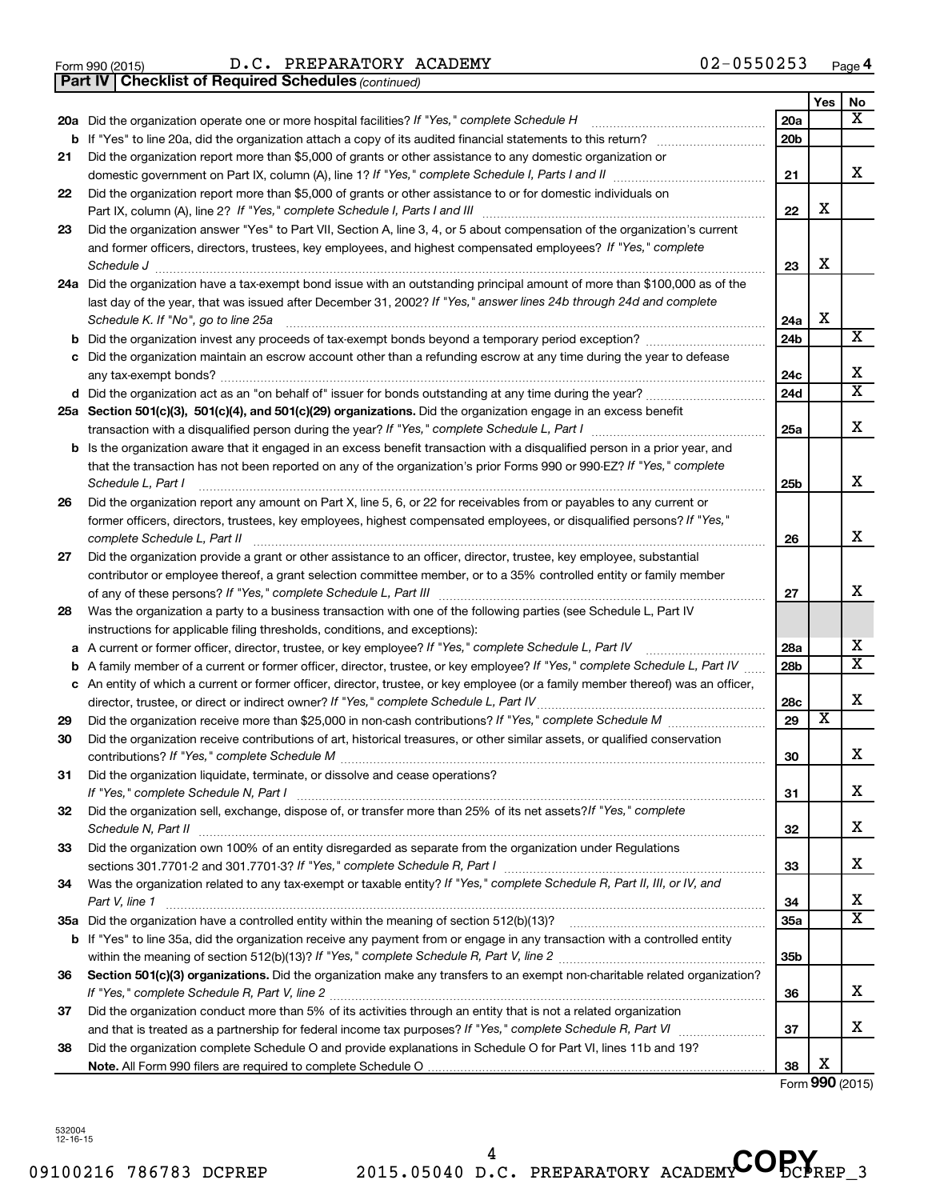Form 990 (2015) D.C. PREPARATORY ACADEMY 02-0550253 Page 4

**Part IV | Checklist of Required Schedules** *(continued)*

| | | | Yes | No |
|---|---|---|---|---|
| **20a** | Did the organization operate one or more hospital facilities? *If "Yes," complete Schedule H* | 20a | | X |
| **b** | If "Yes" to line 20a, did the organization attach a copy of its audited financial statements to this return? | 20b | | |
| **21** | Did the organization report more than $5,000 of grants or other assistance to any domestic organization or domestic government on Part IX, column (A), line 1? *If "Yes," complete Schedule I, Parts I and II* | 21 | | X |
| **22** | Did the organization report more than $5,000 of grants or other assistance to or for domestic individuals on Part IX, column (A), line 2? *If "Yes," complete Schedule I, Parts I and III* | 22 | X | |
| **23** | Did the organization answer "Yes" to Part VII, Section A, line 3, 4, or 5 about compensation of the organization's current and former officers, directors, trustees, key employees, and highest compensated employees? *If "Yes," complete Schedule J* | 23 | X | |
| **24a** | Did the organization have a tax-exempt bond issue with an outstanding principal amount of more than $100,000 as of the last day of the year, that was issued after December 31, 2002? *If "Yes," answer lines 24b through 24d and complete Schedule K. If "No", go to line 25a* | 24a | X | |
| **b** | Did the organization invest any proceeds of tax-exempt bonds beyond a temporary period exception? | 24b | | X |
| **c** | Did the organization maintain an escrow account other than a refunding escrow at any time during the year to defease any tax-exempt bonds? | 24c | | X |
| **d** | Did the organization act as an "on behalf of" issuer for bonds outstanding at any time during the year? | 24d | | X |
| **25a** | **Section 501(c)(3), 501(c)(4), and 501(c)(29) organizations.** Did the organization engage in an excess benefit transaction with a disqualified person during the year? *If "Yes," complete Schedule L, Part I* | 25a | | X |
| **b** | Is the organization aware that it engaged in an excess benefit transaction with a disqualified person in a prior year, and that the transaction has not been reported on any of the organization's prior Forms 990 or 990-EZ? *If "Yes," complete Schedule L, Part I* | 25b | | X |
| **26** | Did the organization report any amount on Part X, line 5, 6, or 22 for receivables from or payables to any current or former officers, directors, trustees, key employees, highest compensated employees, or disqualified persons? *If "Yes," complete Schedule L, Part II* | 26 | | X |
| **27** | Did the organization provide a grant or other assistance to an officer, director, trustee, key employee, substantial contributor or employee thereof, a grant selection committee member, or to a 35% controlled entity or family member of any of these persons? *If "Yes," complete Schedule L, Part III* | 27 | | X |
| **28** | Was the organization a party to a business transaction with one of the following parties (see Schedule L, Part IV instructions for applicable filing thresholds, conditions, and exceptions): | | | |
| **a** | A current or former officer, director, trustee, or key employee? *If "Yes," complete Schedule L, Part IV* | 28a | | X |
| **b** | A family member of a current or former officer, director, trustee, or key employee? *If "Yes," complete Schedule L, Part IV* | 28b | | X |
| **c** | An entity of which a current or former officer, director, trustee, or key employee (or a family member thereof) was an officer, director, trustee, or direct or indirect owner? *If "Yes," complete Schedule L, Part IV* | 28c | | X |
| **29** | Did the organization receive more than $25,000 in non-cash contributions? *If "Yes," complete Schedule M* | 29 | X | |
| **30** | Did the organization receive contributions of art, historical treasures, or other similar assets, or qualified conservation contributions? *If "Yes," complete Schedule M* | 30 | | X |
| **31** | Did the organization liquidate, terminate, or dissolve and cease operations? *If "Yes," complete Schedule N, Part I* | 31 | | X |
| **32** | Did the organization sell, exchange, dispose of, or transfer more than 25% of its net assets? *If "Yes," complete Schedule N, Part II* | 32 | | X |
| **33** | Did the organization own 100% of an entity disregarded as separate from the organization under Regulations sections 301.7701-2 and 301.7701-3? *If "Yes," complete Schedule R, Part I* | 33 | | X |
| **34** | Was the organization related to any tax-exempt or taxable entity? *If "Yes," complete Schedule R, Part II, III, or IV, and Part V, line 1* | 34 | | X |
| **35a** | Did the organization have a controlled entity within the meaning of section 512(b)(13)? | 35a | | X |
| **b** | If "Yes" to line 35a, did the organization receive any payment from or engage in any transaction with a controlled entity within the meaning of section 512(b)(13)? *If "Yes," complete Schedule R, Part V, line 2* | 35b | | |
| **36** | **Section 501(c)(3) organizations.** Did the organization make any transfers to an exempt non-charitable related organization? *If "Yes," complete Schedule R, Part V, line 2* | 36 | | X |
| **37** | Did the organization conduct more than 5% of its activities through an entity that is not a related organization and that is treated as a partnership for federal income tax purposes? *If "Yes," complete Schedule R, Part VI* | 37 | | X |
| **38** | Did the organization complete Schedule O and provide explanations in Schedule O for Part VI, lines 11b and 19? **Note.** All Form 990 filers are required to complete Schedule O | 38 | X | |

Form **990** (2015)

532004 12-16-15

09100216 786783 DCPREP 2015.05040 D.C. PREPARATORY ACADEMY DCPREP_3

COPY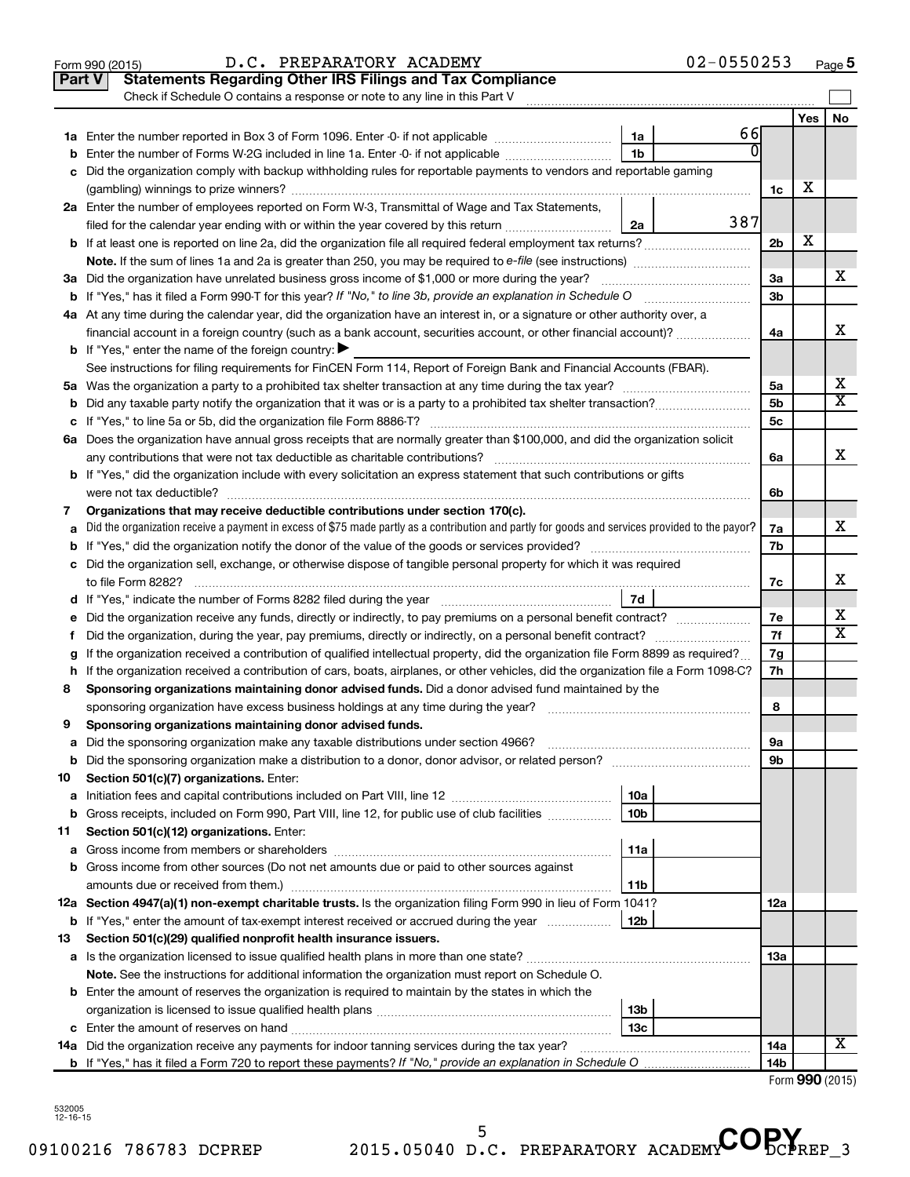Form 990 (2015) D.C. PREPARATORY ACADEMY 02-0550253 Page 5

## Part V Statements Regarding Other IRS Filings and Tax Compliance

Check if Schedule O contains a response or note to any line in this Part V ☐

| | | | | | Yes | No |
|---|---|---|---|---|---|---|
| 1a | Enter the number reported in Box 3 of Form 1096. Enter -0- if not applicable | 1a | 66 | | | |
| b | Enter the number of Forms W-2G included in line 1a. Enter -0- if not applicable | 1b | 0 | | | |
| c | Did the organization comply with backup withholding rules for reportable payments to vendors and reportable gaming (gambling) winnings to prize winners? | | | 1c | X | |
| 2a | Enter the number of employees reported on Form W-3, Transmittal of Wage and Tax Statements, filed for the calendar year ending with or within the year covered by this return | 2a | 387 | | | |
| b | If at least one is reported on line 2a, did the organization file all required federal employment tax returns? | | | 2b | X | |
| | **Note.** If the sum of lines 1a and 2a is greater than 250, you may be required to *e-file* (see instructions) | | | | | |
| 3a | Did the organization have unrelated business gross income of $1,000 or more during the year? | | | 3a | | X |
| b | If "Yes," has it filed a Form 990-T for this year? *If "No," to line 3b, provide an explanation in Schedule O* | | | 3b | | |
| 4a | At any time during the calendar year, did the organization have an interest in, or a signature or other authority over, a financial account in a foreign country (such as a bank account, securities account, or other financial account)? | | | 4a | | X |
| b | If "Yes," enter the name of the foreign country: ▶ | | | | | |
| | See instructions for filing requirements for FinCEN Form 114, Report of Foreign Bank and Financial Accounts (FBAR). | | | | | |
| 5a | Was the organization a party to a prohibited tax shelter transaction at any time during the tax year? | | | 5a | | X |
| b | Did any taxable party notify the organization that it was or is a party to a prohibited tax shelter transaction? | | | 5b | | X |
| c | If "Yes," to line 5a or 5b, did the organization file Form 8886-T? | | | 5c | | |
| 6a | Does the organization have annual gross receipts that are normally greater than $100,000, and did the organization solicit any contributions that were not tax deductible as charitable contributions? | | | 6a | | X |
| b | If "Yes," did the organization include with every solicitation an express statement that such contributions or gifts were not tax deductible? | | | 6b | | |
| 7 | **Organizations that may receive deductible contributions under section 170(c).** | | | | | |
| a | Did the organization receive a payment in excess of $75 made partly as a contribution and partly for goods and services provided to the payor? | | | 7a | | X |
| b | If "Yes," did the organization notify the donor of the value of the goods or services provided? | | | 7b | | |
| c | Did the organization sell, exchange, or otherwise dispose of tangible personal property for which it was required to file Form 8282? | | | 7c | | X |
| d | If "Yes," indicate the number of Forms 8282 filed during the year | 7d | | | | |
| e | Did the organization receive any funds, directly or indirectly, to pay premiums on a personal benefit contract? | | | 7e | | X |
| f | Did the organization, during the year, pay premiums, directly or indirectly, on a personal benefit contract? | | | 7f | | X |
| g | If the organization received a contribution of qualified intellectual property, did the organization file Form 8899 as required? | | | 7g | | |
| h | If the organization received a contribution of cars, boats, airplanes, or other vehicles, did the organization file a Form 1098-C? | | | 7h | | |
| 8 | **Sponsoring organizations maintaining donor advised funds.** Did a donor advised fund maintained by the sponsoring organization have excess business holdings at any time during the year? | | | 8 | | |
| 9 | **Sponsoring organizations maintaining donor advised funds.** | | | | | |
| a | Did the sponsoring organization make any taxable distributions under section 4966? | | | 9a | | |
| b | Did the sponsoring organization make a distribution to a donor, donor advisor, or related person? | | | 9b | | |
| 10 | **Section 501(c)(7) organizations.** Enter: | | | | | |
| a | Initiation fees and capital contributions included on Part VIII, line 12 | 10a | | | | |
| b | Gross receipts, included on Form 990, Part VIII, line 12, for public use of club facilities | 10b | | | | |
| 11 | **Section 501(c)(12) organizations.** Enter: | | | | | |
| a | Gross income from members or shareholders | 11a | | | | |
| b | Gross income from other sources (Do not net amounts due or paid to other sources against amounts due or received from them.) | 11b | | | | |
| 12a | **Section 4947(a)(1) non-exempt charitable trusts.** Is the organization filing Form 990 in lieu of Form 1041? | | | 12a | | |
| b | If "Yes," enter the amount of tax-exempt interest received or accrued during the year | 12b | | | | |
| 13 | **Section 501(c)(29) qualified nonprofit health insurance issuers.** | | | | | |
| a | Is the organization licensed to issue qualified health plans in more than one state? | | | 13a | | |
| | **Note.** See the instructions for additional information the organization must report on Schedule O. | | | | | |
| b | Enter the amount of reserves the organization is required to maintain by the states in which the organization is licensed to issue qualified health plans | 13b | | | | |
| c | Enter the amount of reserves on hand | 13c | | | | |
| 14a | Did the organization receive any payments for indoor tanning services during the tax year? | | | 14a | | X |
| b | If "Yes," has it filed a Form 720 to report these payments? *If "No," provide an explanation in Schedule O* | | | 14b | | |

Form **990** (2015)

532005 12-16-15

09100216 786783 DCPREP 2015.05040 D.C. PREPARATORY ACADEMY DCPREP_3

COPY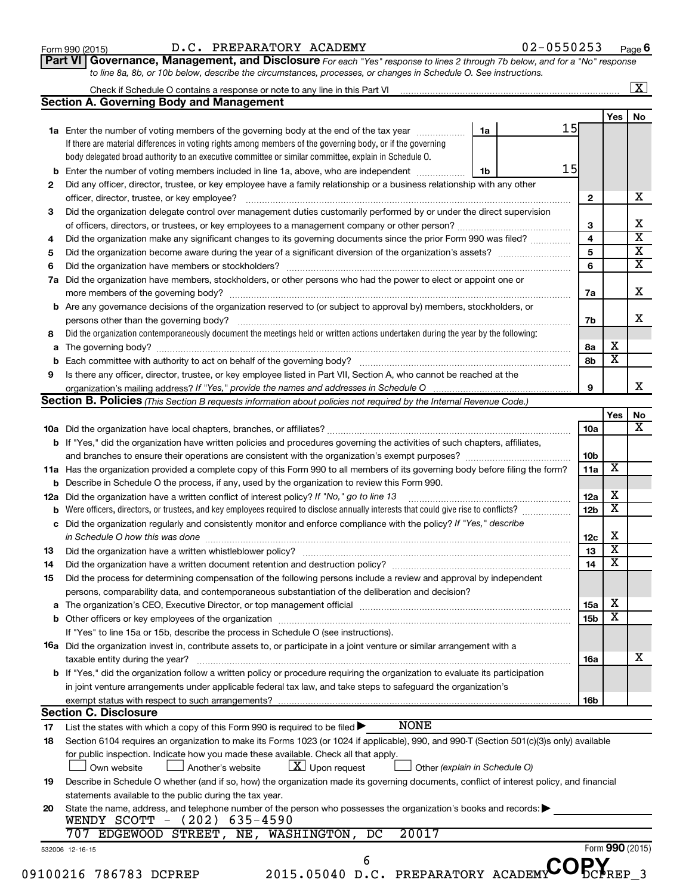Form 990 (2015) D.C. PREPARATORY ACADEMY 02-0550253 Page 6

**Part VI Governance, Management, and Disclosure** *For each "Yes" response to lines 2 through 7b below, and for a "No" response to line 8a, 8b, or 10b below, describe the circumstances, processes, or changes in Schedule O. See instructions.*

Check if Schedule O contains a response or note to any line in this Part VI [X]

## Section A. Governing Body and Management

| | | | | Yes | No |
|---|---|---|---|---|---|
| **1a** | Enter the number of voting members of the governing body at the end of the tax year. If there are material differences in voting rights among members of the governing body, or if the governing body delegated broad authority to an executive committee or similar committee, explain in Schedule O. | 1a: 15 | | | |
| **b** | Enter the number of voting members included in line 1a, above, who are independent | 1b: 15 | | | |
| **2** | Did any officer, director, trustee, or key employee have a family relationship or a business relationship with any other officer, director, trustee, or key employee? | | 2 | | X |
| **3** | Did the organization delegate control over management duties customarily performed by or under the direct supervision of officers, directors, or trustees, or key employees to a management company or other person? | | 3 | | X |
| **4** | Did the organization make any significant changes to its governing documents since the prior Form 990 was filed? | | 4 | | X |
| **5** | Did the organization become aware during the year of a significant diversion of the organization's assets? | | 5 | | X |
| **6** | Did the organization have members or stockholders? | | 6 | | X |
| **7a** | Did the organization have members, stockholders, or other persons who had the power to elect or appoint one or more members of the governing body? | | 7a | | X |
| **b** | Are any governance decisions of the organization reserved to (or subject to approval by) members, stockholders, or persons other than the governing body? | | 7b | | X |
| **8** | Did the organization contemporaneously document the meetings held or written actions undertaken during the year by the following: | | | | |
| **a** | The governing body? | | 8a | X | |
| **b** | Each committee with authority to act on behalf of the governing body? | | 8b | X | |
| **9** | Is there any officer, director, trustee, or key employee listed in Part VII, Section A, who cannot be reached at the organization's mailing address? *If "Yes," provide the names and addresses in Schedule O* | | 9 | | X |

## Section B. Policies *(This Section B requests information about policies not required by the Internal Revenue Code.)*

| | | | Yes | No |
|---|---|---|---|---|
| **10a** | Did the organization have local chapters, branches, or affiliates? | 10a | | X |
| **b** | If "Yes," did the organization have written policies and procedures governing the activities of such chapters, affiliates, and branches to ensure their operations are consistent with the organization's exempt purposes? | 10b | | |
| **11a** | Has the organization provided a complete copy of this Form 990 to all members of its governing body before filing the form? | 11a | X | |
| **b** | Describe in Schedule O the process, if any, used by the organization to review this Form 990. | | | |
| **12a** | Did the organization have a written conflict of interest policy? *If "No," go to line 13* | 12a | X | |
| **b** | Were officers, directors, or trustees, and key employees required to disclose annually interests that could give rise to conflicts? | 12b | X | |
| **c** | Did the organization regularly and consistently monitor and enforce compliance with the policy? *If "Yes," describe in Schedule O how this was done* | 12c | X | |
| **13** | Did the organization have a written whistleblower policy? | 13 | X | |
| **14** | Did the organization have a written document retention and destruction policy? | 14 | X | |
| **15** | Did the process for determining compensation of the following persons include a review and approval by independent persons, comparability data, and contemporaneous substantiation of the deliberation and decision? | | | |
| **a** | The organization's CEO, Executive Director, or top management official | 15a | X | |
| **b** | Other officers or key employees of the organization | 15b | X | |
| | If "Yes" to line 15a or 15b, describe the process in Schedule O (see instructions). | | | |
| **16a** | Did the organization invest in, contribute assets to, or participate in a joint venture or similar arrangement with a taxable entity during the year? | 16a | | X |
| **b** | If "Yes," did the organization follow a written policy or procedure requiring the organization to evaluate its participation in joint venture arrangements under applicable federal tax law, and take steps to safeguard the organization's exempt status with respect to such arrangements? | 16b | | |

## Section C. Disclosure

**17** List the states with which a copy of this Form 990 is required to be filed ▶ NONE

**18** Section 6104 requires an organization to make its Forms 1023 (or 1024 if applicable), 990, and 990-T (Section 501(c)(3)s only) available for public inspection. Indicate how you made these available. Check all that apply.

[ ] Own website [ ] Another's website [X] Upon request [ ] Other *(explain in Schedule O)*

**19** Describe in Schedule O whether (and if so, how) the organization made its governing documents, conflict of interest policy, and financial statements available to the public during the tax year.

**20** State the name, address, and telephone number of the person who possesses the organization's books and records: ▶

WENDY SCOTT - (202) 635-4590
707 EDGEWOOD STREET, NE, WASHINGTON, DC 20017

532006 12-16-15 Form **990** (2015)

09100216 786783 DCPREP 2015.05040 D.C. PREPARATORY ACADEMY DCPREP_3

COPY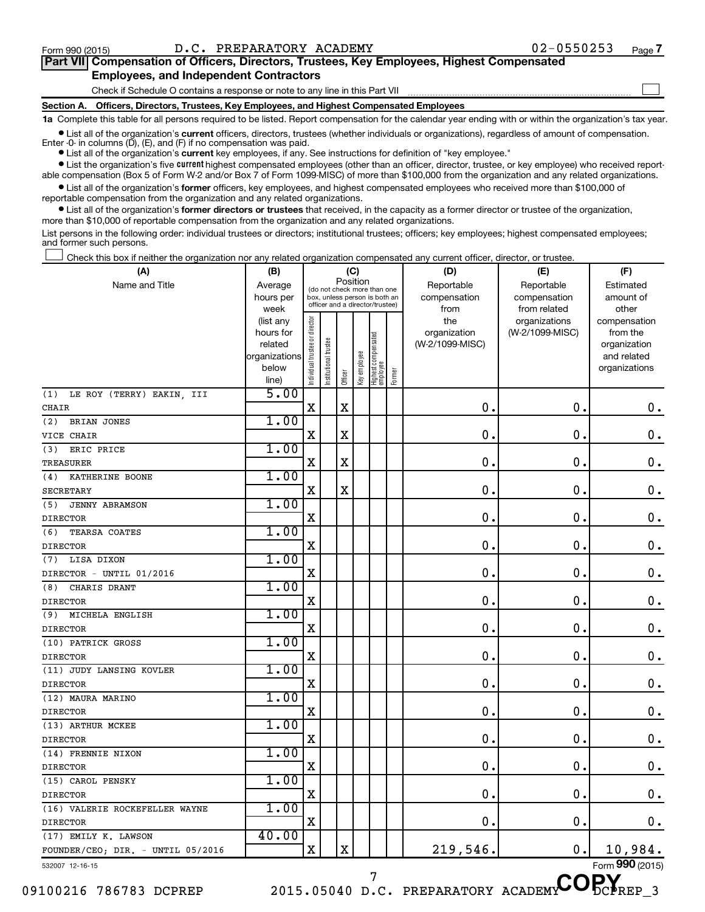Form 990 (2015) D.C. PREPARATORY ACADEMY 02-0550253 Page 7

## Part VII Compensation of Officers, Directors, Trustees, Key Employees, Highest Compensated Employees, and Independent Contractors

Check if Schedule O contains a response or note to any line in this Part VII ☐

### Section A. Officers, Directors, Trustees, Key Employees, and Highest Compensated Employees

**1a** Complete this table for all persons required to be listed. Report compensation for the calendar year ending with or within the organization's tax year.

- List all of the organization's **current** officers, directors, trustees (whether individuals or organizations), regardless of amount of compensation. Enter -0- in columns (D), (E), and (F) if no compensation was paid.
- List all of the organization's **current** key employees, if any. See instructions for definition of "key employee."
- List the organization's five **current** highest compensated employees (other than an officer, director, trustee, or key employee) who received reportable compensation (Box 5 of Form W-2 and/or Box 7 of Form 1099-MISC) of more than $100,000 from the organization and any related organizations.
- List all of the organization's **former** officers, key employees, and highest compensated employees who received more than $100,000 of reportable compensation from the organization and any related organizations.
- List all of the organization's **former directors or trustees** that received, in the capacity as a former director or trustee of the organization, more than $10,000 of reportable compensation from the organization and any related organizations.

List persons in the following order: individual trustees or directors; institutional trustees; officers; key employees; highest compensated employees; and former such persons.

☐ Check this box if neither the organization nor any related organization compensated any current officer, director, or trustee.

| (A) Name and Title | (B) Average hours per week (list any hours for related organizations below line) | (C) Position: Individual trustee or director | Institutional trustee | Officer | Key employee | Highest compensated employee | Former | (D) Reportable compensation from the organization (W-2/1099-MISC) | (E) Reportable compensation from related organizations (W-2/1099-MISC) | (F) Estimated amount of other compensation from the organization and related organizations |
|---|---|---|---|---|---|---|---|---|---|---|
| (1) LE ROY (TERRY) EAKIN, III<br>CHAIR | 5.00 | X | | X | | | | 0. | 0. | 0. |
| (2) BRIAN JONES<br>VICE CHAIR | 1.00 | X | | X | | | | 0. | 0. | 0. |
| (3) ERIC PRICE<br>TREASURER | 1.00 | X | | X | | | | 0. | 0. | 0. |
| (4) KATHERINE BOONE<br>SECRETARY | 1.00 | X | | X | | | | 0. | 0. | 0. |
| (5) JENNY ABRAMSON<br>DIRECTOR | 1.00 | X | | | | | | 0. | 0. | 0. |
| (6) TEARSA COATES<br>DIRECTOR | 1.00 | X | | | | | | 0. | 0. | 0. |
| (7) LISA DIXON<br>DIRECTOR - UNTIL 01/2016 | 1.00 | X | | | | | | 0. | 0. | 0. |
| (8) CHARIS DRANT<br>DIRECTOR | 1.00 | X | | | | | | 0. | 0. | 0. |
| (9) MICHELA ENGLISH<br>DIRECTOR | 1.00 | X | | | | | | 0. | 0. | 0. |
| (10) PATRICK GROSS<br>DIRECTOR | 1.00 | X | | | | | | 0. | 0. | 0. |
| (11) JUDY LANSING KOVLER<br>DIRECTOR | 1.00 | X | | | | | | 0. | 0. | 0. |
| (12) MAURA MARINO<br>DIRECTOR | 1.00 | X | | | | | | 0. | 0. | 0. |
| (13) ARTHUR MCKEE<br>DIRECTOR | 1.00 | X | | | | | | 0. | 0. | 0. |
| (14) FRENNIE NIXON<br>DIRECTOR | 1.00 | X | | | | | | 0. | 0. | 0. |
| (15) CAROL PENSKY<br>DIRECTOR | 1.00 | X | | | | | | 0. | 0. | 0. |
| (16) VALERIE ROCKEFELLER WAYNE<br>DIRECTOR | 1.00 | X | | | | | | 0. | 0. | 0. |
| (17) EMILY K. LAWSON<br>FOUNDER/CEO; DIR. - UNTIL 05/2016 | 40.00 | X | | X | | | | 219,546. | 0. | 10,984. |

532007 12-16-15 Form 990 (2015)

09100216 786783 DCPREP 2015.05040 D.C. PREPARATORY ACADEMY DCPREP_3

COPY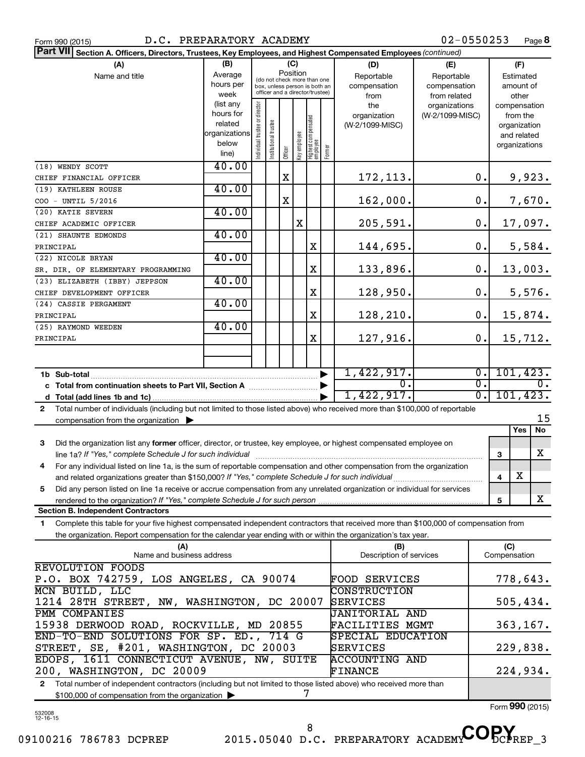Form 990 (2015) D.C. PREPARATORY ACADEMY 02-0550253 Page 8

**Part VII Section A. Officers, Directors, Trustees, Key Employees, and Highest Compensated Employees** *(continued)*

| (A) Name and title | (B) Average hours per week (list any hours for related organizations below line) | (C) Position: Individual trustee or director | Institutional trustee | Officer | Key employee | Highest compensated employee | Former | (D) Reportable compensation from the organization (W-2/1099-MISC) | (E) Reportable compensation from related organizations (W-2/1099-MISC) | (F) Estimated amount of other compensation from the organization and related organizations |
|---|---|---|---|---|---|---|---|---|---|---|
| (18) WENDY SCOTT<br>CHIEF FINANCIAL OFFICER | 40.00 | | | X | | | | 172,113. | 0. | 9,923. |
| (19) KATHLEEN ROUSE<br>COO - UNTIL 5/2016 | 40.00 | | | X | | | | 162,000. | 0. | 7,670. |
| (20) KATIE SEVERN<br>CHIEF ACADEMIC OFFICER | 40.00 | | | | X | | | 205,591. | 0. | 17,097. |
| (21) SHAUNTE EDMONDS<br>PRINCIPAL | 40.00 | | | | | X | | 144,695. | 0. | 5,584. |
| (22) NICOLE BRYAN<br>SR. DIR. OF ELEMENTARY PROGRAMMING | 40.00 | | | | | X | | 133,896. | 0. | 13,003. |
| (23) ELIZABETH (IBBY) JEPPSON<br>CHIEF DEVELOPMENT OFFICER | 40.00 | | | | | X | | 128,950. | 0. | 5,576. |
| (24) CASSIE PERGAMENT<br>PRINCIPAL | 40.00 | | | | | X | | 128,210. | 0. | 15,874. |
| (25) RAYMOND WEEDEN<br>PRINCIPAL | 40.00 | | | | | X | | 127,916. | 0. | 15,712. |

| | (D) | (E) | (F) |
|---|---|---|---|
| 1b Sub-total | 1,422,917. | 0. | 101,423. |
| c Total from continuation sheets to Part VII, Section A | 0. | 0. | 0. |
| d Total (add lines 1b and 1c) | 1,422,917. | 0. | 101,423. |

2 Total number of individuals (including but not limited to those listed above) who received more than $100,000 of reportable compensation from the organization ▶ 15

| | | Yes | No |
|---|---|---|---|
| 3 Did the organization list any **former** officer, director, or trustee, key employee, or highest compensated employee on line 1a? *If "Yes," complete Schedule J for such individual* | 3 | | X |
| 4 For any individual listed on line 1a, is the sum of reportable compensation and other compensation from the organization and related organizations greater than $150,000? *If "Yes," complete Schedule J for such individual* | 4 | X | |
| 5 Did any person listed on line 1a receive or accrue compensation from any unrelated organization or individual for services rendered to the organization? *If "Yes," complete Schedule J for such person* | 5 | | X |

**Section B. Independent Contractors**

1 Complete this table for your five highest compensated independent contractors that received more than $100,000 of compensation from the organization. Report compensation for the calendar year ending with or within the organization's tax year.

| (A) Name and business address | (B) Description of services | (C) Compensation |
|---|---|---|
| REVOLUTION FOODS<br>P.O. BOX 742759, LOS ANGELES, CA 90074 | FOOD SERVICES | 778,643. |
| MCN BUILD, LLC<br>1214 28TH STREET, NW, WASHINGTON, DC 20007 | CONSTRUCTION SERVICES | 505,434. |
| PMM COMPANIES<br>15938 DERWOOD ROAD, ROCKVILLE, MD 20855 | JANITORIAL AND FACILITIES MGMT | 363,167. |
| END-TO-END SOLUTIONS FOR SP. ED., 714 G STREET, SE, #201, WASHINGTON, DC 20003 | SPECIAL EDUCATION SERVICES | 229,838. |
| EDOPS, 1611 CONNECTICUT AVENUE, NW, SUITE 200, WASHINGTON, DC 20009 | ACCOUNTING AND FINANCE | 224,934. |

2 Total number of independent contractors (including but not limited to those listed above) who received more than $100,000 of compensation from the organization ▶ 7

Form **990** (2015)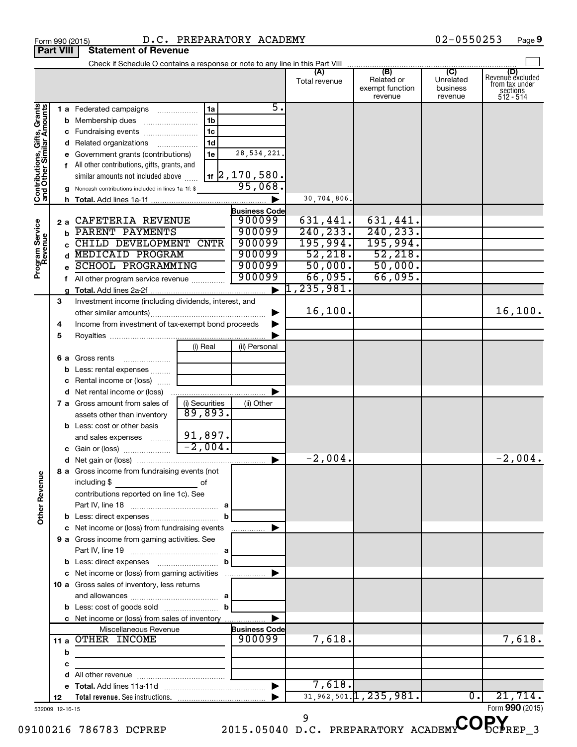Form 990 (2015) D.C. PREPARATORY ACADEMY 02-0550253 Page 9

**Part VIII Statement of Revenue**

Check if Schedule O contains a response or note to any line in this Part VIII ☐

| | | | (A) Total revenue | (B) Related or exempt function revenue | (C) Unrelated business revenue | (D) Revenue excluded from tax under sections 512 - 514 |
|---|---|---|---|---|---|---|
| **Contributions, Gifts, Grants and Other Similar Amounts** | 1a Federated campaigns | 1a 5. | | | | |
| | b Membership dues | 1b | | | | |
| | c Fundraising events | 1c | | | | |
| | d Related organizations | 1d | | | | |
| | e Government grants (contributions) | 1e 28,534,221. | | | | |
| | f All other contributions, gifts, grants, and similar amounts not included above | 1f 2,170,580. | | | | |
| | g Noncash contributions included in lines 1a-1f: $ | 95,068. | | | | |
| | h Total. Add lines 1a-1f | ▶ | 30,704,806. | | | |
| **Program Service Revenue** | | Business Code | | | | |
| | 2a CAFETERIA REVENUE | 900099 | 631,441. | 631,441. | | |
| | b PARENT PAYMENTS | 900099 | 240,233. | 240,233. | | |
| | c CHILD DEVELOPMENT CNTR | 900099 | 195,994. | 195,994. | | |
| | d MEDICAID PROGRAM | 900099 | 52,218. | 52,218. | | |
| | e SCHOOL PROGRAMMING | 900099 | 50,000. | 50,000. | | |
| | f All other program service revenue | 900099 | 66,095. | 66,095. | | |
| | g Total. Add lines 2a-2f | ▶ | 1,235,981. | | | |
| **Other Revenue** | 3 Investment income (including dividends, interest, and other similar amounts) | ▶ | 16,100. | | | 16,100. |
| | 4 Income from investment of tax-exempt bond proceeds | ▶ | | | | |
| | 5 Royalties | ▶ | | | | |
| | | (i) Real / (ii) Personal | | | | |
| | 6a Gross rents | | | | | |
| | b Less: rental expenses | | | | | |
| | c Rental income or (loss) | | | | | |
| | d Net rental income or (loss) | ▶ | | | | |
| | | (i) Securities / (ii) Other | | | | |
| | 7a Gross amount from sales of assets other than inventory | 89,893. | | | | |
| | b Less: cost or other basis and sales expenses | 91,897. | | | | |
| | c Gain or (loss) | -2,004. | | | | |
| | d Net gain or (loss) | ▶ | -2,004. | | | -2,004. |
| | 8a Gross income from fundraising events (not including $ of contributions reported on line 1c). See Part IV, line 18 | a | | | | |
| | b Less: direct expenses | b | | | | |
| | c Net income or (loss) from fundraising events | ▶ | | | | |
| | 9a Gross income from gaming activities. See Part IV, line 19 | a | | | | |
| | b Less: direct expenses | b | | | | |
| | c Net income or (loss) from gaming activities | ▶ | | | | |
| | 10a Gross sales of inventory, less returns and allowances | a | | | | |
| | b Less: cost of goods sold | b | | | | |
| | c Net income or (loss) from sales of inventory | ▶ | | | | |
| | Miscellaneous Revenue | Business Code | | | | |
| | 11a OTHER INCOME | 900099 | 7,618. | | | 7,618. |
| | b | | | | | |
| | c | | | | | |
| | d All other revenue | | | | | |
| | e Total. Add lines 11a-11d | ▶ | 7,618. | | | |
| | 12 Total revenue. See instructions. | ▶ | 31,962,501. | 1,235,981. | 0. | 21,714. |

532009 12-16-15 Form **990** (2015)

09100216 786783 DCPREP 2015.05040 D.C. PREPARATORY ACADEMY DCPREP_3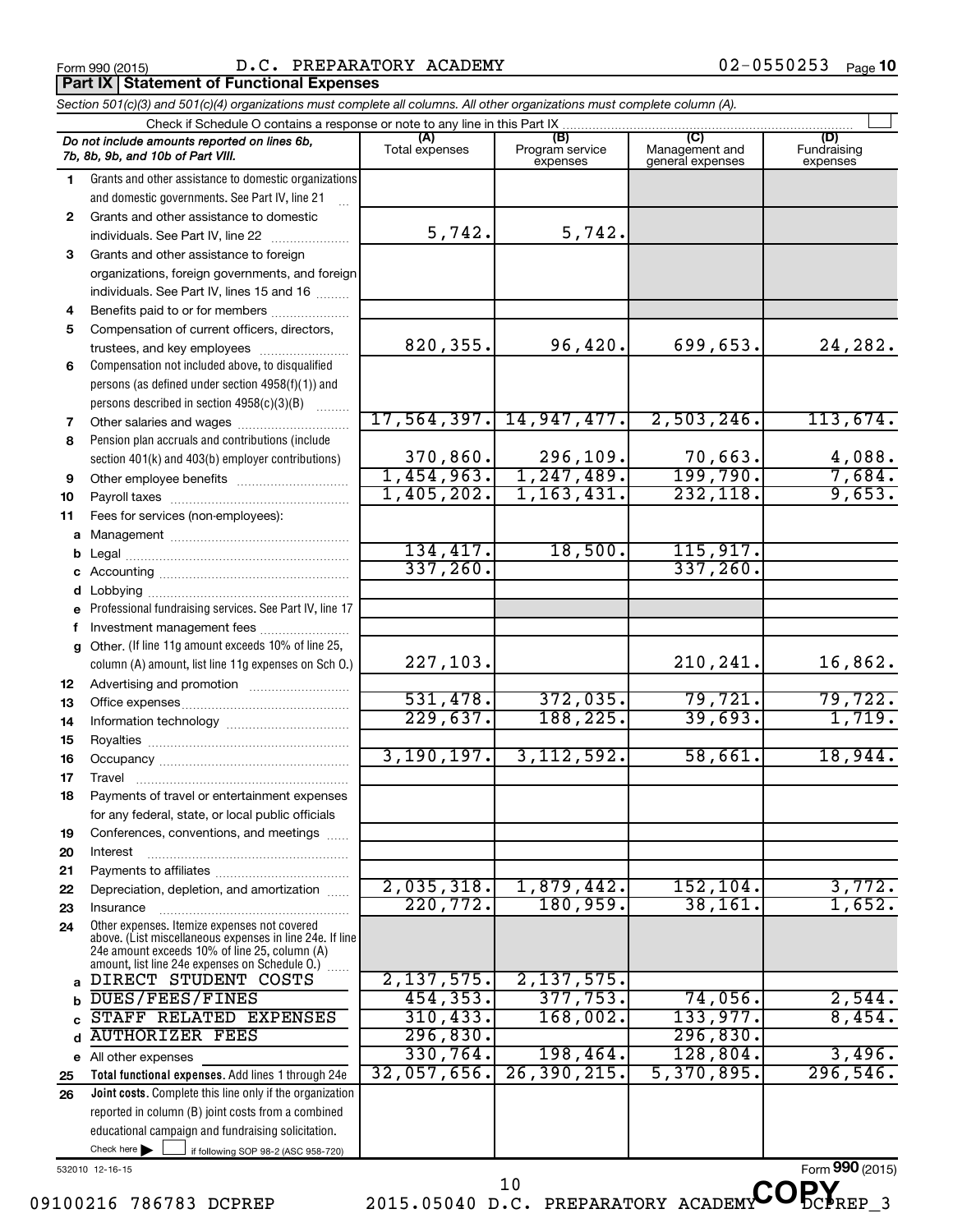Form 990 (2015) D.C. PREPARATORY ACADEMY 02-0550253 Page 10

## Part IX Statement of Functional Expenses

*Section 501(c)(3) and 501(c)(4) organizations must complete all columns. All other organizations must complete column (A).*

Check if Schedule O contains a response or note to any line in this Part IX

| Do not include amounts reported on lines 6b, 7b, 8b, 9b, and 10b of Part VIII. | (A) Total expenses | (B) Program service expenses | (C) Management and general expenses | (D) Fundraising expenses |
|---|---|---|---|---|
| 1 Grants and other assistance to domestic organizations and domestic governments. See Part IV, line 21 | | | | |
| 2 Grants and other assistance to domestic individuals. See Part IV, line 22 | 5,742. | 5,742. | | |
| 3 Grants and other assistance to foreign organizations, foreign governments, and foreign individuals. See Part IV, lines 15 and 16 | | | | |
| 4 Benefits paid to or for members | | | | |
| 5 Compensation of current officers, directors, trustees, and key employees | 820,355. | 96,420. | 699,653. | 24,282. |
| 6 Compensation not included above, to disqualified persons (as defined under section 4958(f)(1)) and persons described in section 4958(c)(3)(B) | | | | |
| 7 Other salaries and wages | 17,564,397. | 14,947,477. | 2,503,246. | 113,674. |
| 8 Pension plan accruals and contributions (include section 401(k) and 403(b) employer contributions) | 370,860. | 296,109. | 70,663. | 4,088. |
| 9 Other employee benefits | 1,454,963. | 1,247,489. | 199,790. | 7,684. |
| 10 Payroll taxes | 1,405,202. | 1,163,431. | 232,118. | 9,653. |
| 11 Fees for services (non-employees): | | | | |
| a Management | | | | |
| b Legal | 134,417. | 18,500. | 115,917. | |
| c Accounting | 337,260. | | 337,260. | |
| d Lobbying | | | | |
| e Professional fundraising services. See Part IV, line 17 | | | | |
| f Investment management fees | | | | |
| g Other. (If line 11g amount exceeds 10% of line 25, column (A) amount, list line 11g expenses on Sch O.) | 227,103. | | 210,241. | 16,862. |
| 12 Advertising and promotion | | | | |
| 13 Office expenses | 531,478. | 372,035. | 79,721. | 79,722. |
| 14 Information technology | 229,637. | 188,225. | 39,693. | 1,719. |
| 15 Royalties | | | | |
| 16 Occupancy | 3,190,197. | 3,112,592. | 58,661. | 18,944. |
| 17 Travel | | | | |
| 18 Payments of travel or entertainment expenses for any federal, state, or local public officials | | | | |
| 19 Conferences, conventions, and meetings | | | | |
| 20 Interest | | | | |
| 21 Payments to affiliates | | | | |
| 22 Depreciation, depletion, and amortization | 2,035,318. | 1,879,442. | 152,104. | 3,772. |
| 23 Insurance | 220,772. | 180,959. | 38,161. | 1,652. |
| 24 Other expenses. Itemize expenses not covered above. (List miscellaneous expenses in line 24e. If line 24e amount exceeds 10% of line 25, column (A) amount, list line 24e expenses on Schedule O.) | | | | |
| a DIRECT STUDENT COSTS | 2,137,575. | 2,137,575. | | |
| b DUES/FEES/FINES | 454,353. | 377,753. | 74,056. | 2,544. |
| c STAFF RELATED EXPENSES | 310,433. | 168,002. | 133,977. | 8,454. |
| d AUTHORIZER FEES | 296,830. | | 296,830. | |
| e All other expenses | 330,764. | 198,464. | 128,804. | 3,496. |
| 25 Total functional expenses. Add lines 1 through 24e | 32,057,656. | 26,390,215. | 5,370,895. | 296,546. |
| 26 Joint costs. Complete this line only if the organization reported in column (B) joint costs from a combined educational campaign and fundraising solicitation. Check here ☐ if following SOP 98-2 (ASC 958-720) | | | | |

532010 12-16-15

Form 990 (2015)

09100216 786783 DCPREP 2015.05040 D.C. PREPARATORY ACADEMY DCPREP_3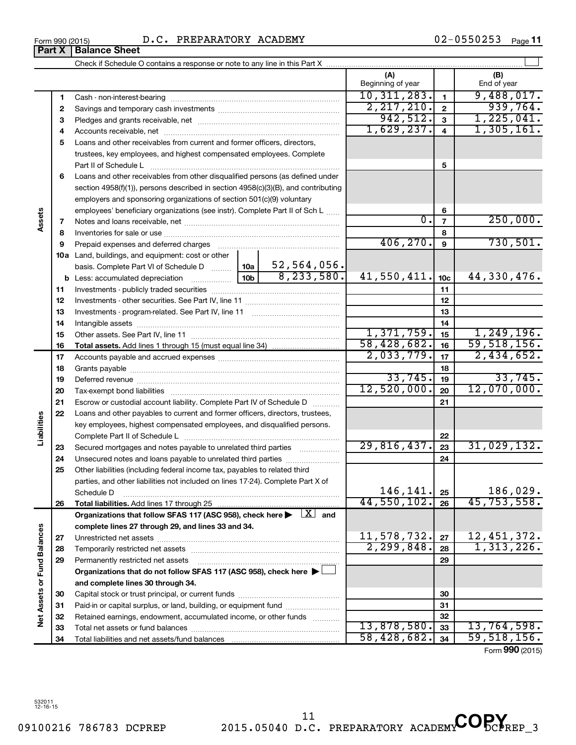Form 990 (2015) D.C. PREPARATORY ACADEMY 02-0550253 Page **11**

## Part X | Balance Sheet

Check if Schedule O contains a response or note to any line in this Part X ☐

| Section | Line | Description | | (A) Beginning of year | Line | (B) End of year |
|---|---|---|---|---|---|---|
| Assets | 1 | Cash - non-interest-bearing | | 10,311,283. | 1 | 9,488,017. |
| | 2 | Savings and temporary cash investments | | 2,217,210. | 2 | 939,764. |
| | 3 | Pledges and grants receivable, net | | 942,512. | 3 | 1,225,041. |
| | 4 | Accounts receivable, net | | 1,629,237. | 4 | 1,305,161. |
| | 5 | Loans and other receivables from current and former officers, directors, trustees, key employees, and highest compensated employees. Complete Part II of Schedule L | | | 5 | |
| | 6 | Loans and other receivables from other disqualified persons (as defined under section 4958(f)(1)), persons described in section 4958(c)(3)(B), and contributing employers and sponsoring organizations of section 501(c)(9) voluntary employees' beneficiary organizations (see instr). Complete Part II of Sch L | | | 6 | |
| | 7 | Notes and loans receivable, net | | 0. | 7 | 250,000. |
| | 8 | Inventories for sale or use | | | 8 | |
| | 9 | Prepaid expenses and deferred charges | | 406,270. | 9 | 730,501. |
| | 10a | Land, buildings, and equipment: cost or other basis. Complete Part VI of Schedule D | 10a 52,564,056. | | | |
| | b | Less: accumulated depreciation | 10b 8,233,580. | 41,550,411. | 10c | 44,330,476. |
| | 11 | Investments - publicly traded securities | | | 11 | |
| | 12 | Investments - other securities. See Part IV, line 11 | | | 12 | |
| | 13 | Investments - program-related. See Part IV, line 11 | | | 13 | |
| | 14 | Intangible assets | | | 14 | |
| | 15 | Other assets. See Part IV, line 11 | | 1,371,759. | 15 | 1,249,196. |
| | 16 | **Total assets.** Add lines 1 through 15 (must equal line 34) | | 58,428,682. | 16 | 59,518,156. |
| Liabilities | 17 | Accounts payable and accrued expenses | | 2,033,779. | 17 | 2,434,652. |
| | 18 | Grants payable | | | 18 | |
| | 19 | Deferred revenue | | 33,745. | 19 | 33,745. |
| | 20 | Tax-exempt bond liabilities | | 12,520,000. | 20 | 12,070,000. |
| | 21 | Escrow or custodial account liability. Complete Part IV of Schedule D | | | 21 | |
| | 22 | Loans and other payables to current and former officers, directors, trustees, key employees, highest compensated employees, and disqualified persons. Complete Part II of Schedule L | | | 22 | |
| | 23 | Secured mortgages and notes payable to unrelated third parties | | 29,816,437. | 23 | 31,029,132. |
| | 24 | Unsecured notes and loans payable to unrelated third parties | | | 24 | |
| | 25 | Other liabilities (including federal income tax, payables to related third parties, and other liabilities not included on lines 17-24). Complete Part X of Schedule D | | 146,141. | 25 | 186,029. |
| | 26 | **Total liabilities.** Add lines 17 through 25 | | 44,550,102. | 26 | 45,753,558. |
| Net Assets or Fund Balances | | **Organizations that follow SFAS 117 (ASC 958), check here ▶ [X] and complete lines 27 through 29, and lines 33 and 34.** | | | | |
| | 27 | Unrestricted net assets | | 11,578,732. | 27 | 12,451,372. |
| | 28 | Temporarily restricted net assets | | 2,299,848. | 28 | 1,313,226. |
| | 29 | Permanently restricted net assets | | | 29 | |
| | | **Organizations that do not follow SFAS 117 (ASC 958), check here ▶ ☐ and complete lines 30 through 34.** | | | | |
| | 30 | Capital stock or trust principal, or current funds | | | 30 | |
| | 31 | Paid-in or capital surplus, or land, building, or equipment fund | | | 31 | |
| | 32 | Retained earnings, endowment, accumulated income, or other funds | | | 32 | |
| | 33 | Total net assets or fund balances | | 13,878,580. | 33 | 13,764,598. |
| | 34 | Total liabilities and net assets/fund balances | | 58,428,682. | 34 | 59,518,156. |

Form **990** (2015)

532011 12-16-15

09100216 786783 DCPREP 2015.05040 D.C. PREPARATORY ACADEMY DCPREP_3

COPY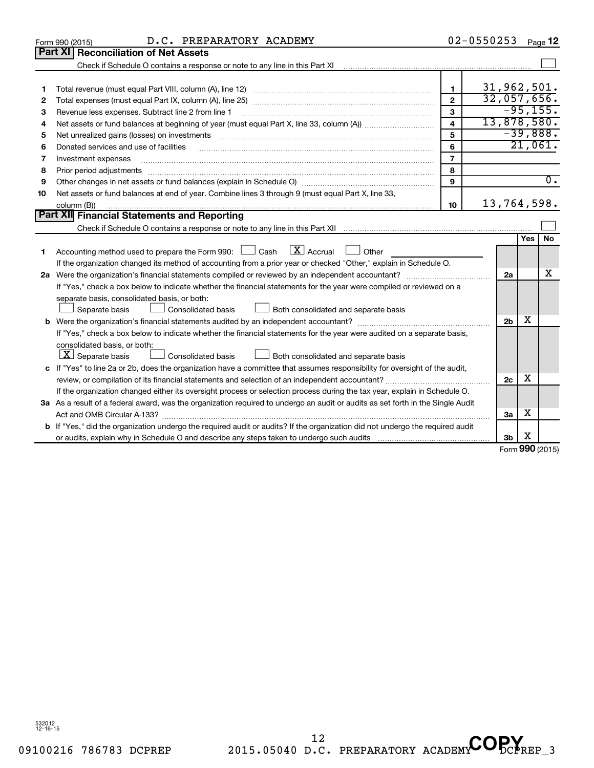Form 990 (2015) D.C. PREPARATORY ACADEMY 02-0550253 Page **12**

## Part XI Reconciliation of Net Assets

Check if Schedule O contains a response or note to any line in this Part XI ☐

| | | | |
|---|---|---|---|
| 1 | Total revenue (must equal Part VIII, column (A), line 12) | 1 | 31,962,501. |
| 2 | Total expenses (must equal Part IX, column (A), line 25) | 2 | 32,057,656. |
| 3 | Revenue less expenses. Subtract line 2 from line 1 | 3 | -95,155. |
| 4 | Net assets or fund balances at beginning of year (must equal Part X, line 33, column (A)) | 4 | 13,878,580. |
| 5 | Net unrealized gains (losses) on investments | 5 | -39,888. |
| 6 | Donated services and use of facilities | 6 | 21,061. |
| 7 | Investment expenses | 7 | |
| 8 | Prior period adjustments | 8 | |
| 9 | Other changes in net assets or fund balances (explain in Schedule O) | 9 | 0. |
| 10 | Net assets or fund balances at end of year. Combine lines 3 through 9 (must equal Part X, line 33, column (B)) | 10 | 13,764,598. |

## Part XII Financial Statements and Reporting

Check if Schedule O contains a response or note to any line in this Part XII ☐

| | | | Yes | No |
|---|---|---|---|---|
| 1 | Accounting method used to prepare the Form 990: ☐ Cash ☒ Accrual ☐ Other<br>If the organization changed its method of accounting from a prior year or checked "Other," explain in Schedule O. | | | |
| 2a | Were the organization's financial statements compiled or reviewed by an independent accountant?<br>If "Yes," check a box below to indicate whether the financial statements for the year were compiled or reviewed on a separate basis, consolidated basis, or both:<br>☐ Separate basis ☐ Consolidated basis ☐ Both consolidated and separate basis | 2a | | X |
| b | Were the organization's financial statements audited by an independent accountant?<br>If "Yes," check a box below to indicate whether the financial statements for the year were audited on a separate basis, consolidated basis, or both:<br>☒ Separate basis ☐ Consolidated basis ☐ Both consolidated and separate basis | 2b | X | |
| c | If "Yes" to line 2a or 2b, does the organization have a committee that assumes responsibility for oversight of the audit, review, or compilation of its financial statements and selection of an independent accountant?<br>If the organization changed either its oversight process or selection process during the tax year, explain in Schedule O. | 2c | X | |
| 3a | As a result of a federal award, was the organization required to undergo an audit or audits as set forth in the Single Audit Act and OMB Circular A-133? | 3a | X | |
| b | If "Yes," did the organization undergo the required audit or audits? If the organization did not undergo the required audit or audits, explain why in Schedule O and describe any steps taken to undergo such audits | 3b | X | |

Form **990** (2015)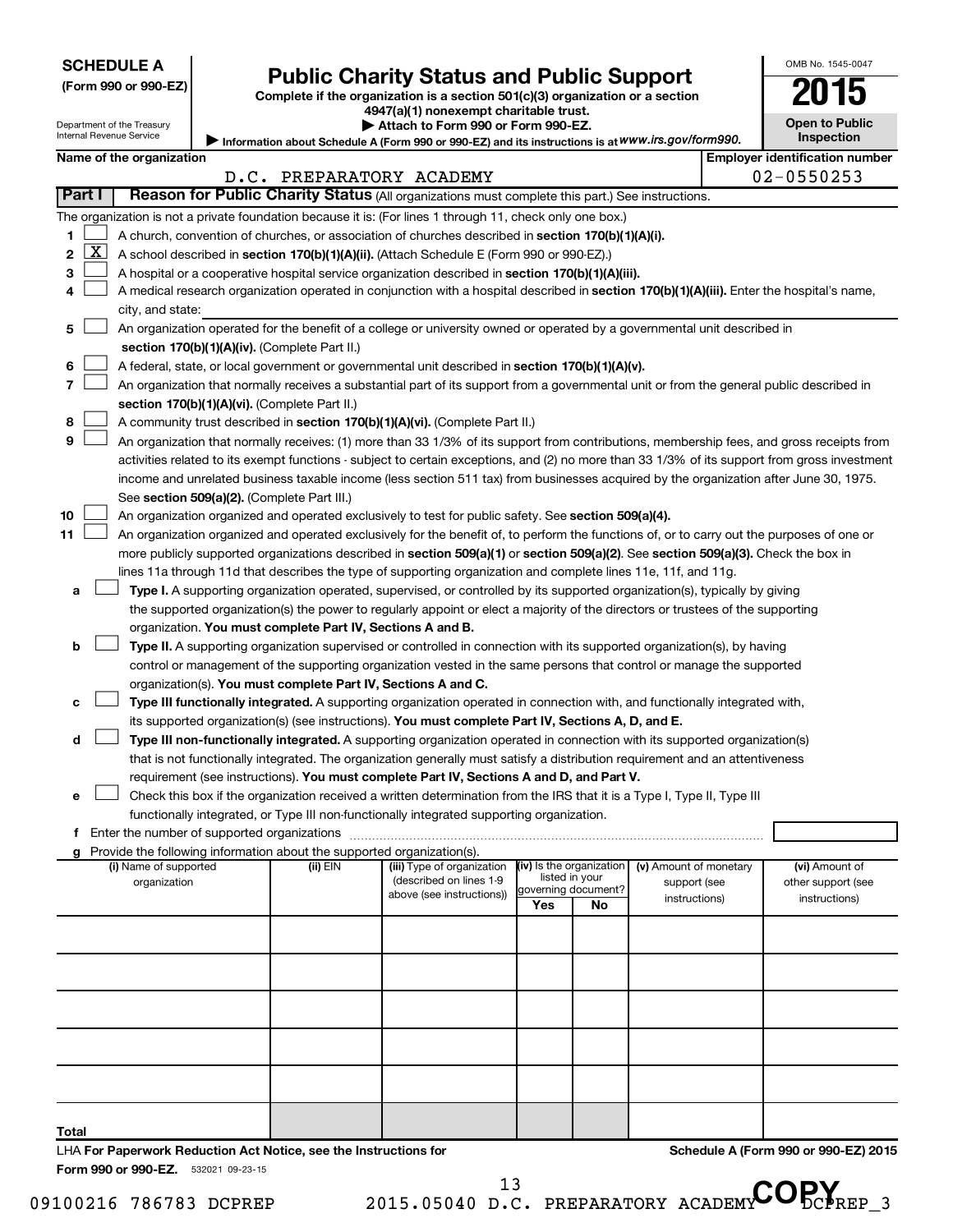**SCHEDULE A**
**(Form 990 or 990-EZ)**

Department of the Treasury
Internal Revenue Service

# Public Charity Status and Public Support

**Complete if the organization is a section 501(c)(3) organization or a section 4947(a)(1) nonexempt charitable trust.**

**▶ Attach to Form 990 or Form 990-EZ.**

▶ Information about Schedule A (Form 990 or 990-EZ) and its instructions is at *www.irs.gov/form990.*

OMB No. 1545-0047

**2015**

**Open to Public Inspection**

**Name of the organization:** D.C. PREPARATORY ACADEMY

**Employer identification number:** 02-0550253

## Part I — Reason for Public Charity Status (All organizations must complete this part.) See instructions.

The organization is not a private foundation because it is: (For lines 1 through 11, check only one box.)

1. ☐ A church, convention of churches, or association of churches described in **section 170(b)(1)(A)(i).**
2. ☒ A school described in **section 170(b)(1)(A)(ii).** (Attach Schedule E (Form 990 or 990-EZ).)
3. ☐ A hospital or a cooperative hospital service organization described in **section 170(b)(1)(A)(iii).**
4. ☐ A medical research organization operated in conjunction with a hospital described in **section 170(b)(1)(A)(iii).** Enter the hospital's name, city, and state: ______
5. ☐ An organization operated for the benefit of a college or university owned or operated by a governmental unit described in **section 170(b)(1)(A)(iv).** (Complete Part II.)
6. ☐ A federal, state, or local government or governmental unit described in **section 170(b)(1)(A)(v).**
7. ☐ An organization that normally receives a substantial part of its support from a governmental unit or from the general public described in **section 170(b)(1)(A)(vi).** (Complete Part II.)
8. ☐ A community trust described in **section 170(b)(1)(A)(vi).** (Complete Part II.)
9. ☐ An organization that normally receives: (1) more than 33 1/3% of its support from contributions, membership fees, and gross receipts from activities related to its exempt functions - subject to certain exceptions, and (2) no more than 33 1/3% of its support from gross investment income and unrelated business taxable income (less section 511 tax) from businesses acquired by the organization after June 30, 1975. See **section 509(a)(2).** (Complete Part III.)
10. ☐ An organization organized and operated exclusively to test for public safety. See **section 509(a)(4).**
11. ☐ An organization organized and operated exclusively for the benefit of, to perform the functions of, or to carry out the purposes of one or more publicly supported organizations described in **section 509(a)(1)** or **section 509(a)(2).** See **section 509(a)(3).** Check the box in lines 11a through 11d that describes the type of supporting organization and complete lines 11e, 11f, and 11g.
   - **a** ☐ **Type I.** A supporting organization operated, supervised, or controlled by its supported organization(s), typically by giving the supported organization(s) the power to regularly appoint or elect a majority of the directors or trustees of the supporting organization. **You must complete Part IV, Sections A and B.**
   - **b** ☐ **Type II.** A supporting organization supervised or controlled in connection with its supported organization(s), by having control or management of the supporting organization vested in the same persons that control or manage the supported organization(s). **You must complete Part IV, Sections A and C.**
   - **c** ☐ **Type III functionally integrated.** A supporting organization operated in connection with, and functionally integrated with, its supported organization(s) (see instructions). **You must complete Part IV, Sections A, D, and E.**
   - **d** ☐ **Type III non-functionally integrated.** A supporting organization operated in connection with its supported organization(s) that is not functionally integrated. The organization generally must satisfy a distribution requirement and an attentiveness requirement (see instructions). **You must complete Part IV, Sections A and D, and Part V.**
   - **e** ☐ Check this box if the organization received a written determination from the IRS that it is a Type I, Type II, Type III functionally integrated, or Type III non-functionally integrated supporting organization.
   - **f** Enter the number of supported organizations ______
   - **g** Provide the following information about the supported organization(s).

| (i) Name of supported organization | (ii) EIN | (iii) Type of organization (described on lines 1-9 above (see instructions)) | (iv) Is the organization listed in your governing document? Yes | No | (v) Amount of monetary support (see instructions) | (vi) Amount of other support (see instructions) |
|---|---|---|---|---|---|---|
| | | | | | | |
| | | | | | | |
| | | | | | | |
| | | | | | | |
| | | | | | | |
| **Total** | | | | | | |

LHA **For Paperwork Reduction Act Notice, see the Instructions for Form 990 or 990-EZ.** 532021 09-23-15

**Schedule A (Form 990 or 990-EZ) 2015**

09100216 786783 DCPREP 2015.05040 D.C. PREPARATORY ACADEMY DCPREP_3

COPY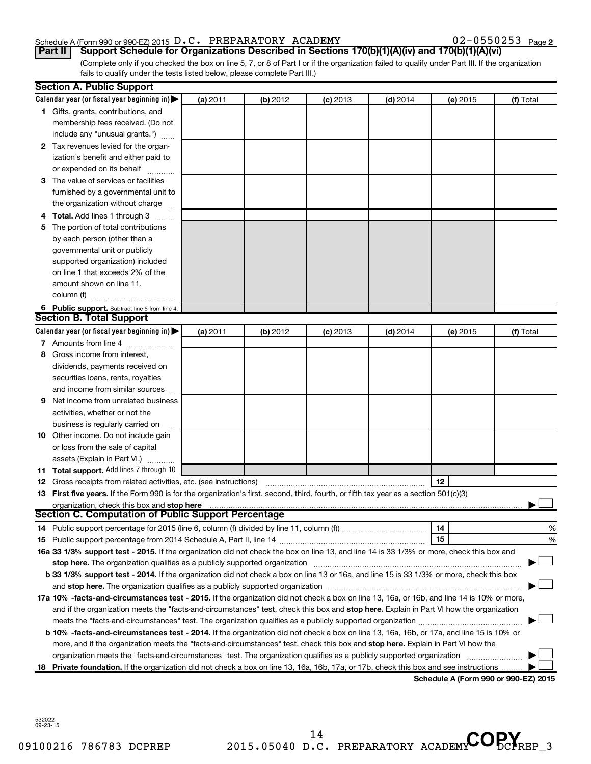Schedule A (Form 990 or 990-EZ) 2015 D.C. PREPARATORY ACADEMY 02-0550253 Page 2

**Part II** **Support Schedule for Organizations Described in Sections 170(b)(1)(A)(iv) and 170(b)(1)(A)(vi)**

(Complete only if you checked the box on line 5, 7, or 8 of Part I or if the organization failed to qualify under Part III. If the organization fails to qualify under the tests listed below, please complete Part III.)

## Section A. Public Support

| Calendar year (or fiscal year beginning in) ▶ | (a) 2011 | (b) 2012 | (c) 2013 | (d) 2014 | (e) 2015 | (f) Total |
|---|---|---|---|---|---|---|
| **1** Gifts, grants, contributions, and membership fees received. (Do not include any "unusual grants.") | | | | | | |
| **2** Tax revenues levied for the organization's benefit and either paid to or expended on its behalf | | | | | | |
| **3** The value of services or facilities furnished by a governmental unit to the organization without charge | | | | | | |
| **4** **Total.** Add lines 1 through 3 | | | | | | |
| **5** The portion of total contributions by each person (other than a governmental unit or publicly supported organization) included on line 1 that exceeds 2% of the amount shown on line 11, column (f) | | | | | | |
| **6** **Public support.** Subtract line 5 from line 4. | | | | | | |

## Section B. Total Support

| Calendar year (or fiscal year beginning in) ▶ | (a) 2011 | (b) 2012 | (c) 2013 | (d) 2014 | (e) 2015 | (f) Total |
|---|---|---|---|---|---|---|
| **7** Amounts from line 4 | | | | | | |
| **8** Gross income from interest, dividends, payments received on securities loans, rents, royalties and income from similar sources | | | | | | |
| **9** Net income from unrelated business activities, whether or not the business is regularly carried on | | | | | | |
| **10** Other income. Do not include gain or loss from the sale of capital assets (Explain in Part VI.) | | | | | | |
| **11** **Total support.** Add lines 7 through 10 | | | | | | |

**12** Gross receipts from related activities, etc. (see instructions) **12**

**13** **First five years.** If the Form 990 is for the organization's first, second, third, fourth, or fifth tax year as a section 501(c)(3) organization, check this box and **stop here** ▶ ☐

## Section C. Computation of Public Support Percentage

**14** Public support percentage for 2015 (line 6, column (f) divided by line 11, column (f)) **14** %

**15** Public support percentage from 2014 Schedule A, Part II, line 14 **15** %

**16a 33 1/3% support test - 2015.** If the organization did not check the box on line 13, and line 14 is 33 1/3% or more, check this box and **stop here.** The organization qualifies as a publicly supported organization ▶ ☐

**b 33 1/3% support test - 2014.** If the organization did not check a box on line 13 or 16a, and line 15 is 33 1/3% or more, check this box and **stop here.** The organization qualifies as a publicly supported organization ▶ ☐

**17a 10% -facts-and-circumstances test - 2015.** If the organization did not check a box on line 13, 16a, or 16b, and line 14 is 10% or more, and if the organization meets the "facts-and-circumstances" test, check this box and **stop here.** Explain in Part VI how the organization meets the "facts-and-circumstances" test. The organization qualifies as a publicly supported organization ▶ ☐

**b 10% -facts-and-circumstances test - 2014.** If the organization did not check a box on line 13, 16a, 16b, or 17a, and line 15 is 10% or more, and if the organization meets the "facts-and-circumstances" test, check this box and **stop here.** Explain in Part VI how the organization meets the "facts-and-circumstances" test. The organization qualifies as a publicly supported organization ▶ ☐

**18** **Private foundation.** If the organization did not check a box on line 13, 16a, 16b, 17a, or 17b, check this box and see instructions ▶ ☐

**Schedule A (Form 990 or 990-EZ) 2015**

532022 09-23-15

09100216 786783 DCPREP 2015.05040 D.C. PREPARATORY ACADEMY DCPREP_3

COPY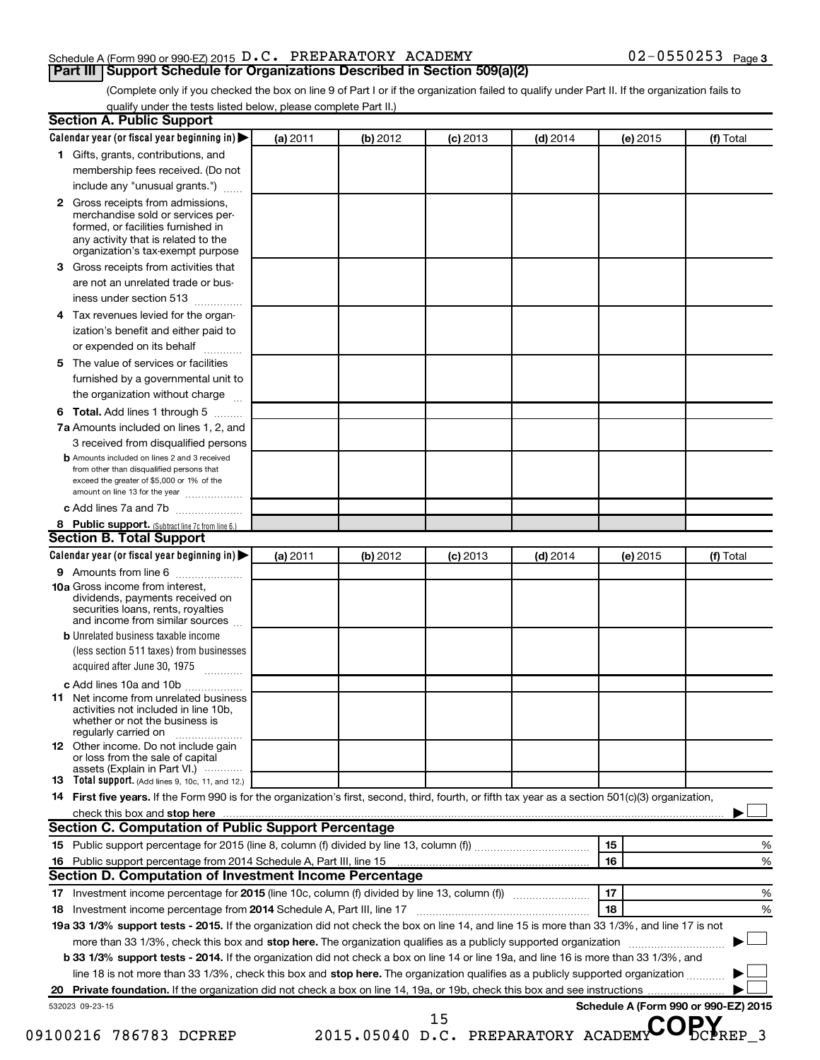Schedule A (Form 990 or 990-EZ) 2015 D.C. PREPARATORY ACADEMY 02-0550253 Page 3

## Part III Support Schedule for Organizations Described in Section 509(a)(2)

(Complete only if you checked the box on line 9 of Part I or if the organization failed to qualify under Part II. If the organization fails to qualify under the tests listed below, please complete Part II.)

### Section A. Public Support

| Calendar year (or fiscal year beginning in) | (a) 2011 | (b) 2012 | (c) 2013 | (d) 2014 | (e) 2015 | (f) Total |
|---|---|---|---|---|---|---|
| 1 Gifts, grants, contributions, and membership fees received. (Do not include any "unusual grants.") | | | | | | |
| 2 Gross receipts from admissions, merchandise sold or services performed, or facilities furnished in any activity that is related to the organization's tax-exempt purpose | | | | | | |
| 3 Gross receipts from activities that are not an unrelated trade or business under section 513 | | | | | | |
| 4 Tax revenues levied for the organization's benefit and either paid to or expended on its behalf | | | | | | |
| 5 The value of services or facilities furnished by a governmental unit to the organization without charge | | | | | | |
| 6 **Total.** Add lines 1 through 5 | | | | | | |
| 7a Amounts included on lines 1, 2, and 3 received from disqualified persons | | | | | | |
| b Amounts included on lines 2 and 3 received from other than disqualified persons that exceed the greater of $5,000 or 1% of the amount on line 13 for the year | | | | | | |
| c Add lines 7a and 7b | | | | | | |
| 8 **Public support.** (Subtract line 7c from line 6.) | | | | | | |

### Section B. Total Support

| Calendar year (or fiscal year beginning in) | (a) 2011 | (b) 2012 | (c) 2013 | (d) 2014 | (e) 2015 | (f) Total |
|---|---|---|---|---|---|---|
| 9 Amounts from line 6 | | | | | | |
| 10a Gross income from interest, dividends, payments received on securities loans, rents, royalties and income from similar sources | | | | | | |
| b Unrelated business taxable income (less section 511 taxes) from businesses acquired after June 30, 1975 | | | | | | |
| c Add lines 10a and 10b | | | | | | |
| 11 Net income from unrelated business activities not included in line 10b, whether or not the business is regularly carried on | | | | | | |
| 12 Other income. Do not include gain or loss from the sale of capital assets (Explain in Part VI.) | | | | | | |
| 13 **Total support.** (Add lines 9, 10c, 11, and 12.) | | | | | | |

14 **First five years.** If the Form 990 is for the organization's first, second, third, fourth, or fifth tax year as a section 501(c)(3) organization, check this box and **stop here** ☐

### Section C. Computation of Public Support Percentage

| | | | |
|---|---|---|---|
| 15 Public support percentage for 2015 (line 8, column (f) divided by line 13, column (f)) | 15 | | % |
| 16 Public support percentage from 2014 Schedule A, Part III, line 15 | 16 | | % |

### Section D. Computation of Investment Income Percentage

| | | | |
|---|---|---|---|
| 17 Investment income percentage for **2015** (line 10c, column (f) divided by line 13, column (f)) | 17 | | % |
| 18 Investment income percentage from **2014** Schedule A, Part III, line 17 | 18 | | % |

**19a 33 1/3% support tests - 2015.** If the organization did not check the box on line 14, and line 15 is more than 33 1/3%, and line 17 is not more than 33 1/3%, check this box and **stop here.** The organization qualifies as a publicly supported organization ☐

**b 33 1/3% support tests - 2014.** If the organization did not check a box on line 14 or line 19a, and line 16 is more than 33 1/3%, and line 18 is not more than 33 1/3%, check this box and **stop here.** The organization qualifies as a publicly supported organization ☐

**20 Private foundation.** If the organization did not check a box on line 14, 19a, or 19b, check this box and see instructions ☐

532023 09-23-15 **Schedule A (Form 990 or 990-EZ) 2015**

09100216 786783 DCPREP 2015.05040 D.C. PREPARATORY ACADEMY DCPREP_3

COPY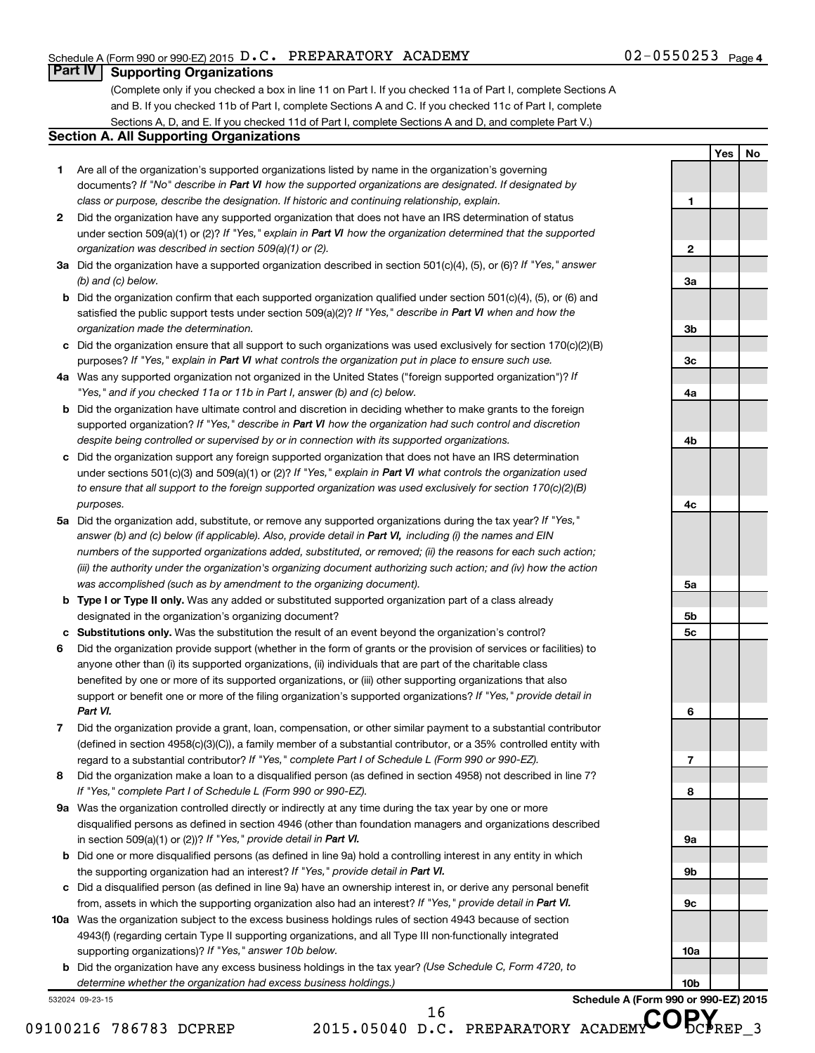Schedule A (Form 990 or 990-EZ) 2015 D.C. PREPARATORY ACADEMY 02-0550253 Page 4

## Part IV Supporting Organizations

(Complete only if you checked a box in line 11 on Part I. If you checked 11a of Part I, complete Sections A and B. If you checked 11b of Part I, complete Sections A and C. If you checked 11c of Part I, complete Sections A, D, and E. If you checked 11d of Part I, complete Sections A and D, and complete Part V.)

### Section A. All Supporting Organizations

| | | Line | Yes | No |
|---|---|---|---|---|
| **1** | Are all of the organization's supported organizations listed by name in the organization's governing documents? *If "No" describe in **Part VI** how the supported organizations are designated. If designated by class or purpose, describe the designation. If historic and continuing relationship, explain.* | 1 | | |
| **2** | Did the organization have any supported organization that does not have an IRS determination of status under section 509(a)(1) or (2)? *If "Yes," explain in **Part VI** how the organization determined that the supported organization was described in section 509(a)(1) or (2).* | 2 | | |
| **3a** | Did the organization have a supported organization described in section 501(c)(4), (5), or (6)? *If "Yes," answer (b) and (c) below.* | 3a | | |
| **b** | Did the organization confirm that each supported organization qualified under section 501(c)(4), (5), or (6) and satisfied the public support tests under section 509(a)(2)? *If "Yes," describe in **Part VI** when and how the organization made the determination.* | 3b | | |
| **c** | Did the organization ensure that all support to such organizations was used exclusively for section 170(c)(2)(B) purposes? *If "Yes," explain in **Part VI** what controls the organization put in place to ensure such use.* | 3c | | |
| **4a** | Was any supported organization not organized in the United States ("foreign supported organization")? *If "Yes," and if you checked 11a or 11b in Part I, answer (b) and (c) below.* | 4a | | |
| **b** | Did the organization have ultimate control and discretion in deciding whether to make grants to the foreign supported organization? *If "Yes," describe in **Part VI** how the organization had such control and discretion despite being controlled or supervised by or in connection with its supported organizations.* | 4b | | |
| **c** | Did the organization support any foreign supported organization that does not have an IRS determination under sections 501(c)(3) and 509(a)(1) or (2)? *If "Yes," explain in **Part VI** what controls the organization used to ensure that all support to the foreign supported organization was used exclusively for section 170(c)(2)(B) purposes.* | 4c | | |
| **5a** | Did the organization add, substitute, or remove any supported organizations during the tax year? *If "Yes," answer (b) and (c) below (if applicable). Also, provide detail in **Part VI**, including (i) the names and EIN numbers of the supported organizations added, substituted, or removed; (ii) the reasons for each such action; (iii) the authority under the organization's organizing document authorizing such action; and (iv) how the action was accomplished (such as by amendment to the organizing document).* | 5a | | |
| **b** | **Type I or Type II only.** Was any added or substituted supported organization part of a class already designated in the organization's organizing document? | 5b | | |
| **c** | **Substitutions only.** Was the substitution the result of an event beyond the organization's control? | 5c | | |
| **6** | Did the organization provide support (whether in the form of grants or the provision of services or facilities) to anyone other than (i) its supported organizations, (ii) individuals that are part of the charitable class benefited by one or more of its supported organizations, or (iii) other supporting organizations that also support or benefit one or more of the filing organization's supported organizations? *If "Yes," provide detail in **Part VI.*** | 6 | | |
| **7** | Did the organization provide a grant, loan, compensation, or other similar payment to a substantial contributor (defined in section 4958(c)(3)(C)), a family member of a substantial contributor, or a 35% controlled entity with regard to a substantial contributor? *If "Yes," complete Part I of Schedule L (Form 990 or 990-EZ).* | 7 | | |
| **8** | Did the organization make a loan to a disqualified person (as defined in section 4958) not described in line 7? *If "Yes," complete Part I of Schedule L (Form 990 or 990-EZ).* | 8 | | |
| **9a** | Was the organization controlled directly or indirectly at any time during the tax year by one or more disqualified persons as defined in section 4946 (other than foundation managers and organizations described in section 509(a)(1) or (2))? *If "Yes," provide detail in **Part VI.*** | 9a | | |
| **b** | Did one or more disqualified persons (as defined in line 9a) hold a controlling interest in any entity in which the supporting organization had an interest? *If "Yes," provide detail in **Part VI.*** | 9b | | |
| **c** | Did a disqualified person (as defined in line 9a) have an ownership interest in, or derive any personal benefit from, assets in which the supporting organization also had an interest? *If "Yes," provide detail in **Part VI.*** | 9c | | |
| **10a** | Was the organization subject to the excess business holdings rules of section 4943 because of section 4943(f) (regarding certain Type II supporting organizations, and all Type III non-functionally integrated supporting organizations)? *If "Yes," answer 10b below.* | 10a | | |
| **b** | Did the organization have any excess business holdings in the tax year? *(Use Schedule C, Form 4720, to determine whether the organization had excess business holdings.)* | 10b | | |

532024 09-23-15

**Schedule A (Form 990 or 990-EZ) 2015**

09100216 786783 DCPREP 2015.05040 D.C. PREPARATORY ACADEMY DCPREP_3

COPY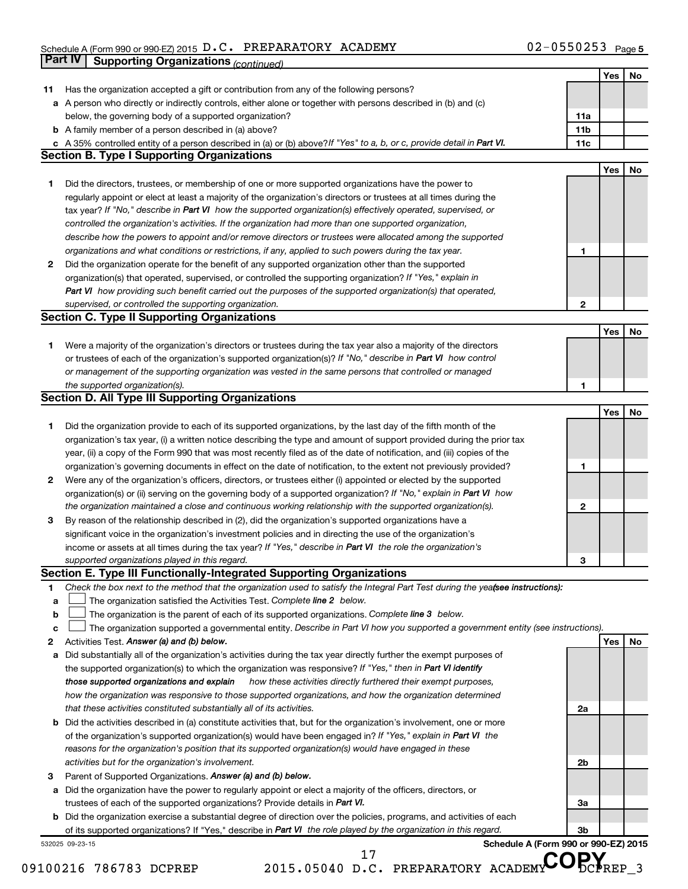Schedule A (Form 990 or 990-EZ) 2015 D.C. PREPARATORY ACADEMY 02-0550253 Page **5**

## Part IV Supporting Organizations *(continued)*

| | | | Yes | No |
|---|---|---|---|---|
| **11** | Has the organization accepted a gift or contribution from any of the following persons? | | | |
| **a** | A person who directly or indirectly controls, either alone or together with persons described in (b) and (c) below, the governing body of a supported organization? | **11a** | | |
| **b** | A family member of a person described in (a) above? | **11b** | | |
| **c** | A 35% controlled entity of a person described in (a) or (b) above? *If "Yes" to a, b, or c, provide detail in* ***Part VI.*** | **11c** | | |

### Section B. Type I Supporting Organizations

| | | | Yes | No |
|---|---|---|---|---|
| **1** | Did the directors, trustees, or membership of one or more supported organizations have the power to regularly appoint or elect at least a majority of the organization's directors or trustees at all times during the tax year? *If "No," describe in* ***Part VI*** *how the supported organization(s) effectively operated, supervised, or controlled the organization's activities. If the organization had more than one supported organization, describe how the powers to appoint and/or remove directors or trustees were allocated among the supported organizations and what conditions or restrictions, if any, applied to such powers during the tax year.* | **1** | | |
| **2** | Did the organization operate for the benefit of any supported organization other than the supported organization(s) that operated, supervised, or controlled the supporting organization? *If "Yes," explain in* ***Part VI*** *how providing such benefit carried out the purposes of the supported organization(s) that operated, supervised, or controlled the supporting organization.* | **2** | | |

### Section C. Type II Supporting Organizations

| | | | Yes | No |
|---|---|---|---|---|
| **1** | Were a majority of the organization's directors or trustees during the tax year also a majority of the directors or trustees of each of the organization's supported organization(s)? *If "No," describe in* ***Part VI*** *how control or management of the supporting organization was vested in the same persons that controlled or managed the supported organization(s).* | **1** | | |

### Section D. All Type III Supporting Organizations

| | | | Yes | No |
|---|---|---|---|---|
| **1** | Did the organization provide to each of its supported organizations, by the last day of the fifth month of the organization's tax year, (i) a written notice describing the type and amount of support provided during the prior tax year, (ii) a copy of the Form 990 that was most recently filed as of the date of notification, and (iii) copies of the organization's governing documents in effect on the date of notification, to the extent not previously provided? | **1** | | |
| **2** | Were any of the organization's officers, directors, or trustees either (i) appointed or elected by the supported organization(s) or (ii) serving on the governing body of a supported organization? *If "No," explain in* ***Part VI*** *how the organization maintained a close and continuous working relationship with the supported organization(s).* | **2** | | |
| **3** | By reason of the relationship described in (2), did the organization's supported organizations have a significant voice in the organization's investment policies and in directing the use of the organization's income or assets at all times during the tax year? *If "Yes," describe in* ***Part VI*** *the role the organization's supported organizations played in this regard.* | **3** | | |

### Section E. Type III Functionally-Integrated Supporting Organizations

**1** *Check the box next to the method that the organization used to satisfy the Integral Part Test during the year* ***(see instructions):***

**a** ☐ The organization satisfied the Activities Test. *Complete* ***line 2*** *below.*

**b** ☐ The organization is the parent of each of its supported organizations. *Complete* ***line 3*** *below.*

**c** ☐ The organization supported a governmental entity. *Describe in Part VI how you supported a government entity (see instructions).*

| | | | Yes | No |
|---|---|---|---|---|
| **2** | Activities Test. ***Answer (a) and (b) below.*** | | | |
| **a** | Did substantially all of the organization's activities during the tax year directly further the exempt purposes of the supported organization(s) to which the organization was responsive? *If "Yes," then in* ***Part VI identify those supported organizations and explain*** *how these activities directly furthered their exempt purposes, how the organization was responsive to those supported organizations, and how the organization determined that these activities constituted substantially all of its activities.* | **2a** | | |
| **b** | Did the activities described in (a) constitute activities that, but for the organization's involvement, one or more of the organization's supported organization(s) would have been engaged in? *If "Yes," explain in* ***Part VI*** *the reasons for the organization's position that its supported organization(s) would have engaged in these activities but for the organization's involvement.* | **2b** | | |
| **3** | Parent of Supported Organizations. ***Answer (a) and (b) below.*** | | | |
| **a** | Did the organization have the power to regularly appoint or elect a majority of the officers, directors, or trustees of each of the supported organizations? Provide details in ***Part VI.*** | **3a** | | |
| **b** | Did the organization exercise a substantial degree of direction over the policies, programs, and activities of each of its supported organizations? If "Yes," describe in ***Part VI*** *the role played by the organization in this regard.* | **3b** | | |

532025 09-23-15 **Schedule A (Form 990 or 990-EZ) 2015**

09100216 786783 DCPREP 2015.05040 D.C. PREPARATORY ACADEMY DCPREP_3

**COPY**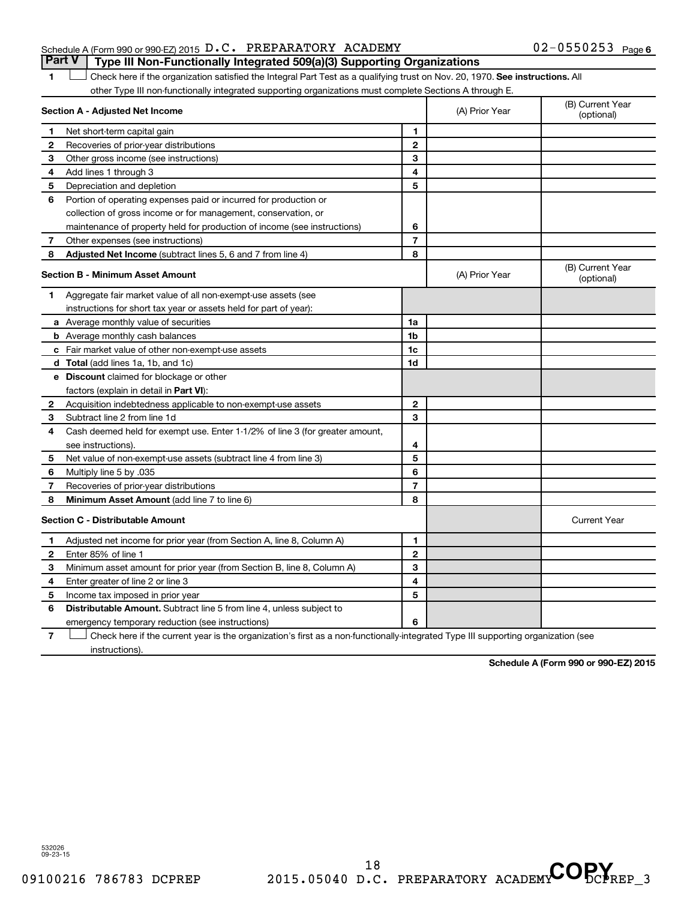Schedule A (Form 990 or 990-EZ) 2015 D.C. PREPARATORY ACADEMY 02-0550253 Page 6

## Part V Type III Non-Functionally Integrated 509(a)(3) Supporting Organizations

1 ☐ Check here if the organization satisfied the Integral Part Test as a qualifying trust on Nov. 20, 1970. **See instructions.** All other Type III non-functionally integrated supporting organizations must complete Sections A through E.

| Section A - Adjusted Net Income | | (A) Prior Year | (B) Current Year (optional) |
|---|---|---|---|
| 1 Net short-term capital gain | 1 | | |
| 2 Recoveries of prior-year distributions | 2 | | |
| 3 Other gross income (see instructions) | 3 | | |
| 4 Add lines 1 through 3 | 4 | | |
| 5 Depreciation and depletion | 5 | | |
| 6 Portion of operating expenses paid or incurred for production or collection of gross income or for management, conservation, or maintenance of property held for production of income (see instructions) | 6 | | |
| 7 Other expenses (see instructions) | 7 | | |
| 8 **Adjusted Net Income** (subtract lines 5, 6 and 7 from line 4) | 8 | | |

| Section B - Minimum Asset Amount | | (A) Prior Year | (B) Current Year (optional) |
|---|---|---|---|
| 1 Aggregate fair market value of all non-exempt-use assets (see instructions for short tax year or assets held for part of year): | | | |
| a Average monthly value of securities | 1a | | |
| b Average monthly cash balances | 1b | | |
| c Fair market value of other non-exempt-use assets | 1c | | |
| d **Total** (add lines 1a, 1b, and 1c) | 1d | | |
| e **Discount** claimed for blockage or other factors (explain in detail in **Part VI**): | | | |
| 2 Acquisition indebtedness applicable to non-exempt-use assets | 2 | | |
| 3 Subtract line 2 from line 1d | 3 | | |
| 4 Cash deemed held for exempt use. Enter 1-1/2% of line 3 (for greater amount, see instructions). | 4 | | |
| 5 Net value of non-exempt-use assets (subtract line 4 from line 3) | 5 | | |
| 6 Multiply line 5 by .035 | 6 | | |
| 7 Recoveries of prior-year distributions | 7 | | |
| 8 **Minimum Asset Amount** (add line 7 to line 6) | 8 | | |

| Section C - Distributable Amount | | | Current Year |
|---|---|---|---|
| 1 Adjusted net income for prior year (from Section A, line 8, Column A) | 1 | | |
| 2 Enter 85% of line 1 | 2 | | |
| 3 Minimum asset amount for prior year (from Section B, line 8, Column A) | 3 | | |
| 4 Enter greater of line 2 or line 3 | 4 | | |
| 5 Income tax imposed in prior year | 5 | | |
| 6 **Distributable Amount.** Subtract line 5 from line 4, unless subject to emergency temporary reduction (see instructions) | 6 | | |

7 ☐ Check here if the current year is the organization's first as a non-functionally-integrated Type III supporting organization (see instructions).

**Schedule A (Form 990 or 990-EZ) 2015**

532026 09-23-15

09100216 786783 DCPREP 2015.05040 D.C. PREPARATORY ACADEMY DCPREP_3

COPY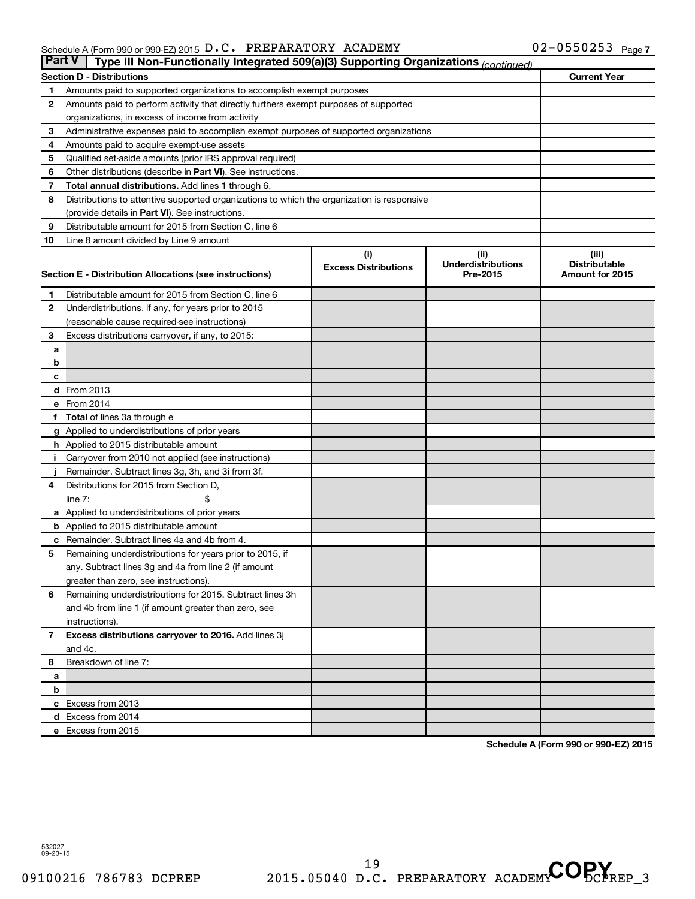Schedule A (Form 990 or 990-EZ) 2015 D.C. PREPARATORY ACADEMY 02-0550253 Page 7

## Part V | Type III Non-Functionally Integrated 509(a)(3) Supporting Organizations *(continued)*

| Section D - Distributions | | Current Year |
|---|---|---|
| 1 | Amounts paid to supported organizations to accomplish exempt purposes | |
| 2 | Amounts paid to perform activity that directly furthers exempt purposes of supported organizations, in excess of income from activity | |
| 3 | Administrative expenses paid to accomplish exempt purposes of supported organizations | |
| 4 | Amounts paid to acquire exempt-use assets | |
| 5 | Qualified set-aside amounts (prior IRS approval required) | |
| 6 | Other distributions (describe in **Part VI**). See instructions. | |
| 7 | **Total annual distributions.** Add lines 1 through 6. | |
| 8 | Distributions to attentive supported organizations to which the organization is responsive (provide details in **Part VI**). See instructions. | |
| 9 | Distributable amount for 2015 from Section C, line 6 | |
| 10 | Line 8 amount divided by Line 9 amount | |

| | Section E - Distribution Allocations (see instructions) | (i) Excess Distributions | (ii) Underdistributions Pre-2015 | (iii) Distributable Amount for 2015 |
|---|---|---|---|---|
| 1 | Distributable amount for 2015 from Section C, line 6 | | | |
| 2 | Underdistributions, if any, for years prior to 2015 (reasonable cause required-see instructions) | | | |
| 3 | Excess distributions carryover, if any, to 2015: | | | |
| a | | | | |
| b | | | | |
| c | | | | |
| d | From 2013 | | | |
| e | From 2014 | | | |
| f | **Total** of lines 3a through e | | | |
| g | Applied to underdistributions of prior years | | | |
| h | Applied to 2015 distributable amount | | | |
| i | Carryover from 2010 not applied (see instructions) | | | |
| j | Remainder. Subtract lines 3g, 3h, and 3i from 3f. | | | |
| 4 | Distributions for 2015 from Section D, line 7: $ | | | |
| a | Applied to underdistributions of prior years | | | |
| b | Applied to 2015 distributable amount | | | |
| c | Remainder. Subtract lines 4a and 4b from 4. | | | |
| 5 | Remaining underdistributions for years prior to 2015, if any. Subtract lines 3g and 4a from line 2 (if amount greater than zero, see instructions). | | | |
| 6 | Remaining underdistributions for 2015. Subtract lines 3h and 4b from line 1 (if amount greater than zero, see instructions). | | | |
| 7 | **Excess distributions carryover to 2016.** Add lines 3j and 4c. | | | |
| 8 | Breakdown of line 7: | | | |
| a | | | | |
| b | | | | |
| c | Excess from 2013 | | | |
| d | Excess from 2014 | | | |
| e | Excess from 2015 | | | |

**Schedule A (Form 990 or 990-EZ) 2015**

532027 09-23-15

09100216 786783 DCPREP 2015.05040 D.C. PREPARATORY ACADEMY DCPREP_3

COPY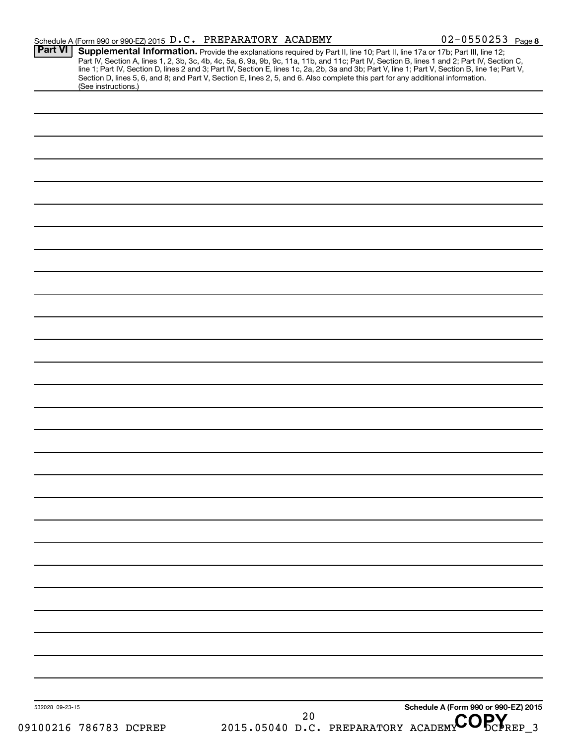Schedule A (Form 990 or 990-EZ) 2015 D.C. PREPARATORY ACADEMY 02-0550253 Page **8**

**Part VI** **Supplemental Information.** Provide the explanations required by Part II, line 10; Part II, line 17a or 17b; Part III, line 12; Part IV, Section A, lines 1, 2, 3b, 3c, 4b, 4c, 5a, 6, 9a, 9b, 9c, 11a, 11b, and 11c; Part IV, Section B, lines 1 and 2; Part IV, Section C, line 1; Part IV, Section D, lines 2 and 3; Part IV, Section E, lines 1c, 2a, 2b, 3a and 3b; Part V, line 1; Part V, Section B, line 1e; Part V, Section D, lines 5, 6, and 8; and Part V, Section E, lines 2, 5, and 6. Also complete this part for any additional information. (See instructions.)

532028 09-23-15 **Schedule A (Form 990 or 990-EZ) 2015**

09100216 786783 DCPREP 2015.05040 D.C. PREPARATORY ACADEMY DCPREP_3

COPY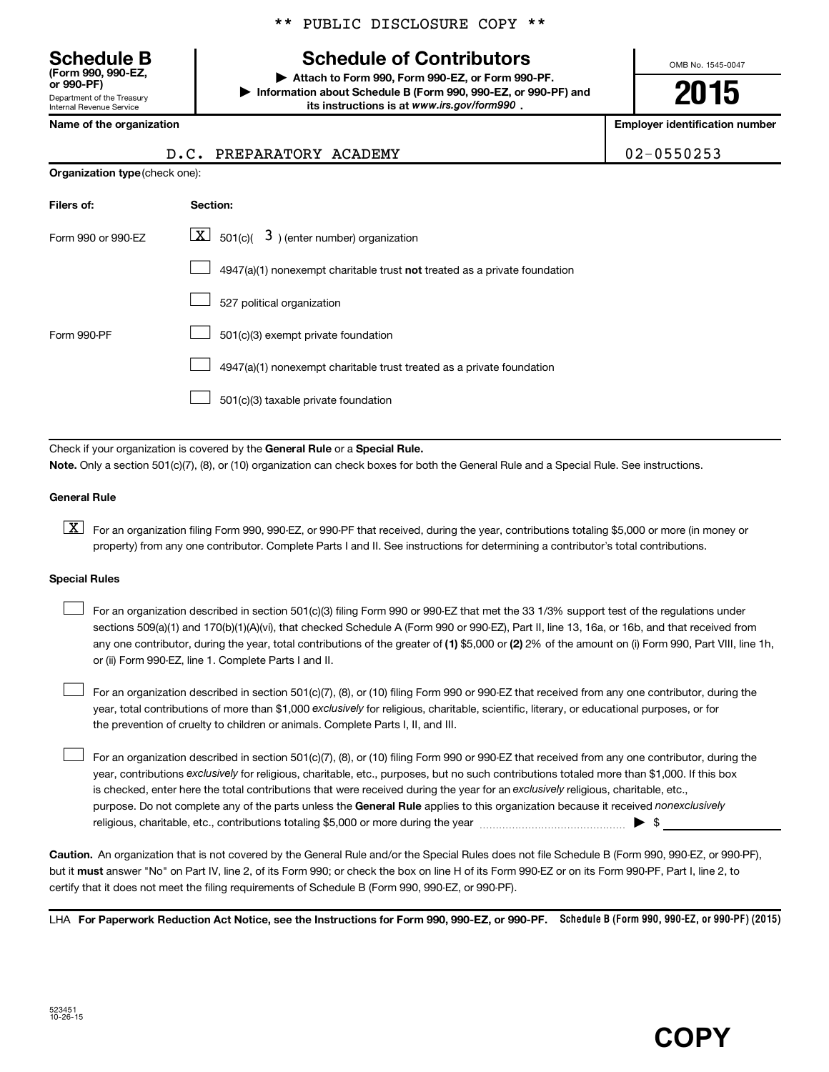** PUBLIC DISCLOSURE COPY **

# Schedule B (Form 990, 990-EZ, or 990-PF)

Department of the Treasury
Internal Revenue Service

## Schedule of Contributors

▶ Attach to Form 990, Form 990-EZ, or Form 990-PF.
▶ Information about Schedule B (Form 990, 990-EZ, or 990-PF) and its instructions is at *www.irs.gov/form990* .

OMB No. 1545-0047

**2015**

| **Name of the organization** | **Employer identification number** |
|---|---|
| D.C. PREPARATORY ACADEMY | 02-0550253 |

**Organization type** (check one):

| **Filers of:** | **Section:** |
|---|---|
| Form 990 or 990-EZ | [X] 501(c)( 3 ) (enter number) organization |
| | [ ] 4947(a)(1) nonexempt charitable trust **not** treated as a private foundation |
| | [ ] 527 political organization |
| Form 990-PF | [ ] 501(c)(3) exempt private foundation |
| | [ ] 4947(a)(1) nonexempt charitable trust treated as a private foundation |
| | [ ] 501(c)(3) taxable private foundation |

Check if your organization is covered by the **General Rule** or a **Special Rule.**

**Note.** Only a section 501(c)(7), (8), or (10) organization can check boxes for both the General Rule and a Special Rule. See instructions.

**General Rule**

[X] For an organization filing Form 990, 990-EZ, or 990-PF that received, during the year, contributions totaling $5,000 or more (in money or property) from any one contributor. Complete Parts I and II. See instructions for determining a contributor's total contributions.

**Special Rules**

[ ] For an organization described in section 501(c)(3) filing Form 990 or 990-EZ that met the 33 1/3% support test of the regulations under sections 509(a)(1) and 170(b)(1)(A)(vi), that checked Schedule A (Form 990 or 990-EZ), Part II, line 13, 16a, or 16b, and that received from any one contributor, during the year, total contributions of the greater of **(1)** $5,000 or **(2)** 2% of the amount on (i) Form 990, Part VIII, line 1h, or (ii) Form 990-EZ, line 1. Complete Parts I and II.

[ ] For an organization described in section 501(c)(7), (8), or (10) filing Form 990 or 990-EZ that received from any one contributor, during the year, total contributions of more than $1,000 *exclusively* for religious, charitable, scientific, literary, or educational purposes, or for the prevention of cruelty to children or animals. Complete Parts I, II, and III.

[ ] For an organization described in section 501(c)(7), (8), or (10) filing Form 990 or 990-EZ that received from any one contributor, during the year, contributions *exclusively* for religious, charitable, etc., purposes, but no such contributions totaled more than $1,000. If this box is checked, enter here the total contributions that were received during the year for an *exclusively* religious, charitable, etc., purpose. Do not complete any of the parts unless the **General Rule** applies to this organization because it received *nonexclusively* religious, charitable, etc., contributions totaling $5,000 or more during the year ▶ $ ____________

**Caution.** An organization that is not covered by the General Rule and/or the Special Rules does not file Schedule B (Form 990, 990-EZ, or 990-PF), but it **must** answer "No" on Part IV, line 2, of its Form 990; or check the box on line H of its Form 990-EZ or on its Form 990-PF, Part I, line 2, to certify that it does not meet the filing requirements of Schedule B (Form 990, 990-EZ, or 990-PF).

LHA **For Paperwork Reduction Act Notice, see the Instructions for Form 990, 990-EZ, or 990-PF.** **Schedule B (Form 990, 990-EZ, or 990-PF) (2015)**

523451
10-26-15

**COPY**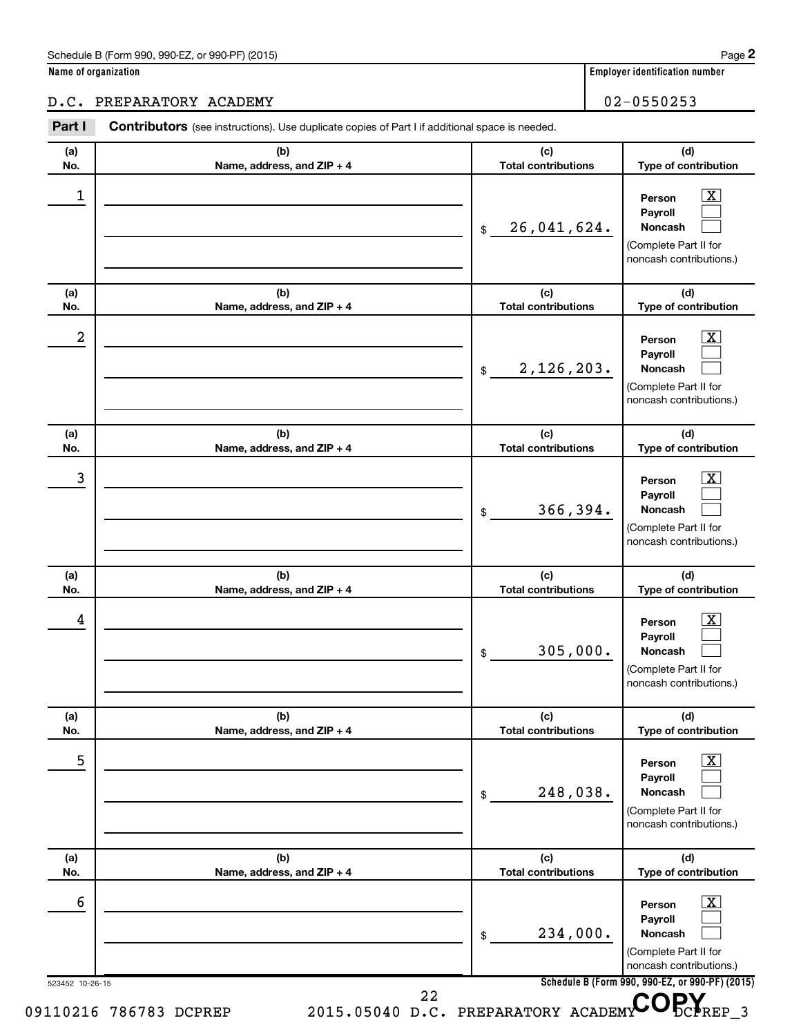Schedule B (Form 990, 990-EZ, or 990-PF) (2015) Page **2**

**Name of organization**

D.C. PREPARATORY ACADEMY

**Employer identification number**

02-0550253

**Part I** **Contributors** (see instructions). Use duplicate copies of Part I if additional space is needed.

| (a) No. | (b) Name, address, and ZIP + 4 | (c) Total contributions | (d) Type of contribution |
|---|---|---|---|
| 1 | | $ 26,041,624. | Person [X] Payroll [ ] Noncash [ ] (Complete Part II for noncash contributions.) |
| 2 | | $ 2,126,203. | Person [X] Payroll [ ] Noncash [ ] (Complete Part II for noncash contributions.) |
| 3 | | $ 366,394. | Person [X] Payroll [ ] Noncash [ ] (Complete Part II for noncash contributions.) |
| 4 | | $ 305,000. | Person [X] Payroll [ ] Noncash [ ] (Complete Part II for noncash contributions.) |
| 5 | | $ 248,038. | Person [X] Payroll [ ] Noncash [ ] (Complete Part II for noncash contributions.) |
| 6 | | $ 234,000. | Person [X] Payroll [ ] Noncash [ ] (Complete Part II for noncash contributions.) |

523452 10-26-15 **Schedule B (Form 990, 990-EZ, or 990-PF) (2015)**

09110216 786783 DCPREP 2015.05040 D.C. PREPARATORY ACADEMY DCPREP_3

COPY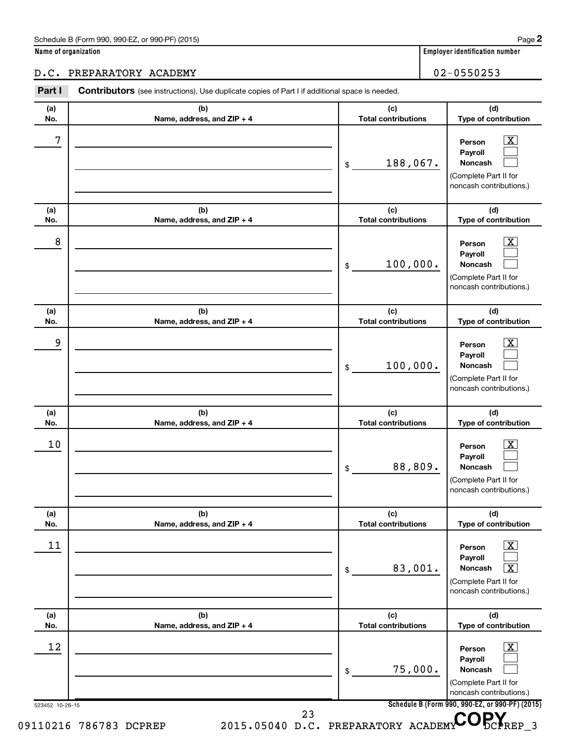Schedule B (Form 990, 990-EZ, or 990-PF) (2015) Page **2**

**Name of organization**

D.C. PREPARATORY ACADEMY

**Employer identification number**

02-0550253

**Part I** **Contributors** (see instructions). Use duplicate copies of Part I if additional space is needed.

| (a) No. | (b) Name, address, and ZIP + 4 | (c) Total contributions | (d) Type of contribution |
|---|---|---|---|
| 7 | | $ 188,067. | Person [X] Payroll [ ] Noncash [ ] (Complete Part II for noncash contributions.) |
| 8 | | $ 100,000. | Person [X] Payroll [ ] Noncash [ ] (Complete Part II for noncash contributions.) |
| 9 | | $ 100,000. | Person [X] Payroll [ ] Noncash [ ] (Complete Part II for noncash contributions.) |
| 10 | | $ 88,809. | Person [X] Payroll [ ] Noncash [ ] (Complete Part II for noncash contributions.) |
| 11 | | $ 83,001. | Person [X] Payroll [ ] Noncash [X] (Complete Part II for noncash contributions.) |
| 12 | | $ 75,000. | Person [X] Payroll [ ] Noncash [ ] (Complete Part II for noncash contributions.) |

523452 10-26-15 **Schedule B (Form 990, 990-EZ, or 990-PF) (2015)**

09110216 786783 DCPREP 2015.05040 D.C. PREPARATORY ACADEMY DCPREP_3

COPY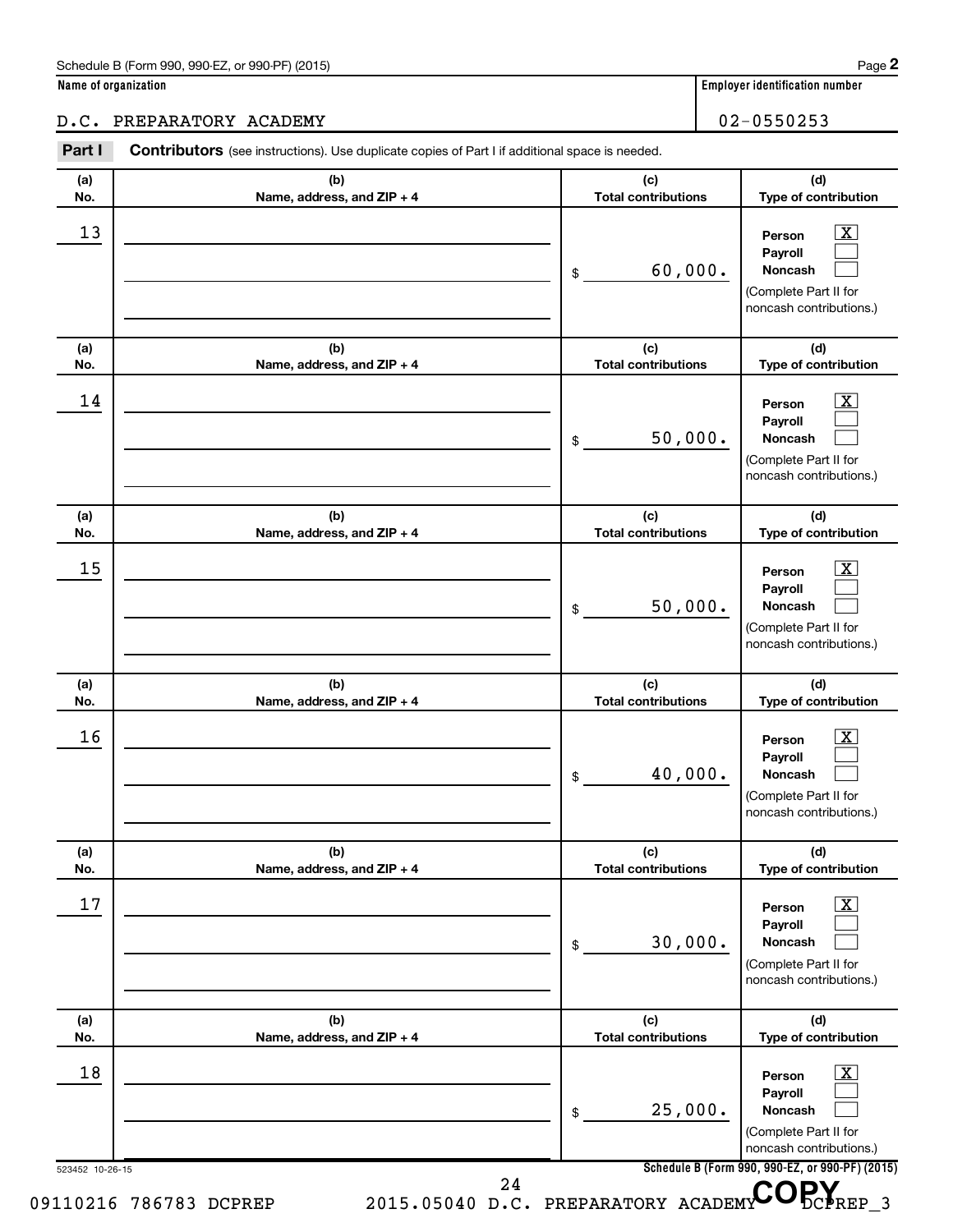Schedule B (Form 990, 990-EZ, or 990-PF) (2015) Page **2**

**Name of organization** | **Employer identification number**

D.C. PREPARATORY ACADEMY | 02-0550253

**Part I** **Contributors** (see instructions). Use duplicate copies of Part I if additional space is needed.

| (a) No. | (b) Name, address, and ZIP + 4 | (c) Total contributions | (d) Type of contribution |
|---|---|---|---|
| 13 | | $ 60,000. | Person [X] Payroll [ ] Noncash [ ] (Complete Part II for noncash contributions.) |
| 14 | | $ 50,000. | Person [X] Payroll [ ] Noncash [ ] (Complete Part II for noncash contributions.) |
| 15 | | $ 50,000. | Person [X] Payroll [ ] Noncash [ ] (Complete Part II for noncash contributions.) |
| 16 | | $ 40,000. | Person [X] Payroll [ ] Noncash [ ] (Complete Part II for noncash contributions.) |
| 17 | | $ 30,000. | Person [X] Payroll [ ] Noncash [ ] (Complete Part II for noncash contributions.) |
| 18 | | $ 25,000. | Person [X] Payroll [ ] Noncash [ ] (Complete Part II for noncash contributions.) |

523452 10-26-15

**Schedule B (Form 990, 990-EZ, or 990-PF) (2015)**

09110216 786783 DCPREP 2015.05040 D.C. PREPARATORY ACADEMY DCPREP_3

COPY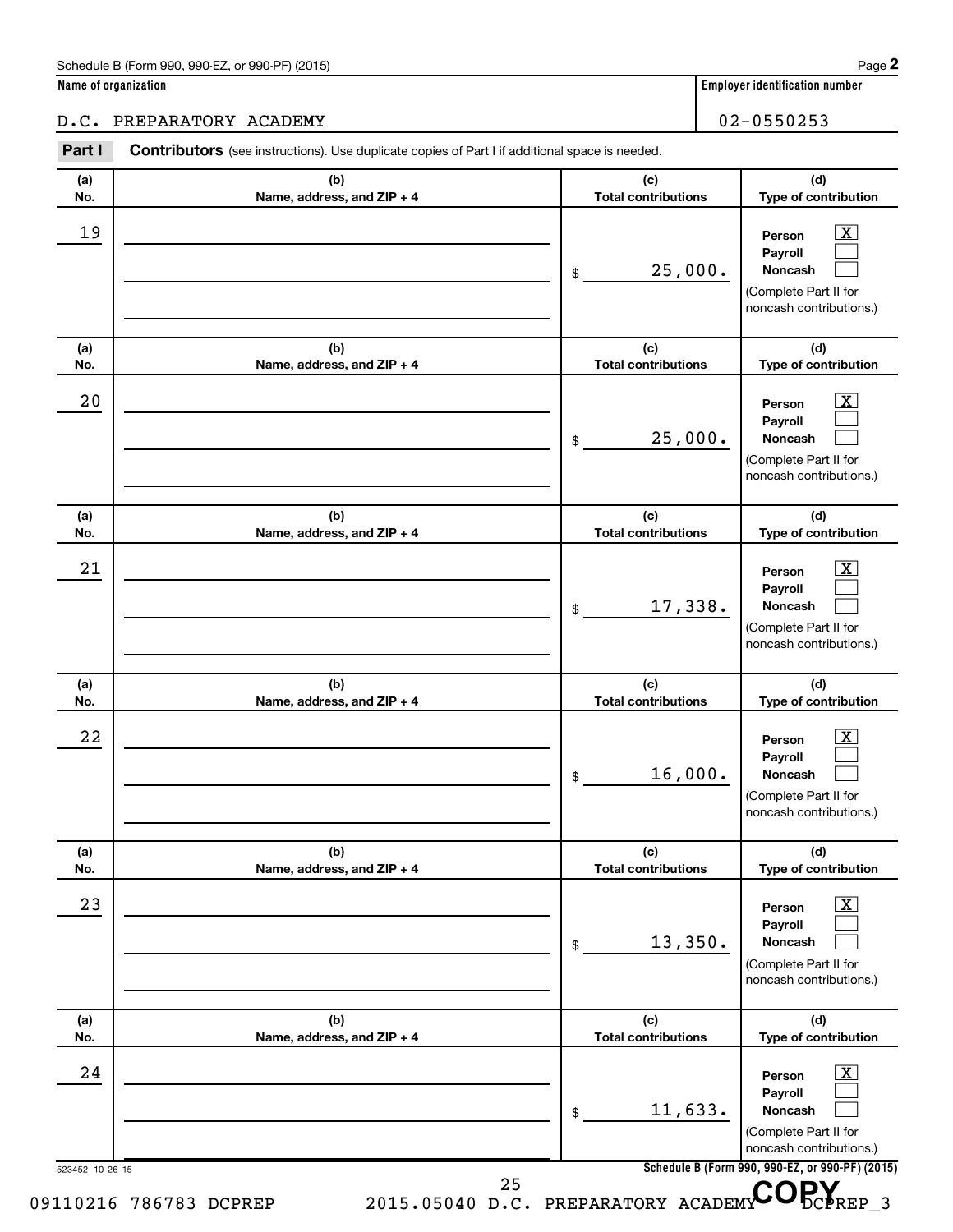Schedule B (Form 990, 990-EZ, or 990-PF) (2015) Page **2**

**Name of organization**

D.C. PREPARATORY ACADEMY

**Employer identification number**

02-0550253

**Part I** **Contributors** (see instructions). Use duplicate copies of Part I if additional space is needed.

| (a) No. | (b) Name, address, and ZIP + 4 | (c) Total contributions | (d) Type of contribution |
|---|---|---|---|
| 19 | | $ 25,000. | Person [X] Payroll [ ] Noncash [ ] (Complete Part II for noncash contributions.) |
| 20 | | $ 25,000. | Person [X] Payroll [ ] Noncash [ ] (Complete Part II for noncash contributions.) |
| 21 | | $ 17,338. | Person [X] Payroll [ ] Noncash [ ] (Complete Part II for noncash contributions.) |
| 22 | | $ 16,000. | Person [X] Payroll [ ] Noncash [ ] (Complete Part II for noncash contributions.) |
| 23 | | $ 13,350. | Person [X] Payroll [ ] Noncash [ ] (Complete Part II for noncash contributions.) |
| 24 | | $ 11,633. | Person [X] Payroll [ ] Noncash [ ] (Complete Part II for noncash contributions.) |

523452 10-26-15

**Schedule B (Form 990, 990-EZ, or 990-PF) (2015)**

09110216 786783 DCPREP 2015.05040 D.C. PREPARATORY ACADEMY DCPREP_3

COPY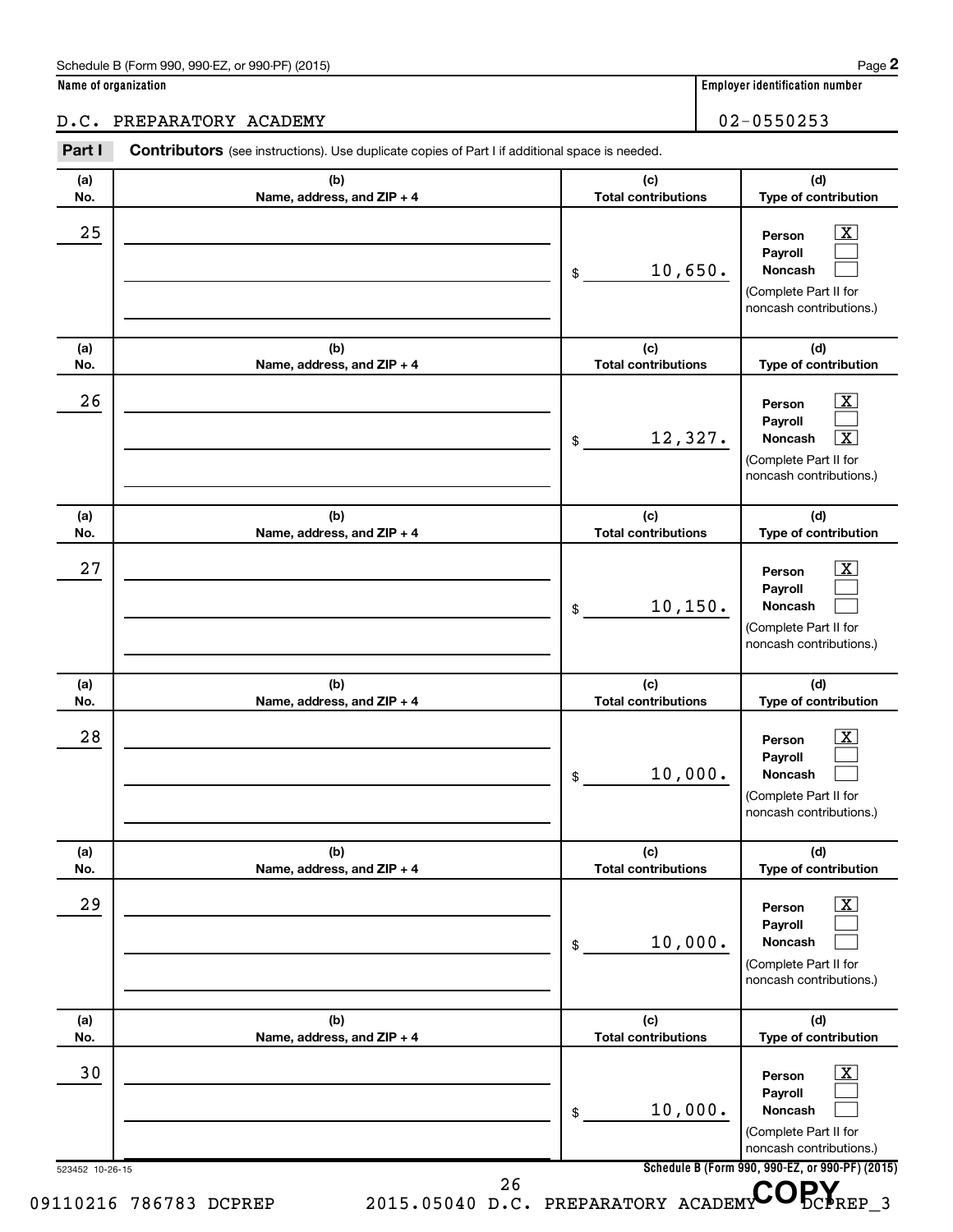Schedule B (Form 990, 990-EZ, or 990-PF) (2015) Page **2**

**Name of organization**

D.C. PREPARATORY ACADEMY

**Employer identification number**

02-0550253

**Part I** **Contributors** (see instructions). Use duplicate copies of Part I if additional space is needed.

| (a) No. | (b) Name, address, and ZIP + 4 | (c) Total contributions | (d) Type of contribution |
|---|---|---|---|
| 25 | | $ 10,650. | Person [X] Payroll [ ] Noncash [ ] (Complete Part II for noncash contributions.) |
| 26 | | $ 12,327. | Person [X] Payroll [ ] Noncash [X] (Complete Part II for noncash contributions.) |
| 27 | | $ 10,150. | Person [X] Payroll [ ] Noncash [ ] (Complete Part II for noncash contributions.) |
| 28 | | $ 10,000. | Person [X] Payroll [ ] Noncash [ ] (Complete Part II for noncash contributions.) |
| 29 | | $ 10,000. | Person [X] Payroll [ ] Noncash [ ] (Complete Part II for noncash contributions.) |
| 30 | | $ 10,000. | Person [X] Payroll [ ] Noncash [ ] (Complete Part II for noncash contributions.) |

523452 10-26-15 **Schedule B (Form 990, 990-EZ, or 990-PF) (2015)**

09110216 786783 DCPREP 2015.05040 D.C. PREPARATORY ACADEMY DCPREP_3

COPY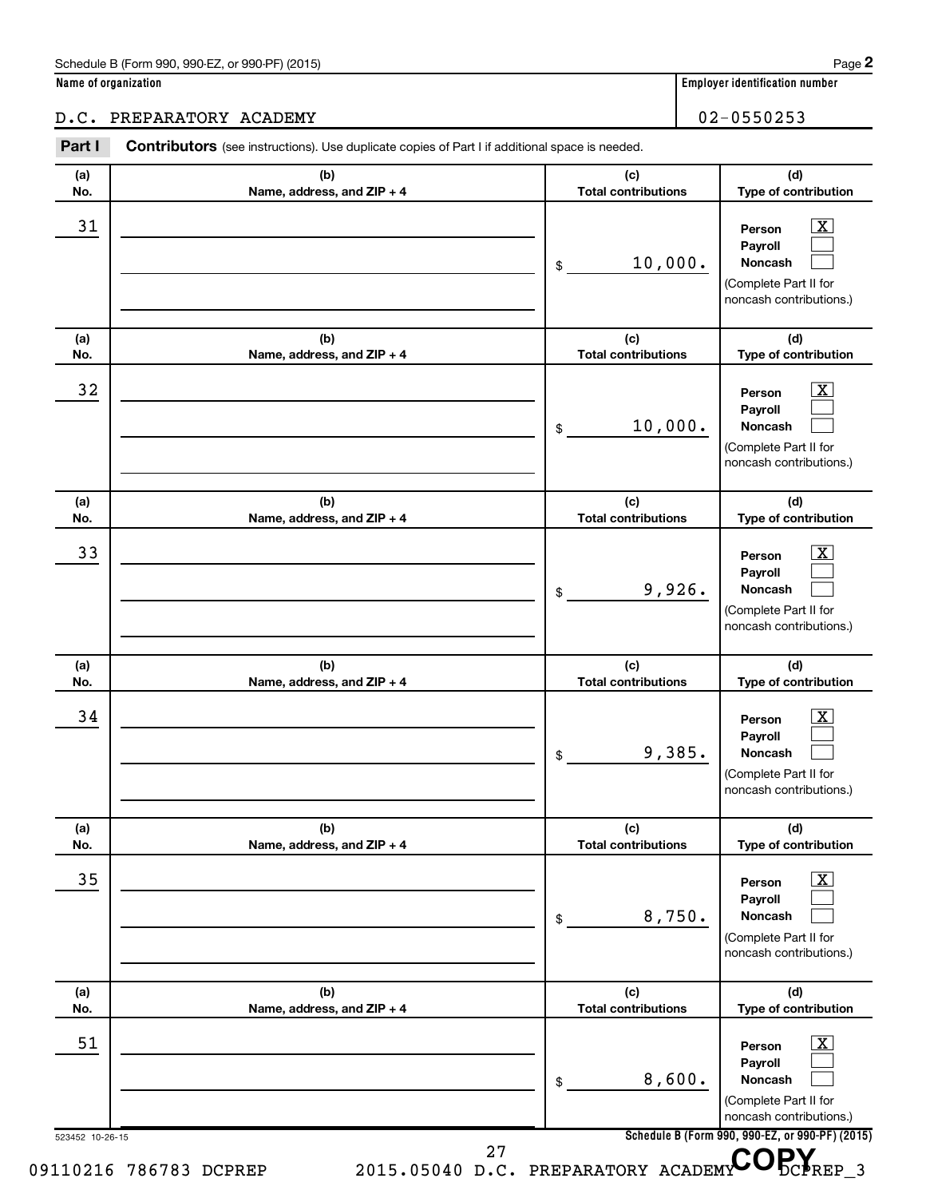Schedule B (Form 990, 990-EZ, or 990-PF) (2015) Page **2**

**Name of organization**

D.C. PREPARATORY ACADEMY

**Employer identification number**

02-0550253

**Part I** **Contributors** (see instructions). Use duplicate copies of Part I if additional space is needed.

| (a) No. | (b) Name, address, and ZIP + 4 | (c) Total contributions | (d) Type of contribution |
|---|---|---|---|
| 31 | | $ 10,000. | Person [X] Payroll [ ] Noncash [ ] (Complete Part II for noncash contributions.) |
| 32 | | $ 10,000. | Person [X] Payroll [ ] Noncash [ ] (Complete Part II for noncash contributions.) |
| 33 | | $ 9,926. | Person [X] Payroll [ ] Noncash [ ] (Complete Part II for noncash contributions.) |
| 34 | | $ 9,385. | Person [X] Payroll [ ] Noncash [ ] (Complete Part II for noncash contributions.) |
| 35 | | $ 8,750. | Person [X] Payroll [ ] Noncash [ ] (Complete Part II for noncash contributions.) |
| 51 | | $ 8,600. | Person [X] Payroll [ ] Noncash [ ] (Complete Part II for noncash contributions.) |

523452 10-26-15

**Schedule B (Form 990, 990-EZ, or 990-PF) (2015)**

09110216 786783 DCPREP 2015.05040 D.C. PREPARATORY ACADEMY DCPREP_3

COPY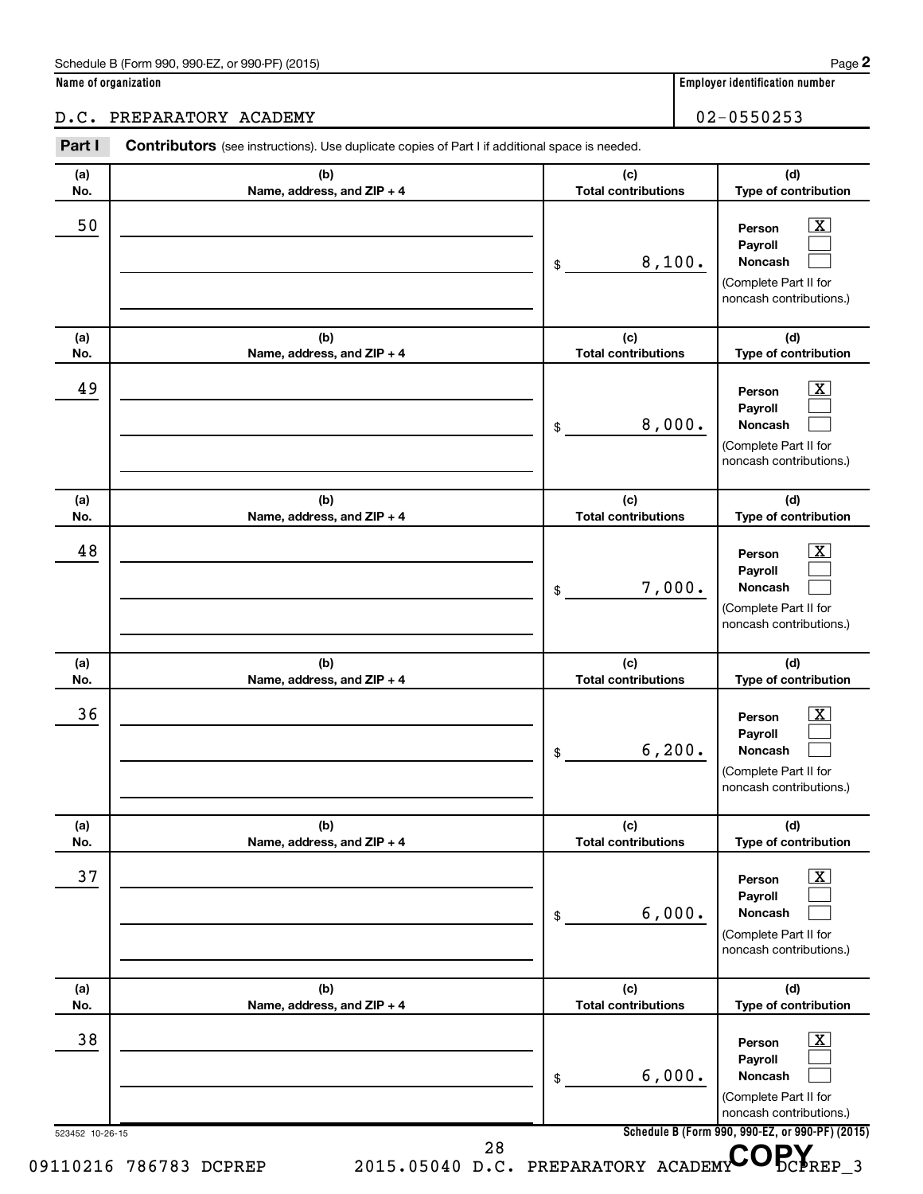Schedule B (Form 990, 990-EZ, or 990-PF) (2015)

**Name of organization**

D.C. PREPARATORY ACADEMY

**Employer identification number**

02-0550253

**Part I** **Contributors** (see instructions). Use duplicate copies of Part I if additional space is needed.

| (a) No. | (b) Name, address, and ZIP + 4 | (c) Total contributions | (d) Type of contribution |
|---|---|---|---|
| 50 | | $ 8,100. | Person [X] Payroll [ ] Noncash [ ] (Complete Part II for noncash contributions.) |
| 49 | | $ 8,000. | Person [X] Payroll [ ] Noncash [ ] (Complete Part II for noncash contributions.) |
| 48 | | $ 7,000. | Person [X] Payroll [ ] Noncash [ ] (Complete Part II for noncash contributions.) |
| 36 | | $ 6,200. | Person [X] Payroll [ ] Noncash [ ] (Complete Part II for noncash contributions.) |
| 37 | | $ 6,000. | Person [X] Payroll [ ] Noncash [ ] (Complete Part II for noncash contributions.) |
| 38 | | $ 6,000. | Person [X] Payroll [ ] Noncash [ ] (Complete Part II for noncash contributions.) |

523452 10-26-15

Schedule B (Form 990, 990-EZ, or 990-PF) (2015)

09110216 786783 DCPREP 2015.05040 D.C. PREPARATORY ACADEMY DCPREP_3

COPY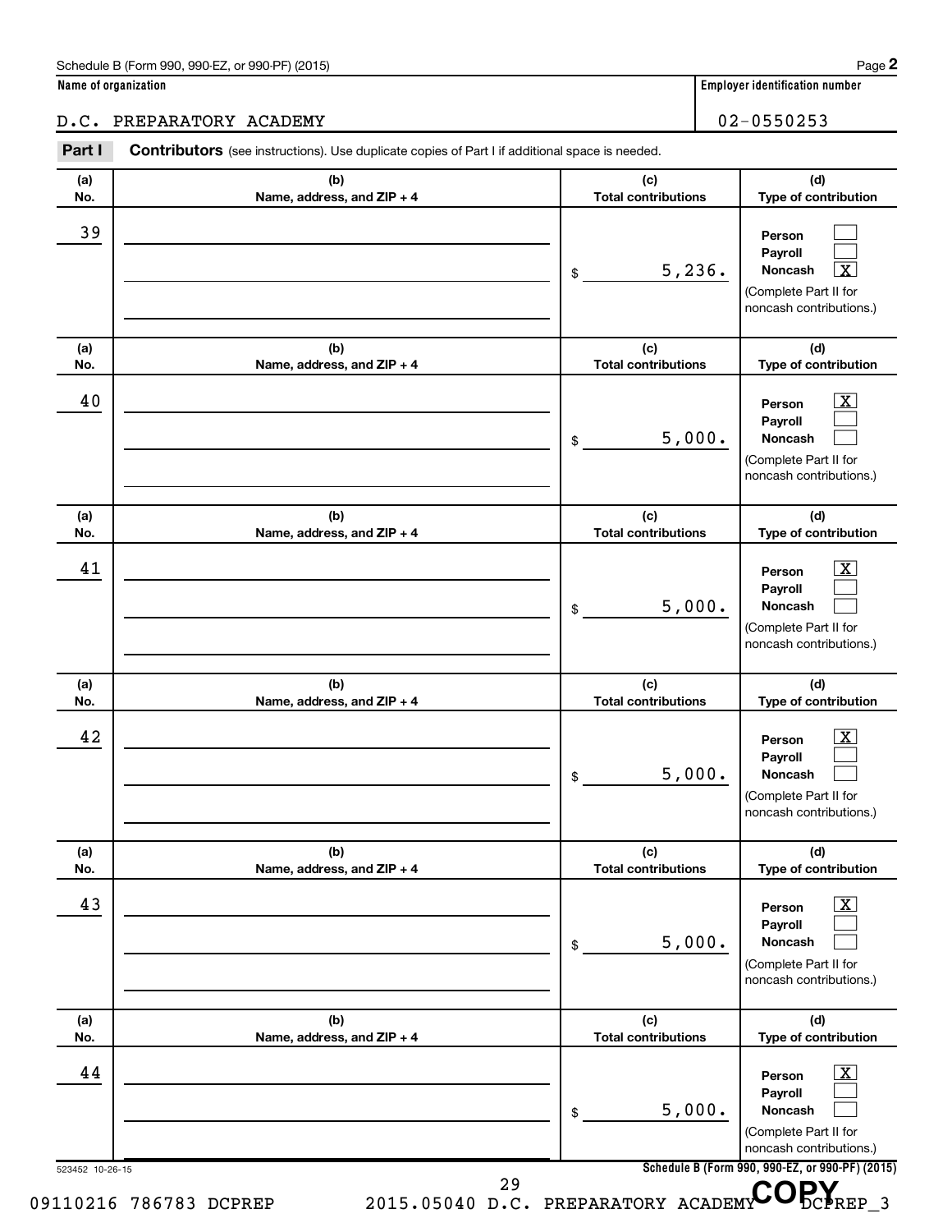Schedule B (Form 990, 990-EZ, or 990-PF) (2015) Page **2**

**Name of organization** | **Employer identification number**

D.C. PREPARATORY ACADEMY | 02-0550253

**Part I** **Contributors** (see instructions). Use duplicate copies of Part I if additional space is needed.

| (a) No. | (b) Name, address, and ZIP + 4 | (c) Total contributions | (d) Type of contribution |
|---|---|---|---|
| 39 | | $ 5,236. | Person ☐ Payroll ☐ Noncash ☒ (Complete Part II for noncash contributions.) |
| 40 | | $ 5,000. | Person ☒ Payroll ☐ Noncash ☐ (Complete Part II for noncash contributions.) |
| 41 | | $ 5,000. | Person ☒ Payroll ☐ Noncash ☐ (Complete Part II for noncash contributions.) |
| 42 | | $ 5,000. | Person ☒ Payroll ☐ Noncash ☐ (Complete Part II for noncash contributions.) |
| 43 | | $ 5,000. | Person ☒ Payroll ☐ Noncash ☐ (Complete Part II for noncash contributions.) |
| 44 | | $ 5,000. | Person ☒ Payroll ☐ Noncash ☐ (Complete Part II for noncash contributions.) |

523452 10-26-15 **Schedule B (Form 990, 990-EZ, or 990-PF) (2015)**

09110216 786783 DCPREP 2015.05040 D.C. PREPARATORY ACADEMY DCPREP_3

COPY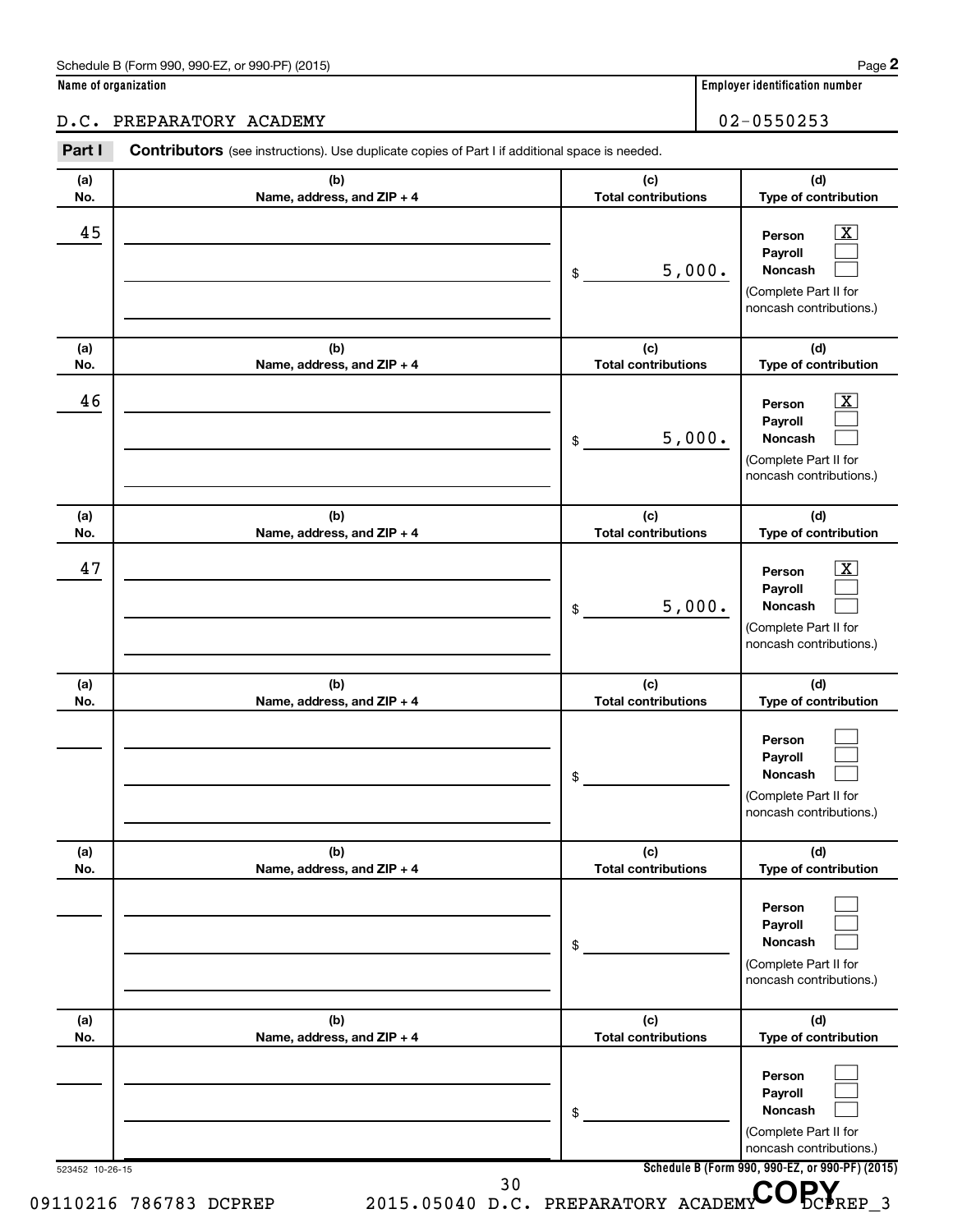Schedule B (Form 990, 990-EZ, or 990-PF) (2015) Page **2**

**Name of organization**

D.C. PREPARATORY ACADEMY

**Employer identification number**

02-0550253

**Part I** **Contributors** (see instructions). Use duplicate copies of Part I if additional space is needed.

| (a) No. | (b) Name, address, and ZIP + 4 | (c) Total contributions | (d) Type of contribution |
|---|---|---|---|
| 45 | | $ 5,000. | Person [X] Payroll [ ] Noncash [ ] (Complete Part II for noncash contributions.) |
| 46 | | $ 5,000. | Person [X] Payroll [ ] Noncash [ ] (Complete Part II for noncash contributions.) |
| 47 | | $ 5,000. | Person [X] Payroll [ ] Noncash [ ] (Complete Part II for noncash contributions.) |
| | | $ | Person [ ] Payroll [ ] Noncash [ ] (Complete Part II for noncash contributions.) |
| | | $ | Person [ ] Payroll [ ] Noncash [ ] (Complete Part II for noncash contributions.) |
| | | $ | Person [ ] Payroll [ ] Noncash [ ] (Complete Part II for noncash contributions.) |

523452 10-26-15 **Schedule B (Form 990, 990-EZ, or 990-PF) (2015)**

09110216 786783 DCPREP 2015.05040 D.C. PREPARATORY ACADEMY DCPREP_3

COPY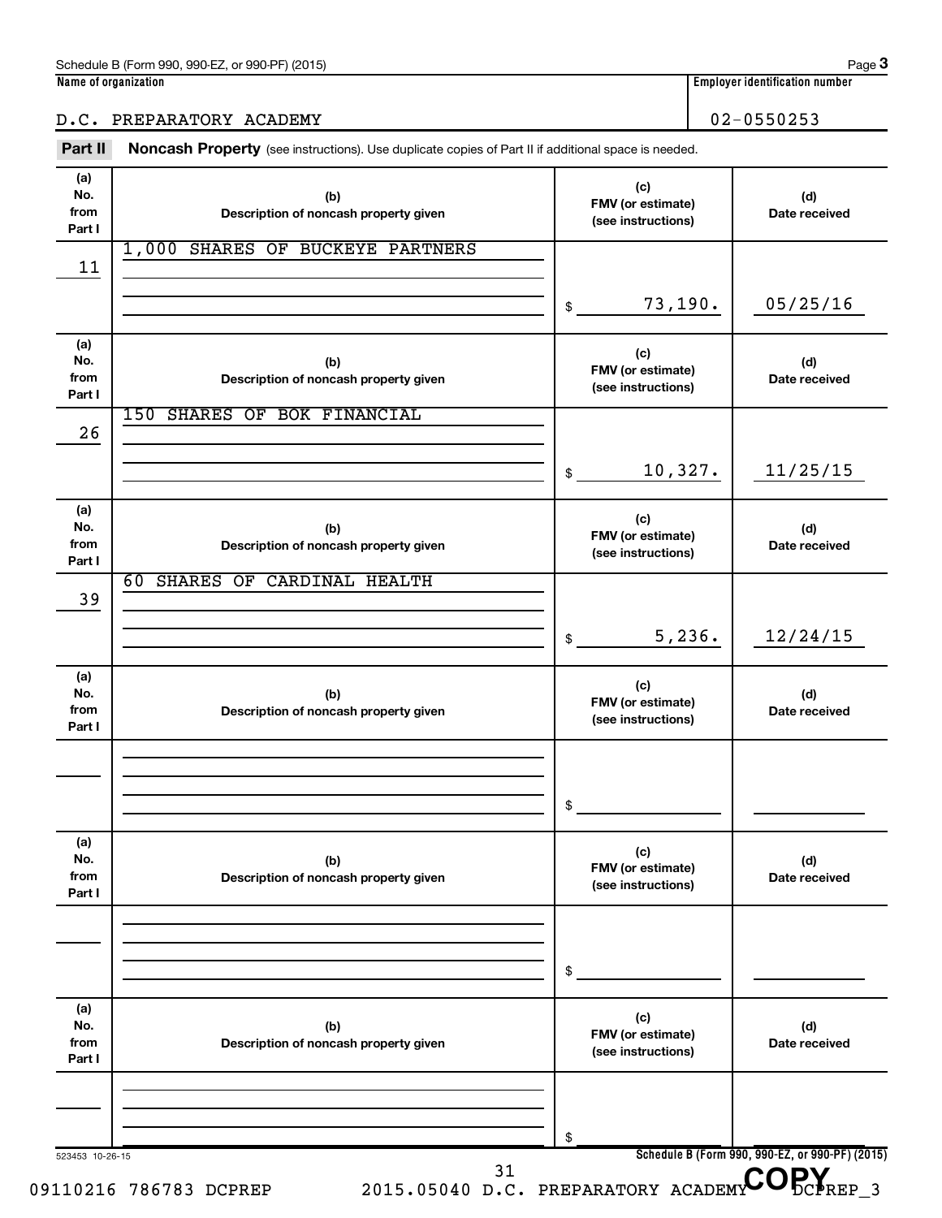Schedule B (Form 990, 990-EZ, or 990-PF) (2015) Page 3

**Name of organization**

D.C. PREPARATORY ACADEMY

**Employer identification number**

02-0550253

**Part II** **Noncash Property** (see instructions). Use duplicate copies of Part II if additional space is needed.

| (a) No. from Part I | (b) Description of noncash property given | (c) FMV (or estimate) (see instructions) | (d) Date received |
|---|---|---|---|
| 11 | 1,000 SHARES OF BUCKEYE PARTNERS | $ 73,190. | 05/25/16 |
| 26 | 150 SHARES OF BOK FINANCIAL | $ 10,327. | 11/25/15 |
| 39 | 60 SHARES OF CARDINAL HEALTH | $ 5,236. | 12/24/15 |
| | | $ | |
| | | $ | |
| | | $ | |

523453 10-26-15 Schedule B (Form 990, 990-EZ, or 990-PF) (2015)

09110216 786783 DCPREP 2015.05040 D.C. PREPARATORY ACADEMY DCPREP_3

COPY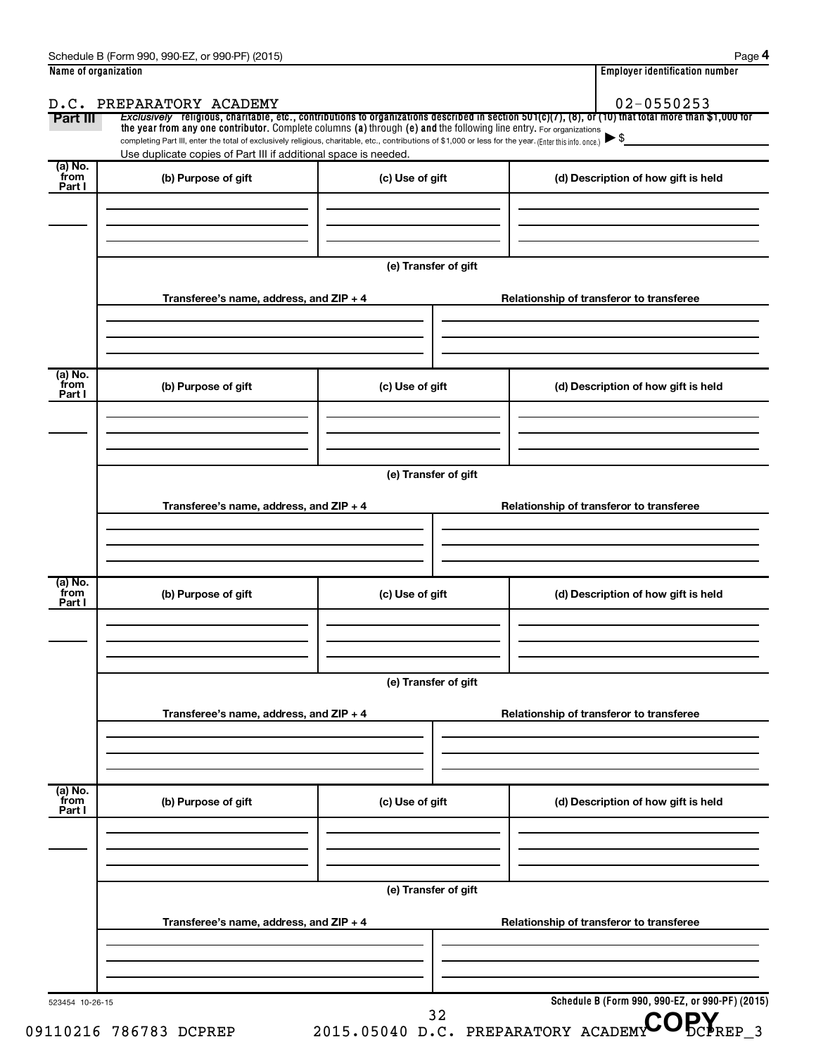Schedule B (Form 990, 990-EZ, or 990-PF) (2015) Page **4**

**Name of organization**

D.C. PREPARATORY ACADEMY

**Employer identification number**

02-0550253

**Part III** *Exclusively* religious, charitable, etc., contributions to organizations described in section 501(c)(7), (8), or (10) that total more than $1,000 for the year from any one contributor. Complete columns (a) through (e) and the following line entry. For organizations completing Part III, enter the total of exclusively religious, charitable, etc., contributions of $1,000 or less for the year. (Enter this info. once.) ▶ $

Use duplicate copies of Part III if additional space is needed.

| (a) No. from Part I | (b) Purpose of gift | (c) Use of gift | (d) Description of how gift is held |
|---|---|---|---|
| | | | |

**(e) Transfer of gift**

| Transferee's name, address, and ZIP + 4 | Relationship of transferor to transferee |
|---|---|
| | |

| (a) No. from Part I | (b) Purpose of gift | (c) Use of gift | (d) Description of how gift is held |
|---|---|---|---|
| | | | |

**(e) Transfer of gift**

| Transferee's name, address, and ZIP + 4 | Relationship of transferor to transferee |
|---|---|
| | |

| (a) No. from Part I | (b) Purpose of gift | (c) Use of gift | (d) Description of how gift is held |
|---|---|---|---|
| | | | |

**(e) Transfer of gift**

| Transferee's name, address, and ZIP + 4 | Relationship of transferor to transferee |
|---|---|
| | |

| (a) No. from Part I | (b) Purpose of gift | (c) Use of gift | (d) Description of how gift is held |
|---|---|---|---|
| | | | |

**(e) Transfer of gift**

| Transferee's name, address, and ZIP + 4 | Relationship of transferor to transferee |
|---|---|
| | |

523454 10-26-15 **Schedule B (Form 990, 990-EZ, or 990-PF) (2015)**

09110216 786783 DCPREP 2015.05040 D.C. PREPARATORY ACADEMY DCPREP_3

COPY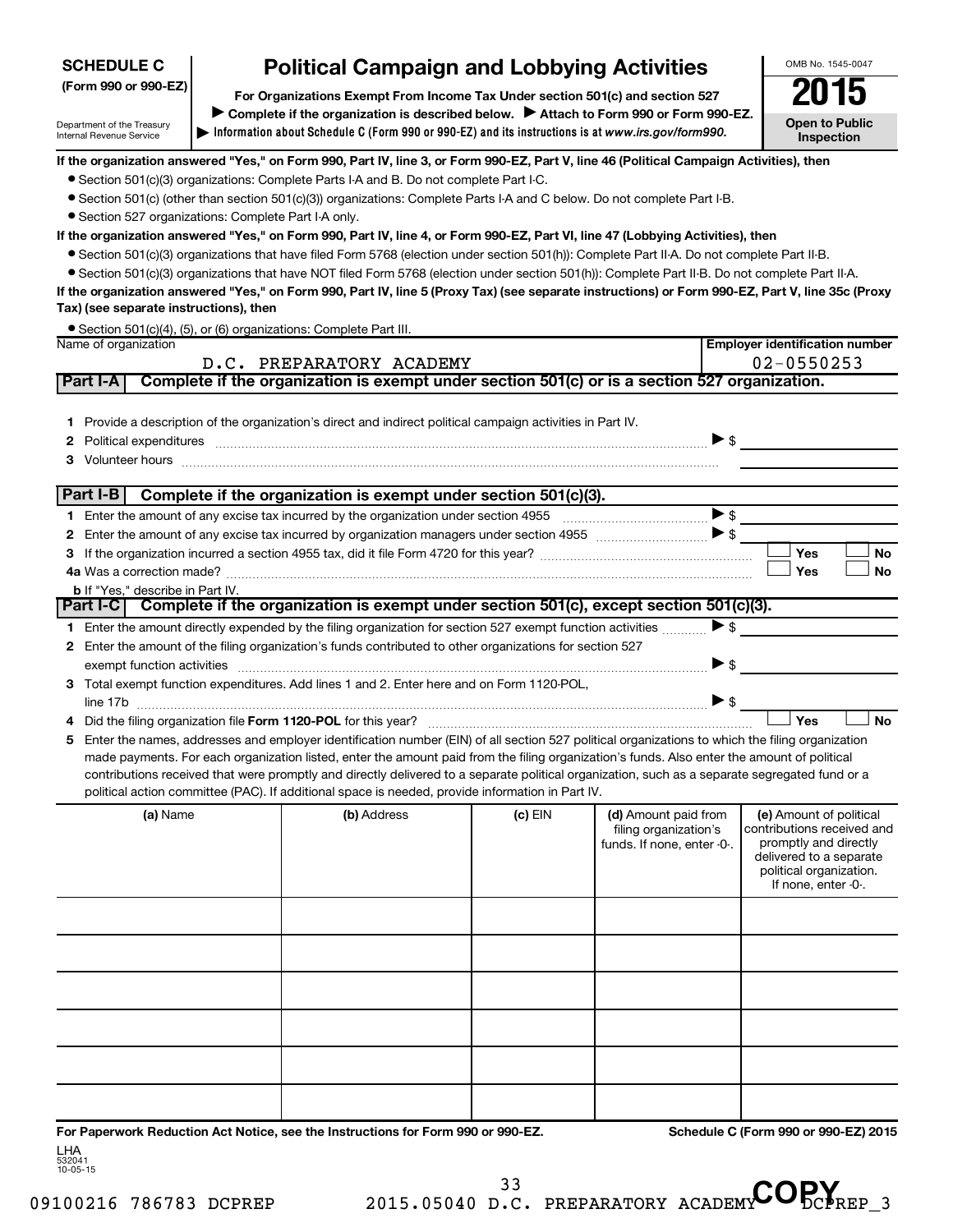**SCHEDULE C (Form 990 or 990-EZ)**

Department of the Treasury
Internal Revenue Service

# Political Campaign and Lobbying Activities

**For Organizations Exempt From Income Tax Under section 501(c) and section 527**

**▶ Complete if the organization is described below. ▶ Attach to Form 990 or Form 990-EZ.**

**▶ Information about Schedule C (Form 990 or 990-EZ) and its instructions is at *www.irs.gov/form990.***

OMB No. 1545-0047

**2015**

**Open to Public Inspection**

**If the organization answered "Yes," on Form 990, Part IV, line 3, or Form 990-EZ, Part V, line 46 (Political Campaign Activities), then**

- Section 501(c)(3) organizations: Complete Parts I-A and B. Do not complete Part I-C.
- Section 501(c) (other than section 501(c)(3)) organizations: Complete Parts I-A and C below. Do not complete Part I-B.
- Section 527 organizations: Complete Part I-A only.

**If the organization answered "Yes," on Form 990, Part IV, line 4, or Form 990-EZ, Part VI, line 47 (Lobbying Activities), then**

- Section 501(c)(3) organizations that have filed Form 5768 (election under section 501(h)): Complete Part II-A. Do not complete Part II-B.
- Section 501(c)(3) organizations that have NOT filed Form 5768 (election under section 501(h)): Complete Part II-B. Do not complete Part II-A.

**If the organization answered "Yes," on Form 990, Part IV, line 5 (Proxy Tax) (see separate instructions) or Form 990-EZ, Part V, line 35c (Proxy Tax) (see separate instructions), then**

- Section 501(c)(4), (5), or (6) organizations: Complete Part III.

| Name of organization | Employer identification number |
|---|---|
| D.C. PREPARATORY ACADEMY | 02-0550253 |

## Part I-A Complete if the organization is exempt under section 501(c) or is a section 527 organization.

1. Provide a description of the organization's direct and indirect political campaign activities in Part IV.
2. Political expenditures ▶ $
3. Volunteer hours

## Part I-B Complete if the organization is exempt under section 501(c)(3).

1. Enter the amount of any excise tax incurred by the organization under section 4955 ▶ $
2. Enter the amount of any excise tax incurred by organization managers under section 4955 ▶ $
3. If the organization incurred a section 4955 tax, did it file Form 4720 for this year? ☐ Yes ☐ No

4a Was a correction made? ☐ Yes ☐ No

b If "Yes," describe in Part IV.

## Part I-C Complete if the organization is exempt under section 501(c), except section 501(c)(3).

1. Enter the amount directly expended by the filing organization for section 527 exempt function activities ▶ $
2. Enter the amount of the filing organization's funds contributed to other organizations for section 527 exempt function activities ▶ $
3. Total exempt function expenditures. Add lines 1 and 2. Enter here and on Form 1120-POL, line 17b ▶ $
4. Did the filing organization file **Form 1120-POL** for this year? ☐ Yes ☐ No
5. Enter the names, addresses and employer identification number (EIN) of all section 527 political organizations to which the filing organization made payments. For each organization listed, enter the amount paid from the filing organization's funds. Also enter the amount of political contributions received that were promptly and directly delivered to a separate political organization, such as a separate segregated fund or a political action committee (PAC). If additional space is needed, provide information in Part IV.

| (a) Name | (b) Address | (c) EIN | (d) Amount paid from filing organization's funds. If none, enter -0-. | (e) Amount of political contributions received and promptly and directly delivered to a separate political organization. If none, enter -0-. |
|---|---|---|---|---|
| | | | | |
| | | | | |
| | | | | |
| | | | | |
| | | | | |
| | | | | |

**For Paperwork Reduction Act Notice, see the Instructions for Form 990 or 990-EZ.** **Schedule C (Form 990 or 990-EZ) 2015**

LHA
532041
10-05-15

09100216 786783 DCPREP 2015.05040 D.C. PREPARATORY ACADEMY DCPREP_3

COPY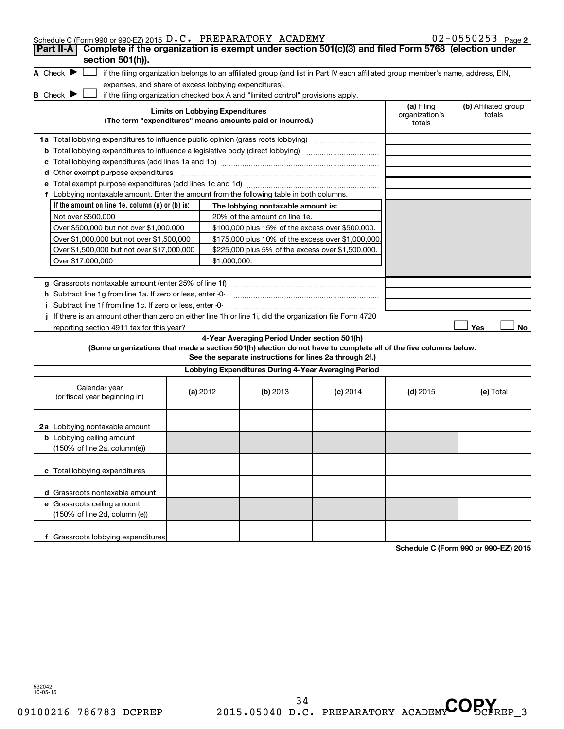Schedule C (Form 990 or 990-EZ) 2015 D.C. PREPARATORY ACADEMY 02-0550253 Page **2**

## Part II-A Complete if the organization is exempt under section 501(c)(3) and filed Form 5768 (election under section 501(h)).

**A** Check ▶ ☐ if the filing organization belongs to an affiliated group (and list in Part IV each affiliated group member's name, address, EIN, expenses, and share of excess lobbying expenditures).

**B** Check ▶ ☐ if the filing organization checked box A and "limited control" provisions apply.

| Limits on Lobbying Expenditures (The term "expenditures" means amounts paid or incurred.) | (a) Filing organization's totals | (b) Affiliated group totals |
|---|---|---|
| **1a** Total lobbying expenditures to influence public opinion (grass roots lobbying) | | |
| **b** Total lobbying expenditures to influence a legislative body (direct lobbying) | | |
| **c** Total lobbying expenditures (add lines 1a and 1b) | | |
| **d** Other exempt purpose expenditures | | |
| **e** Total exempt purpose expenditures (add lines 1c and 1d) | | |
| **f** Lobbying nontaxable amount. Enter the amount from the following table in both columns. | | |

| If the amount on line 1e, column (a) or (b) is: | The lobbying nontaxable amount is: |
|---|---|
| Not over $500,000 | 20% of the amount on line 1e. |
| Over $500,000 but not over $1,000,000 | $100,000 plus 15% of the excess over $500,000. |
| Over $1,000,000 but not over $1,500,000 | $175,000 plus 10% of the excess over $1,000,000. |
| Over $1,500,000 but not over $17,000,000 | $225,000 plus 5% of the excess over $1,500,000. |
| Over $17,000,000 | $1,000,000. |

| | (a) Filing organization's totals | (b) Affiliated group totals |
|---|---|---|
| **g** Grassroots nontaxable amount (enter 25% of line 1f) | | |
| **h** Subtract line 1g from line 1a. If zero or less, enter -0- | | |
| **i** Subtract line 1f from line 1c. If zero or less, enter -0- | | |

**j** If there is an amount other than zero on either line 1h or line 1i, did the organization file Form 4720 reporting section 4911 tax for this year? ☐ Yes ☐ No

### 4-Year Averaging Period Under section 501(h)

**(Some organizations that made a section 501(h) election do not have to complete all of the five columns below. See the separate instructions for lines 2a through 2f.)**

**Lobbying Expenditures During 4-Year Averaging Period**

| Calendar year (or fiscal year beginning in) | (a) 2012 | (b) 2013 | (c) 2014 | (d) 2015 | (e) Total |
|---|---|---|---|---|---|
| **2a** Lobbying nontaxable amount | | | | | |
| **b** Lobbying ceiling amount (150% of line 2a, column(e)) | | | | | |
| **c** Total lobbying expenditures | | | | | |
| **d** Grassroots nontaxable amount | | | | | |
| **e** Grassroots ceiling amount (150% of line 2d, column (e)) | | | | | |
| **f** Grassroots lobbying expenditures | | | | | |

**Schedule C (Form 990 or 990-EZ) 2015**

532042 10-05-15

09100216 786783 DCPREP 2015.05040 D.C. PREPARATORY ACADEMY DCPREP_3

COPY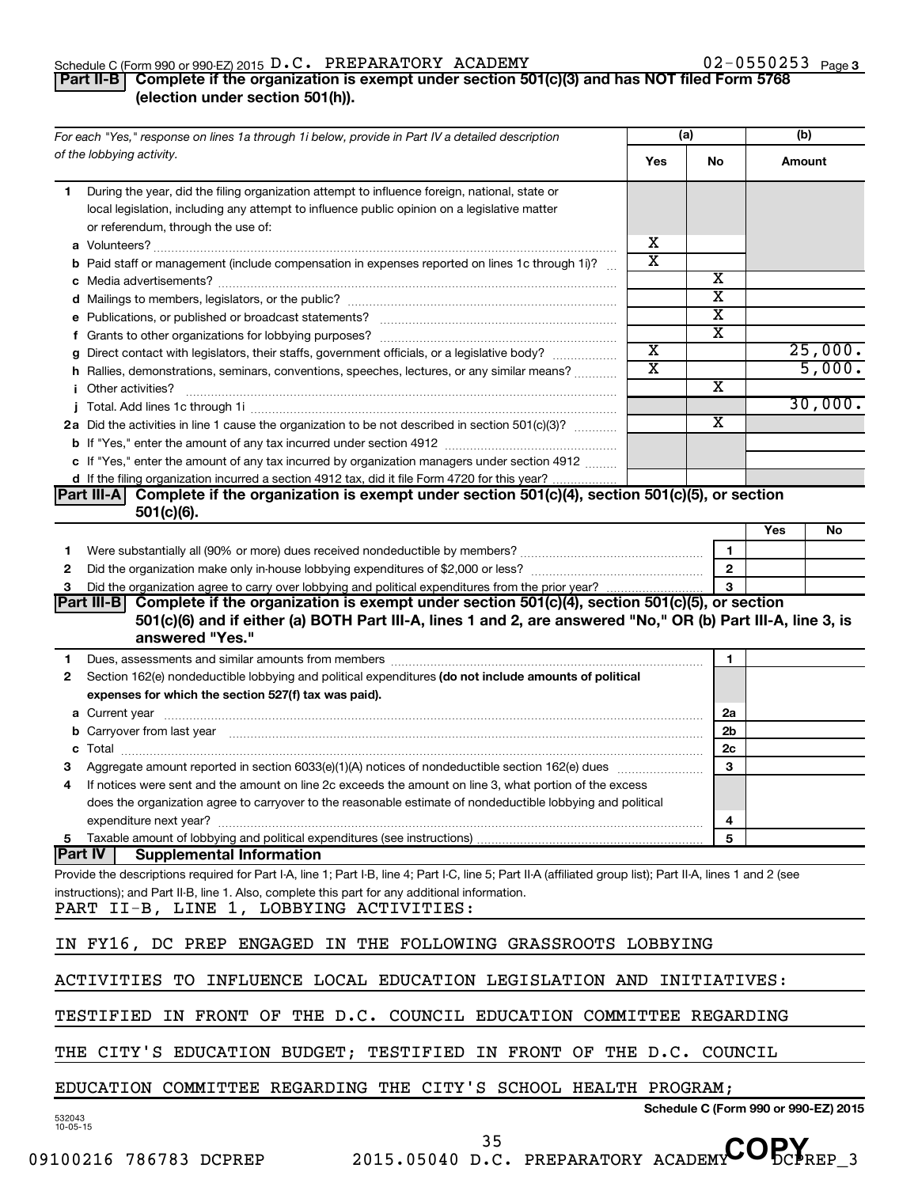Schedule C (Form 990 or 990-EZ) 2015 D.C. PREPARATORY ACADEMY 02-0550253 Page 3

**Part II-B** **Complete if the organization is exempt under section 501(c)(3) and has NOT filed Form 5768 (election under section 501(h)).**

| *For each "Yes," response on lines 1a through 1i below, provide in Part IV a detailed description of the lobbying activity.* | (a) Yes | (a) No | (b) Amount |
|---|---|---|---|
| **1** During the year, did the filing organization attempt to influence foreign, national, state or local legislation, including any attempt to influence public opinion on a legislative matter or referendum, through the use of: | | | |
| **a** Volunteers? | X | | |
| **b** Paid staff or management (include compensation in expenses reported on lines 1c through 1i)? | X | | |
| **c** Media advertisements? | | X | |
| **d** Mailings to members, legislators, or the public? | | X | |
| **e** Publications, or published or broadcast statements? | | X | |
| **f** Grants to other organizations for lobbying purposes? | | X | |
| **g** Direct contact with legislators, their staffs, government officials, or a legislative body? | X | | 25,000. |
| **h** Rallies, demonstrations, seminars, conventions, speeches, lectures, or any similar means? | X | | 5,000. |
| **i** Other activities? | | X | |
| **j** Total. Add lines 1c through 1i | | | 30,000. |
| **2a** Did the activities in line 1 cause the organization to be not described in section 501(c)(3)? | | X | |
| **b** If "Yes," enter the amount of any tax incurred under section 4912 | | | |
| **c** If "Yes," enter the amount of any tax incurred by organization managers under section 4912 | | | |
| **d** If the filing organization incurred a section 4912 tax, did it file Form 4720 for this year? | | | |

**Part III-A** **Complete if the organization is exempt under section 501(c)(4), section 501(c)(5), or section 501(c)(6).**

| | | | Yes | No |
|---|---|---|---|---|
| **1** | Were substantially all (90% or more) dues received nondeductible by members? | 1 | | |
| **2** | Did the organization make only in-house lobbying expenditures of $2,000 or less? | 2 | | |
| **3** | Did the organization agree to carry over lobbying and political expenditures from the prior year? | 3 | | |

**Part III-B** **Complete if the organization is exempt under section 501(c)(4), section 501(c)(5), or section 501(c)(6) and if either (a) BOTH Part III-A, lines 1 and 2, are answered "No," OR (b) Part III-A, line 3, is answered "Yes."**

| | | | |
|---|---|---|---|
| **1** | Dues, assessments and similar amounts from members | 1 | |
| **2** | Section 162(e) nondeductible lobbying and political expenditures **(do not include amounts of political expenses for which the section 527(f) tax was paid).** | | |
| **a** | Current year | 2a | |
| **b** | Carryover from last year | 2b | |
| **c** | Total | 2c | |
| **3** | Aggregate amount reported in section 6033(e)(1)(A) notices of nondeductible section 162(e) dues | 3 | |
| **4** | If notices were sent and the amount on line 2c exceeds the amount on line 3, what portion of the excess does the organization agree to carryover to the reasonable estimate of nondeductible lobbying and political expenditure next year? | 4 | |
| **5** | Taxable amount of lobbying and political expenditures (see instructions) | 5 | |

**Part IV** **Supplemental Information**

Provide the descriptions required for Part I-A, line 1; Part I-B, line 4; Part I-C, line 5; Part II-A (affiliated group list); Part II-A, lines 1 and 2 (see instructions); and Part II-B, line 1. Also, complete this part for any additional information.

PART II-B, LINE 1, LOBBYING ACTIVITIES:

IN FY16, DC PREP ENGAGED IN THE FOLLOWING GRASSROOTS LOBBYING ACTIVITIES TO INFLUENCE LOCAL EDUCATION LEGISLATION AND INITIATIVES: TESTIFIED IN FRONT OF THE D.C. COUNCIL EDUCATION COMMITTEE REGARDING THE CITY'S EDUCATION BUDGET; TESTIFIED IN FRONT OF THE D.C. COUNCIL EDUCATION COMMITTEE REGARDING THE CITY'S SCHOOL HEALTH PROGRAM;

Schedule C (Form 990 or 990-EZ) 2015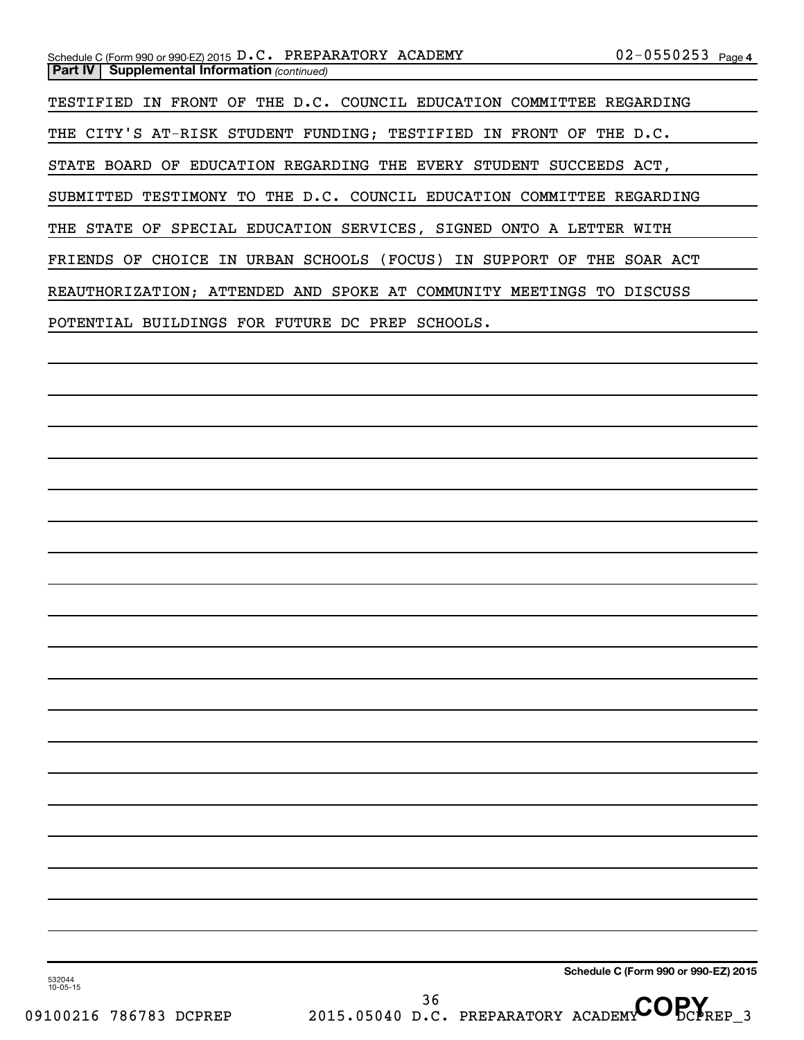Schedule C (Form 990 or 990-EZ) 2015 D.C. PREPARATORY ACADEMY 02-0550253 Page 4

**Part IV | Supplemental Information** *(continued)*

TESTIFIED IN FRONT OF THE D.C. COUNCIL EDUCATION COMMITTEE REGARDING THE CITY'S AT-RISK STUDENT FUNDING; TESTIFIED IN FRONT OF THE D.C. STATE BOARD OF EDUCATION REGARDING THE EVERY STUDENT SUCCEEDS ACT, SUBMITTED TESTIMONY TO THE D.C. COUNCIL EDUCATION COMMITTEE REGARDING THE STATE OF SPECIAL EDUCATION SERVICES, SIGNED ONTO A LETTER WITH FRIENDS OF CHOICE IN URBAN SCHOOLS (FOCUS) IN SUPPORT OF THE SOAR ACT REAUTHORIZATION; ATTENDED AND SPOKE AT COMMUNITY MEETINGS TO DISCUSS POTENTIAL BUILDINGS FOR FUTURE DC PREP SCHOOLS.

532044
10-05-15

**Schedule C (Form 990 or 990-EZ) 2015**

09100216 786783 DCPREP 2015.05040 D.C. PREPARATORY ACADEMY DCPREP_3

COPY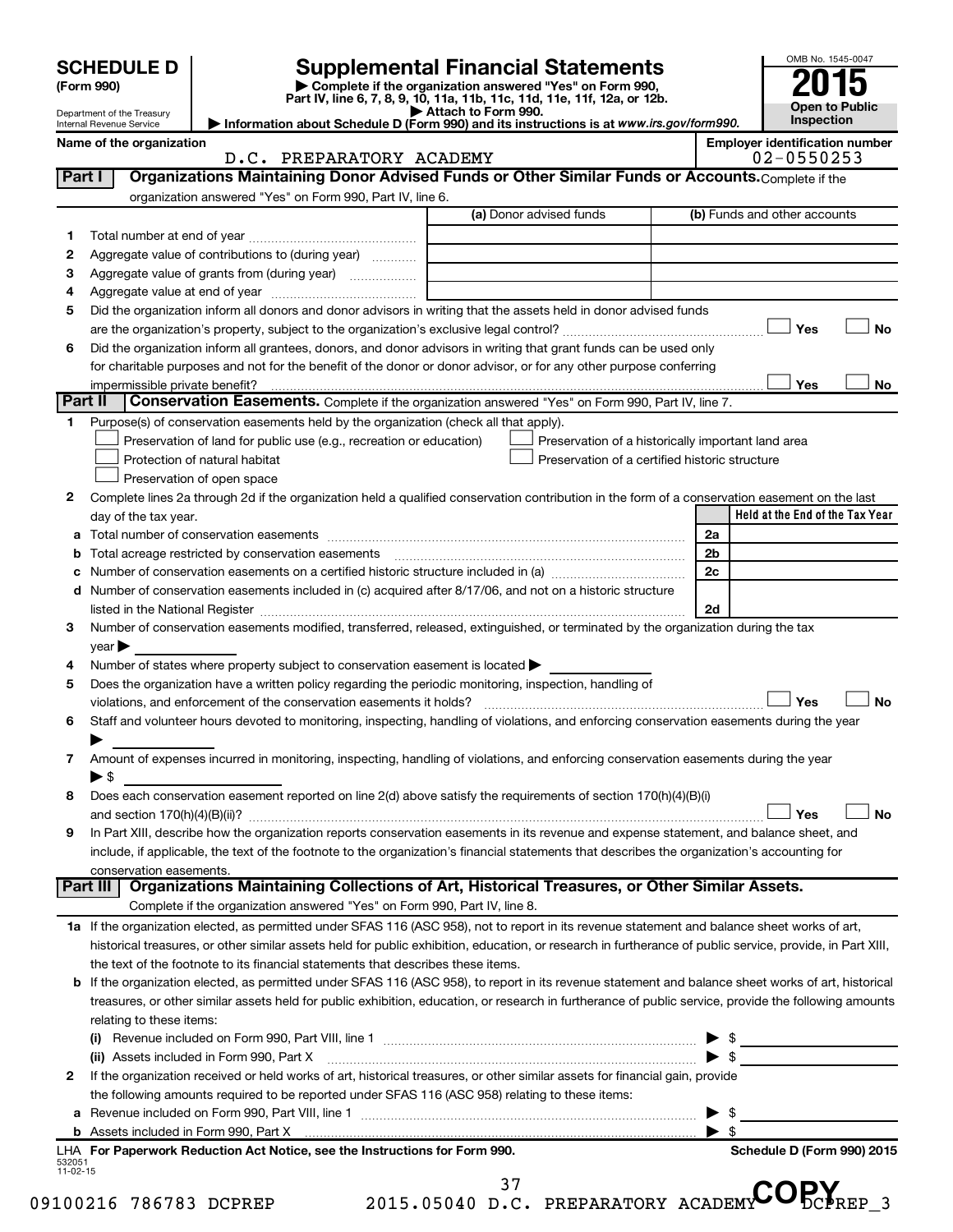# SCHEDULE D (Form 990)

Department of the Treasury
Internal Revenue Service

# Supplemental Financial Statements

▶ Complete if the organization answered "Yes" on Form 990, Part IV, line 6, 7, 8, 9, 10, 11a, 11b, 11c, 11d, 11e, 11f, 12a, or 12b.
▶ Attach to Form 990.
▶ Information about Schedule D (Form 990) and its instructions is at *www.irs.gov/form990.*

OMB No. 1545-0047

**2015**

**Open to Public Inspection**

**Name of the organization:** D.C. PREPARATORY ACADEMY

**Employer identification number:** 02-0550253

## Part I — Organizations Maintaining Donor Advised Funds or Other Similar Funds or Accounts.

Complete if the organization answered "Yes" on Form 990, Part IV, line 6.

| | | (a) Donor advised funds | (b) Funds and other accounts |
|---|---|---|---|
| 1 | Total number at end of year | | |
| 2 | Aggregate value of contributions to (during year) | | |
| 3 | Aggregate value of grants from (during year) | | |
| 4 | Aggregate value at end of year | | |

5 Did the organization inform all donors and donor advisors in writing that the assets held in donor advised funds are the organization's property, subject to the organization's exclusive legal control? ☐ Yes ☐ No

6 Did the organization inform all grantees, donors, and donor advisors in writing that grant funds can be used only for charitable purposes and not for the benefit of the donor or donor advisor, or for any other purpose conferring impermissible private benefit? ☐ Yes ☐ No

## Part II — Conservation Easements.

Complete if the organization answered "Yes" on Form 990, Part IV, line 7.

1 Purpose(s) of conservation easements held by the organization (check all that apply).

- ☐ Preservation of land for public use (e.g., recreation or education)
- ☐ Protection of natural habitat
- ☐ Preservation of open space
- ☐ Preservation of a historically important land area
- ☐ Preservation of a certified historic structure

2 Complete lines 2a through 2d if the organization held a qualified conservation contribution in the form of a conservation easement on the last day of the tax year.

| | | | Held at the End of the Tax Year |
|---|---|---|---|
| a | Total number of conservation easements | 2a | |
| b | Total acreage restricted by conservation easements | 2b | |
| c | Number of conservation easements on a certified historic structure included in (a) | 2c | |
| d | Number of conservation easements included in (c) acquired after 8/17/06, and not on a historic structure listed in the National Register | 2d | |

3 Number of conservation easements modified, transferred, released, extinguished, or terminated by the organization during the tax year ▶

4 Number of states where property subject to conservation easement is located ▶

5 Does the organization have a written policy regarding the periodic monitoring, inspection, handling of violations, and enforcement of the conservation easements it holds? ☐ Yes ☐ No

6 Staff and volunteer hours devoted to monitoring, inspecting, handling of violations, and enforcing conservation easements during the year ▶

7 Amount of expenses incurred in monitoring, inspecting, handling of violations, and enforcing conservation easements during the year ▶ $

8 Does each conservation easement reported on line 2(d) above satisfy the requirements of section 170(h)(4)(B)(i) and section 170(h)(4)(B)(ii)? ☐ Yes ☐ No

9 In Part XIII, describe how the organization reports conservation easements in its revenue and expense statement, and balance sheet, and include, if applicable, the text of the footnote to the organization's financial statements that describes the organization's accounting for conservation easements.

## Part III — Organizations Maintaining Collections of Art, Historical Treasures, or Other Similar Assets.

Complete if the organization answered "Yes" on Form 990, Part IV, line 8.

1a If the organization elected, as permitted under SFAS 116 (ASC 958), not to report in its revenue statement and balance sheet works of art, historical treasures, or other similar assets held for public exhibition, education, or research in furtherance of public service, provide, in Part XIII, the text of the footnote to its financial statements that describes these items.

b If the organization elected, as permitted under SFAS 116 (ASC 958), to report in its revenue statement and balance sheet works of art, historical treasures, or other similar assets held for public exhibition, education, or research in furtherance of public service, provide the following amounts relating to these items:

(i) Revenue included on Form 990, Part VIII, line 1 ▶ $

(ii) Assets included in Form 990, Part X ▶ $

2 If the organization received or held works of art, historical treasures, or other similar assets for financial gain, provide the following amounts required to be reported under SFAS 116 (ASC 958) relating to these items:

a Revenue included on Form 990, Part VIII, line 1 ▶ $

b Assets included in Form 990, Part X ▶ $

LHA For Paperwork Reduction Act Notice, see the Instructions for Form 990. Schedule D (Form 990) 2015

532051 11-02-15

09100216 786783 DCPREP 2015.05040 D.C. PREPARATORY ACADEMY DCPREP_3

COPY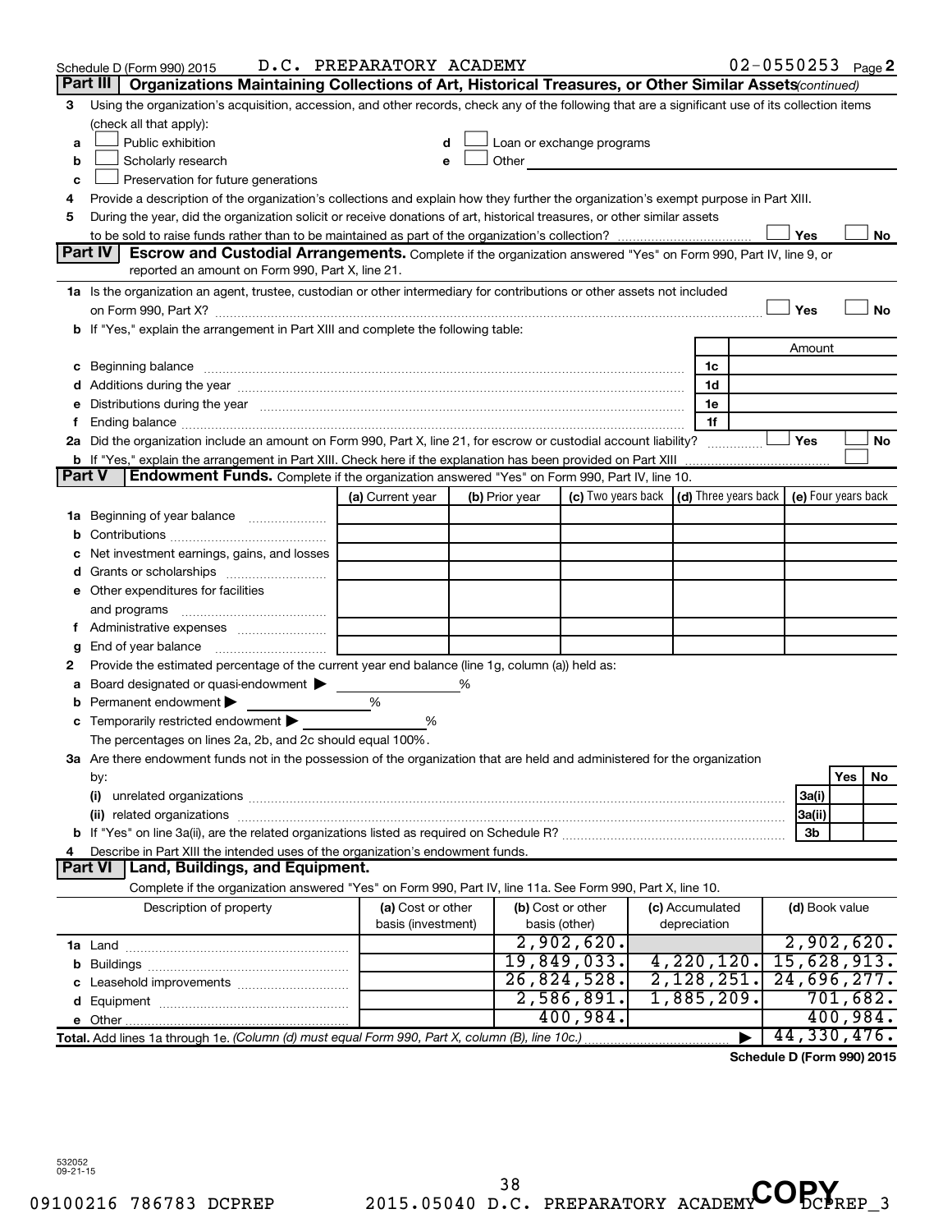Schedule D (Form 990) 2015 D.C. PREPARATORY ACADEMY 02-0550253 Page 2

## Part III Organizations Maintaining Collections of Art, Historical Treasures, or Other Similar Assets *(continued)*

3 Using the organization's acquisition, accession, and other records, check any of the following that are a significant use of its collection items (check all that apply):

a ☐ Public exhibition
b ☐ Scholarly research
c ☐ Preservation for future generations
d ☐ Loan or exchange programs
e ☐ Other

4 Provide a description of the organization's collections and explain how they further the organization's exempt purpose in Part XIII.

5 During the year, did the organization solicit or receive donations of art, historical treasures, or other similar assets to be sold to raise funds rather than to be maintained as part of the organization's collection? ☐ Yes ☐ No

## Part IV Escrow and Custodial Arrangements.

Complete if the organization answered "Yes" on Form 990, Part IV, line 9, or reported an amount on Form 990, Part X, line 21.

1a Is the organization an agent, trustee, custodian or other intermediary for contributions or other assets not included on Form 990, Part X? ☐ Yes ☐ No

b If "Yes," explain the arrangement in Part XIII and complete the following table:

| | | Amount |
|---|---|---|
| c Beginning balance | 1c | |
| d Additions during the year | 1d | |
| e Distributions during the year | 1e | |
| f Ending balance | 1f | |

2a Did the organization include an amount on Form 990, Part X, line 21, for escrow or custodial account liability? ☐ Yes ☐ No

b If "Yes," explain the arrangement in Part XIII. Check here if the explanation has been provided on Part XIII ☐

## Part V Endowment Funds.

Complete if the organization answered "Yes" on Form 990, Part IV, line 10.

| | (a) Current year | (b) Prior year | (c) Two years back | (d) Three years back | (e) Four years back |
|---|---|---|---|---|---|
| 1a Beginning of year balance | | | | | |
| b Contributions | | | | | |
| c Net investment earnings, gains, and losses | | | | | |
| d Grants or scholarships | | | | | |
| e Other expenditures for facilities and programs | | | | | |
| f Administrative expenses | | | | | |
| g End of year balance | | | | | |

2 Provide the estimated percentage of the current year end balance (line 1g, column (a)) held as:

a Board designated or quasi-endowment ▶ %
b Permanent endowment ▶ %
c Temporarily restricted endowment ▶ %

The percentages on lines 2a, 2b, and 2c should equal 100%.

3a Are there endowment funds not in the possession of the organization that are held and administered for the organization by:

| | | Yes | No |
|---|---|---|---|
| (i) unrelated organizations | 3a(i) | | |
| (ii) related organizations | 3a(ii) | | |
| b If "Yes" on line 3a(ii), are the related organizations listed as required on Schedule R? | 3b | | |

4 Describe in Part XIII the intended uses of the organization's endowment funds.

## Part VI Land, Buildings, and Equipment.

Complete if the organization answered "Yes" on Form 990, Part IV, line 11a. See Form 990, Part X, line 10.

| Description of property | (a) Cost or other basis (investment) | (b) Cost or other basis (other) | (c) Accumulated depreciation | (d) Book value |
|---|---|---|---|---|
| 1a Land | | 2,902,620. | | 2,902,620. |
| b Buildings | | 19,849,033. | 4,220,120. | 15,628,913. |
| c Leasehold improvements | | 26,824,528. | 2,128,251. | 24,696,277. |
| d Equipment | | 2,586,891. | 1,885,209. | 701,682. |
| e Other | | 400,984. | | 400,984. |
| **Total.** Add lines 1a through 1e. *(Column (d) must equal Form 990, Part X, column (B), line 10c.)* | | | ▶ | 44,330,476. |

**Schedule D (Form 990) 2015**

532052 09-21-15

09100216 786783 DCPREP 2015.05040 D.C. PREPARATORY ACADEMY DCPREP_3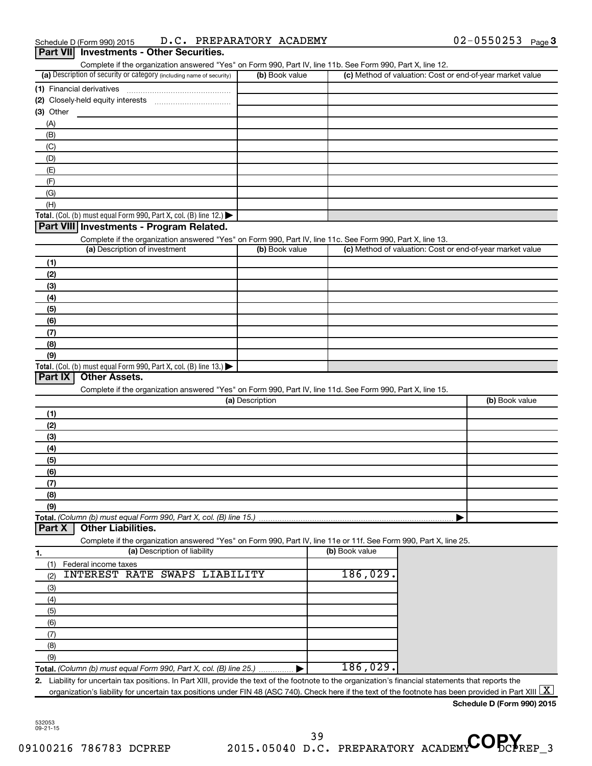Schedule D (Form 990) 2015 D.C. PREPARATORY ACADEMY 02-0550253 Page 3

## Part VII Investments - Other Securities.

Complete if the organization answered "Yes" on Form 990, Part IV, line 11b. See Form 990, Part X, line 12.

| (a) Description of security or category (including name of security) | (b) Book value | (c) Method of valuation: Cost or end-of-year market value |
|---|---|---|
| (1) Financial derivatives | | |
| (2) Closely-held equity interests | | |
| (3) Other | | |
| (A) | | |
| (B) | | |
| (C) | | |
| (D) | | |
| (E) | | |
| (F) | | |
| (G) | | |
| (H) | | |
| **Total.** (Col. (b) must equal Form 990, Part X, col. (B) line 12.) ▶ | | |

## Part VIII Investments - Program Related.

Complete if the organization answered "Yes" on Form 990, Part IV, line 11c. See Form 990, Part X, line 13.

| (a) Description of investment | (b) Book value | (c) Method of valuation: Cost or end-of-year market value |
|---|---|---|
| (1) | | |
| (2) | | |
| (3) | | |
| (4) | | |
| (5) | | |
| (6) | | |
| (7) | | |
| (8) | | |
| (9) | | |
| **Total.** (Col. (b) must equal Form 990, Part X, col. (B) line 13.) ▶ | | |

## Part IX Other Assets.

Complete if the organization answered "Yes" on Form 990, Part IV, line 11d. See Form 990, Part X, line 15.

| (a) Description | (b) Book value |
|---|---|
| (1) | |
| (2) | |
| (3) | |
| (4) | |
| (5) | |
| (6) | |
| (7) | |
| (8) | |
| (9) | |
| **Total.** *(Column (b) must equal Form 990, Part X, col. (B) line 15.)* ▶ | |

## Part X Other Liabilities.

Complete if the organization answered "Yes" on Form 990, Part IV, line 11e or 11f. See Form 990, Part X, line 25.

| 1. (a) Description of liability | (b) Book value |
|---|---|
| (1) Federal income taxes | |
| (2) INTEREST RATE SWAPS LIABILITY | 186,029. |
| (3) | |
| (4) | |
| (5) | |
| (6) | |
| (7) | |
| (8) | |
| (9) | |
| **Total.** *(Column (b) must equal Form 990, Part X, col. (B) line 25.)* ▶ | 186,029. |

2. Liability for uncertain tax positions. In Part XIII, provide the text of the footnote to the organization's financial statements that reports the organization's liability for uncertain tax positions under FIN 48 (ASC 740). Check here if the text of the footnote has been provided in Part XIII [X]

**Schedule D (Form 990) 2015**

532053 09-21-15

09100216 786783 DCPREP 2015.05040 D.C. PREPARATORY ACADEMY DCPREP_3

COPY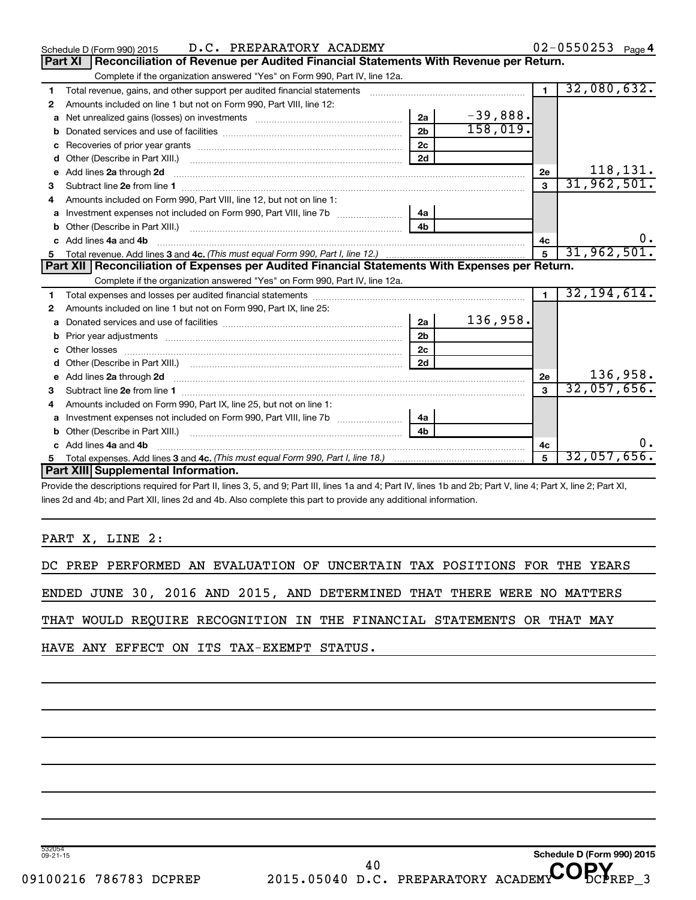Schedule D (Form 990) 2015 D.C. PREPARATORY ACADEMY 02-0550253 Page 4

## Part XI Reconciliation of Revenue per Audited Financial Statements With Revenue per Return.

Complete if the organization answered "Yes" on Form 990, Part IV, line 12a.

| | | | | | |
|---|---|---|---|---|---|
| 1 | Total revenue, gains, and other support per audited financial statements | | | 1 | 32,080,632. |
| 2 | Amounts included on line 1 but not on Form 990, Part VIII, line 12: | | | | |
| a | Net unrealized gains (losses) on investments | 2a | -39,888. | | |
| b | Donated services and use of facilities | 2b | 158,019. | | |
| c | Recoveries of prior year grants | 2c | | | |
| d | Other (Describe in Part XIII.) | 2d | | | |
| e | Add lines 2a through 2d | | | 2e | 118,131. |
| 3 | Subtract line 2e from line 1 | | | 3 | 31,962,501. |
| 4 | Amounts included on Form 990, Part VIII, line 12, but not on line 1: | | | | |
| a | Investment expenses not included on Form 990, Part VIII, line 7b | 4a | | | |
| b | Other (Describe in Part XIII.) | 4b | | | |
| c | Add lines 4a and 4b | | | 4c | 0. |
| 5 | Total revenue. Add lines 3 and 4c. *(This must equal Form 990, Part I, line 12.)* | | | 5 | 31,962,501. |

## Part XII Reconciliation of Expenses per Audited Financial Statements With Expenses per Return.

Complete if the organization answered "Yes" on Form 990, Part IV, line 12a.

| | | | | | |
|---|---|---|---|---|---|
| 1 | Total expenses and losses per audited financial statements | | | 1 | 32,194,614. |
| 2 | Amounts included on line 1 but not on Form 990, Part IX, line 25: | | | | |
| a | Donated services and use of facilities | 2a | 136,958. | | |
| b | Prior year adjustments | 2b | | | |
| c | Other losses | 2c | | | |
| d | Other (Describe in Part XIII.) | 2d | | | |
| e | Add lines 2a through 2d | | | 2e | 136,958. |
| 3 | Subtract line 2e from line 1 | | | 3 | 32,057,656. |
| 4 | Amounts included on Form 990, Part IX, line 25, but not on line 1: | | | | |
| a | Investment expenses not included on Form 990, Part VIII, line 7b | 4a | | | |
| b | Other (Describe in Part XIII.) | 4b | | | |
| c | Add lines 4a and 4b | | | 4c | 0. |
| 5 | Total expenses. Add lines 3 and 4c. *(This must equal Form 990, Part I, line 18.)* | | | 5 | 32,057,656. |

## Part XIII Supplemental Information.

Provide the descriptions required for Part II, lines 3, 5, and 9; Part III, lines 1a and 4; Part IV, lines 1b and 2b; Part V, line 4; Part X, line 2; Part XI, lines 2d and 4b; and Part XII, lines 2d and 4b. Also complete this part to provide any additional information.

PART X, LINE 2:

DC PREP PERFORMED AN EVALUATION OF UNCERTAIN TAX POSITIONS FOR THE YEARS ENDED JUNE 30, 2016 AND 2015, AND DETERMINED THAT THERE WERE NO MATTERS THAT WOULD REQUIRE RECOGNITION IN THE FINANCIAL STATEMENTS OR THAT MAY HAVE ANY EFFECT ON ITS TAX-EXEMPT STATUS.

532054 09-21-15 Schedule D (Form 990) 2015

09100216 786783 DCPREP 2015.05040 D.C. PREPARATORY ACADEMY DCPREP_3

COPY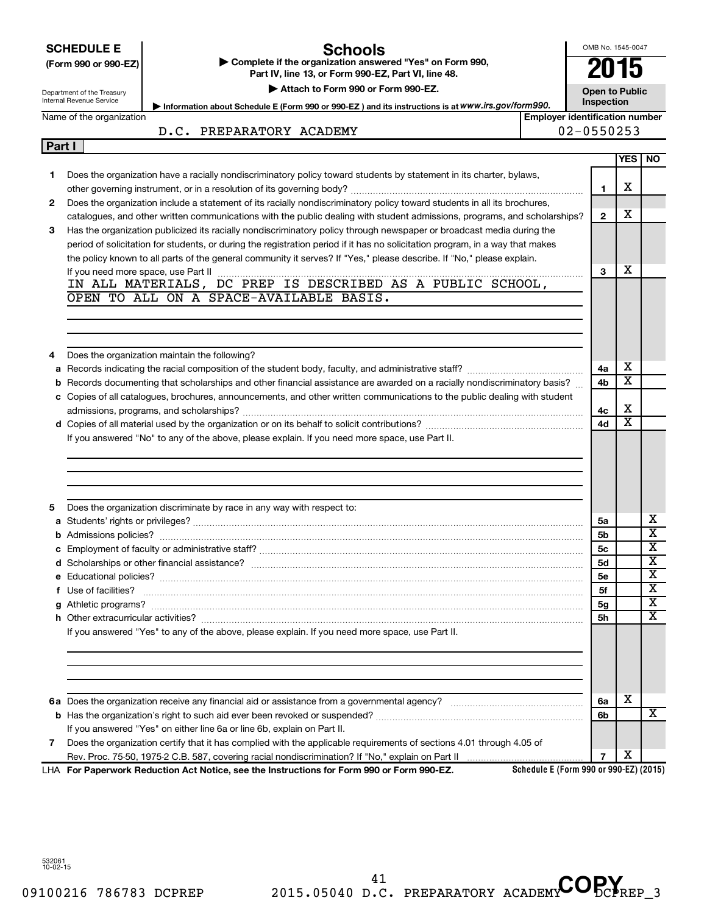**SCHEDULE E**
**(Form 990 or 990-EZ)**

Department of the Treasury
Internal Revenue Service

# Schools

▶ **Complete if the organization answered "Yes" on Form 990, Part IV, line 13, or Form 990-EZ, Part VI, line 48.**
▶ **Attach to Form 990 or Form 990-EZ.**
▶ **Information about Schedule E (Form 990 or 990-EZ) and its instructions is at** *www.irs.gov/form990.*

OMB No. 1545-0047
**2015**
**Open to Public Inspection**

Name of the organization: D.C. PREPARATORY ACADEMY
**Employer identification number:** 02-0550253

## Part I

| | | | YES | NO |
|---|---|---|---|---|
| 1 | Does the organization have a racially nondiscriminatory policy toward students by statement in its charter, bylaws, other governing instrument, or in a resolution of its governing body? | 1 | X | |
| 2 | Does the organization include a statement of its racially nondiscriminatory policy toward students in all its brochures, catalogues, and other written communications with the public dealing with student admissions, programs, and scholarships? | 2 | X | |
| 3 | Has the organization publicized its racially nondiscriminatory policy through newspaper or broadcast media during the period of solicitation for students, or during the registration period if it has no solicitation program, in a way that makes the policy known to all parts of the general community it serves? If "Yes," please describe. If "No," please explain. If you need more space, use Part II | 3 | X | |

IN ALL MATERIALS, DC PREP IS DESCRIBED AS A PUBLIC SCHOOL, OPEN TO ALL ON A SPACE-AVAILABLE BASIS.

| | | | YES | NO |
|---|---|---|---|---|
| 4 | Does the organization maintain the following? | | | |
| a | Records indicating the racial composition of the student body, faculty, and administrative staff? | 4a | X | |
| b | Records documenting that scholarships and other financial assistance are awarded on a racially nondiscriminatory basis? | 4b | X | |
| c | Copies of all catalogues, brochures, announcements, and other written communications to the public dealing with student admissions, programs, and scholarships? | 4c | X | |
| d | Copies of all material used by the organization or on its behalf to solicit contributions? | 4d | X | |

If you answered "No" to any of the above, please explain. If you need more space, use Part II.

| | | | YES | NO |
|---|---|---|---|---|
| 5 | Does the organization discriminate by race in any way with respect to: | | | |
| a | Students' rights or privileges? | 5a | | X |
| b | Admissions policies? | 5b | | X |
| c | Employment of faculty or administrative staff? | 5c | | X |
| d | Scholarships or other financial assistance? | 5d | | X |
| e | Educational policies? | 5e | | X |
| f | Use of facilities? | 5f | | X |
| g | Athletic programs? | 5g | | X |
| h | Other extracurricular activities? | 5h | | X |

If you answered "Yes" to any of the above, please explain. If you need more space, use Part II.

| | | | YES | NO |
|---|---|---|---|---|
| 6a | Does the organization receive any financial aid or assistance from a governmental agency? | 6a | X | |
| b | Has the organization's right to such aid ever been revoked or suspended? | 6b | | X |
| | If you answered "Yes" on either line 6a or line 6b, explain on Part II. | | | |
| 7 | Does the organization certify that it has complied with the applicable requirements of sections 4.01 through 4.05 of Rev. Proc. 75-50, 1975-2 C.B. 587, covering racial nondiscrimination? If "No," explain on Part II | 7 | X | |

LHA **For Paperwork Reduction Act Notice, see the Instructions for Form 990 or Form 990-EZ.** **Schedule E (Form 990 or 990-EZ) (2015)**

532061
10-02-15

09100216 786783 DCPREP 2015.05040 D.C. PREPARATORY ACADEMY DCPREP_3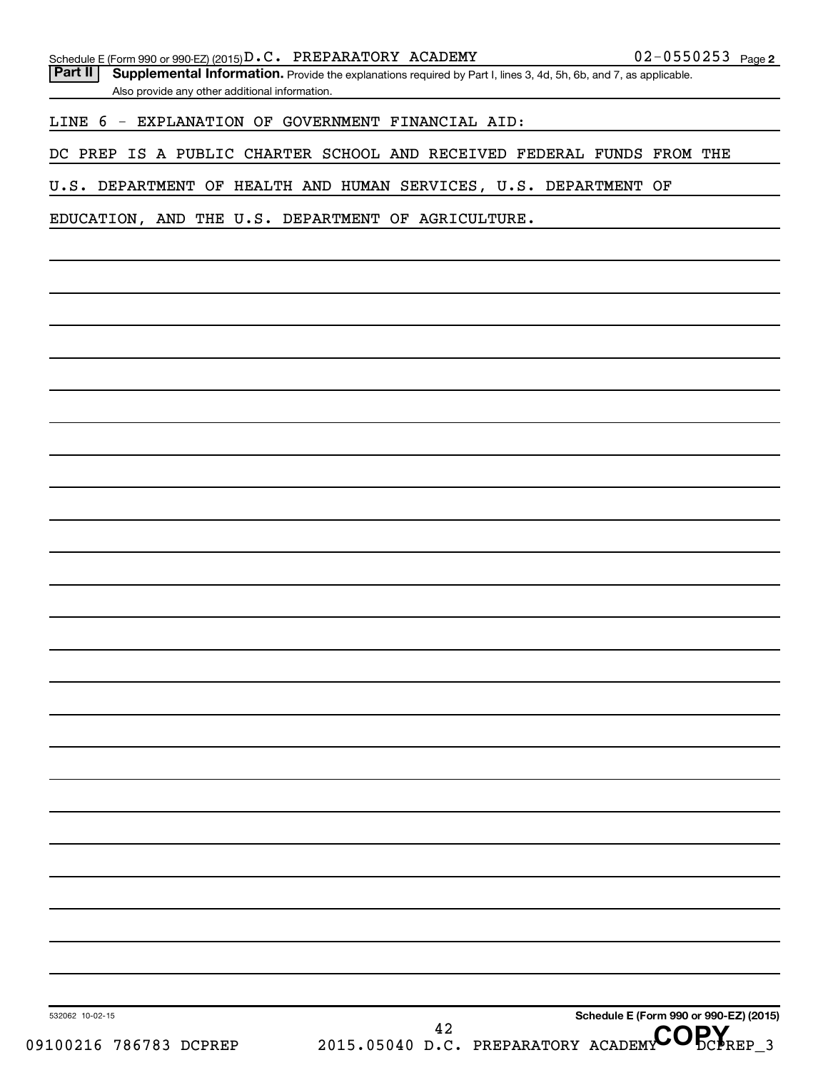Schedule E (Form 990 or 990-EZ) (2015) D.C. PREPARATORY ACADEMY 02-0550253 Page 2

**Part II** **Supplemental Information.** Provide the explanations required by Part I, lines 3, 4d, 5h, 6b, and 7, as applicable. Also provide any other additional information.

LINE 6 - EXPLANATION OF GOVERNMENT FINANCIAL AID:

DC PREP IS A PUBLIC CHARTER SCHOOL AND RECEIVED FEDERAL FUNDS FROM THE U.S. DEPARTMENT OF HEALTH AND HUMAN SERVICES, U.S. DEPARTMENT OF EDUCATION, AND THE U.S. DEPARTMENT OF AGRICULTURE.

532062 10-02-15

**Schedule E (Form 990 or 990-EZ) (2015)**

09100216 786783 DCPREP 2015.05040 D.C. PREPARATORY ACADEMY DCPREP_3

COPY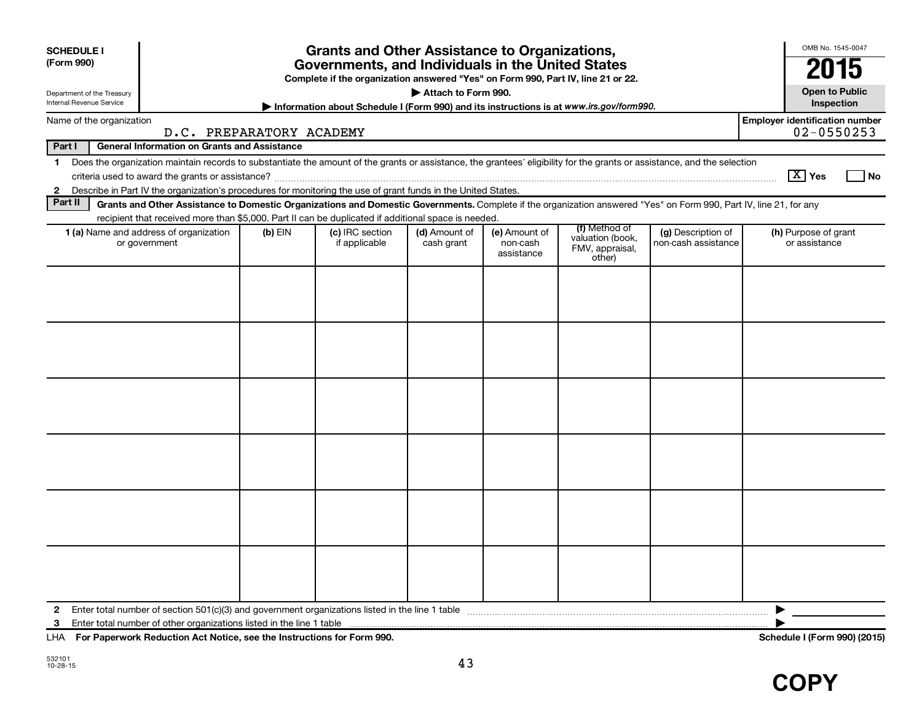**SCHEDULE I**
**(Form 990)**

Department of the Treasury
Internal Revenue Service

# Grants and Other Assistance to Organizations, Governments, and Individuals in the United States

**Complete if the organization answered "Yes" on Form 990, Part IV, line 21 or 22.**

**▶ Attach to Form 990.**

**▶ Information about Schedule I (Form 990) and its instructions is at *www.irs.gov/form990*.**

OMB No. 1545-0047

**2015**

**Open to Public Inspection**

Name of the organization: D.C. PREPARATORY ACADEMY

**Employer identification number:** 02-0550253

**Part I — General Information on Grants and Assistance**

1 Does the organization maintain records to substantiate the amount of the grants or assistance, the grantees' eligibility for the grants or assistance, and the selection criteria used to award the grants or assistance? [X] Yes [ ] No

2 Describe in Part IV the organization's procedures for monitoring the use of grant funds in the United States.

**Part II — Grants and Other Assistance to Domestic Organizations and Domestic Governments.** Complete if the organization answered "Yes" on Form 990, Part IV, line 21, for any recipient that received more than $5,000. Part II can be duplicated if additional space is needed.

| 1 (a) Name and address of organization or government | (b) EIN | (c) IRC section if applicable | (d) Amount of cash grant | (e) Amount of non-cash assistance | (f) Method of valuation (book, FMV, appraisal, other) | (g) Description of non-cash assistance | (h) Purpose of grant or assistance |
|---|---|---|---|---|---|---|---|
| | | | | | | | |
| | | | | | | | |
| | | | | | | | |
| | | | | | | | |
| | | | | | | | |
| | | | | | | | |

2 Enter total number of section 501(c)(3) and government organizations listed in the line 1 table ▶

3 Enter total number of other organizations listed in the line 1 table ▶

LHA **For Paperwork Reduction Act Notice, see the Instructions for Form 990.** **Schedule I (Form 990) (2015)**

532101
10-28-15

**COPY**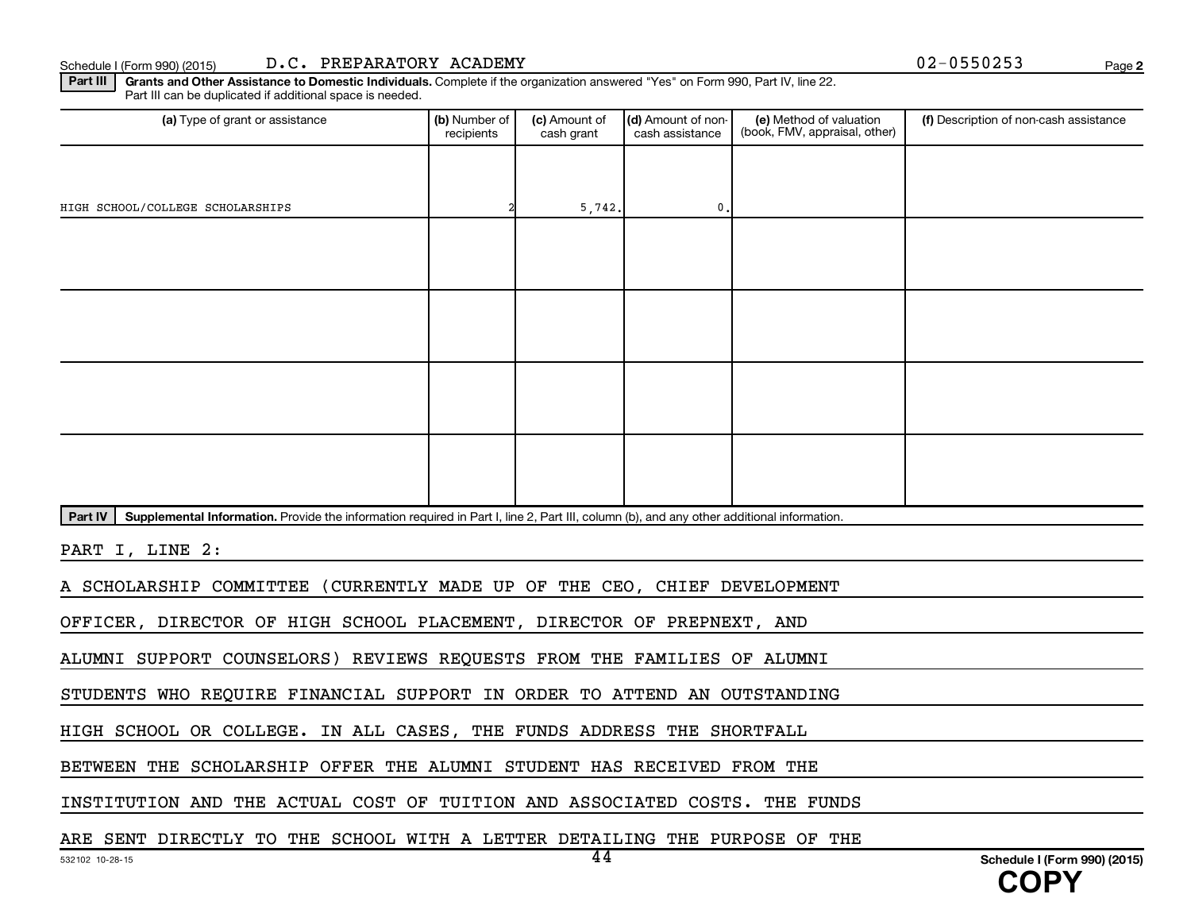Schedule I (Form 990) (2015) D.C. PREPARATORY ACADEMY 02-0550253

**Part III** **Grants and Other Assistance to Domestic Individuals.** Complete if the organization answered "Yes" on Form 990, Part IV, line 22. Part III can be duplicated if additional space is needed.

| (a) Type of grant or assistance | (b) Number of recipients | (c) Amount of cash grant | (d) Amount of non-cash assistance | (e) Method of valuation (book, FMV, appraisal, other) | (f) Description of non-cash assistance |
|---|---|---|---|---|---|
| HIGH SCHOOL/COLLEGE SCHOLARSHIPS | 2 | 5,742. | 0. | | |
| | | | | | |
| | | | | | |
| | | | | | |
| | | | | | |

**Part IV** **Supplemental Information.** Provide the information required in Part I, line 2, Part III, column (b), and any other additional information.

PART I, LINE 2:

A SCHOLARSHIP COMMITTEE (CURRENTLY MADE UP OF THE CEO, CHIEF DEVELOPMENT OFFICER, DIRECTOR OF HIGH SCHOOL PLACEMENT, DIRECTOR OF PREPNEXT, AND ALUMNI SUPPORT COUNSELORS) REVIEWS REQUESTS FROM THE FAMILIES OF ALUMNI STUDENTS WHO REQUIRE FINANCIAL SUPPORT IN ORDER TO ATTEND AN OUTSTANDING HIGH SCHOOL OR COLLEGE. IN ALL CASES, THE FUNDS ADDRESS THE SHORTFALL BETWEEN THE SCHOLARSHIP OFFER THE ALUMNI STUDENT HAS RECEIVED FROM THE INSTITUTION AND THE ACTUAL COST OF TUITION AND ASSOCIATED COSTS. THE FUNDS ARE SENT DIRECTLY TO THE SCHOOL WITH A LETTER DETAILING THE PURPOSE OF THE

532102 10-28-15 Schedule I (Form 990) (2015)

COPY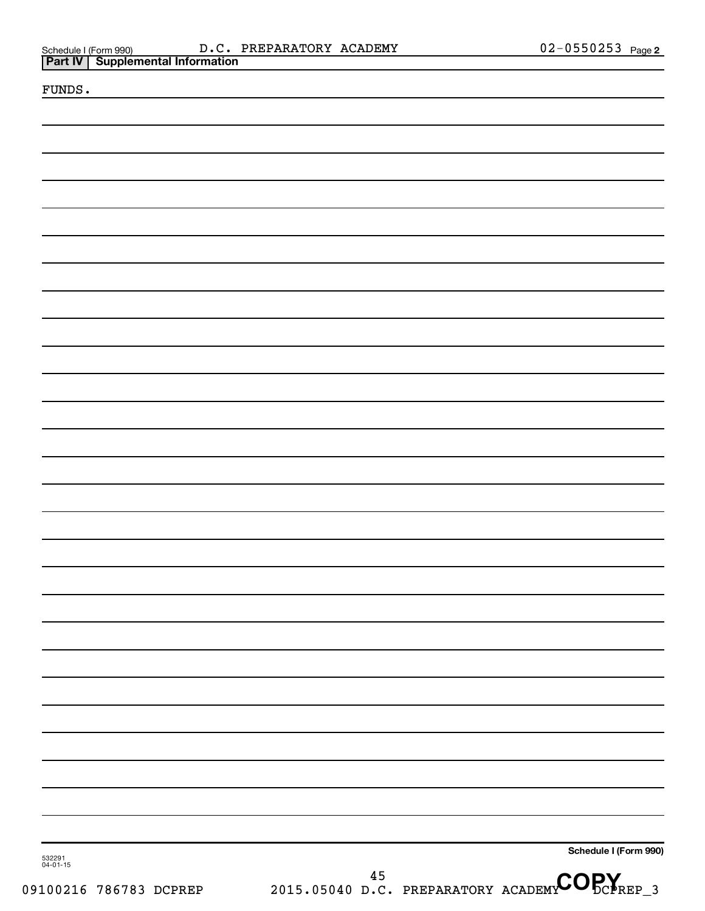Schedule I (Form 990) D.C. PREPARATORY ACADEMY 02-0550253 Page 2

## Part IV Supplemental Information

FUNDS.

Schedule I (Form 990)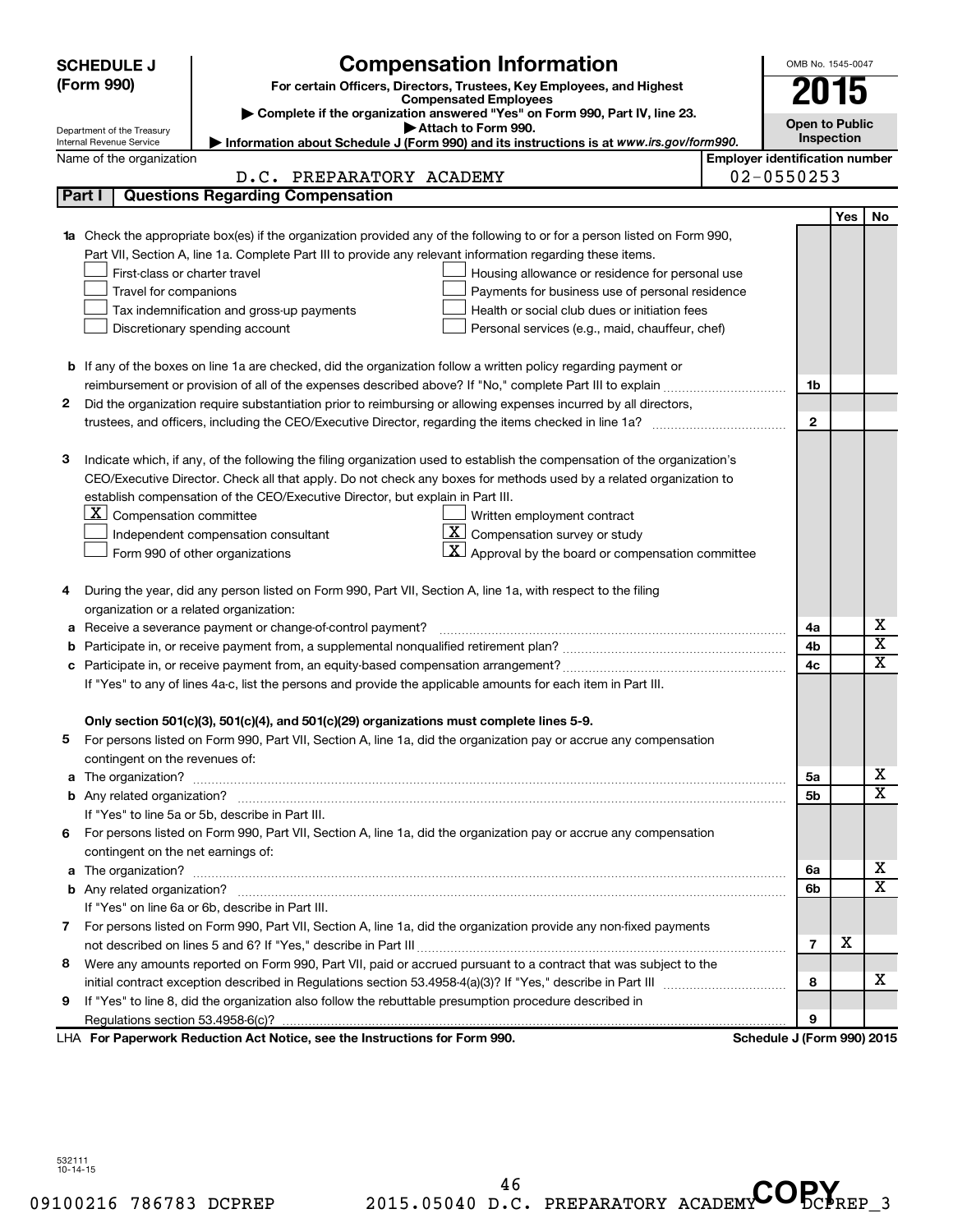**SCHEDULE J (Form 990)**

Department of the Treasury
Internal Revenue Service

# Compensation Information

**For certain Officers, Directors, Trustees, Key Employees, and Highest Compensated Employees**

▶ Complete if the organization answered "Yes" on Form 990, Part IV, line 23.
▶ Attach to Form 990.
▶ Information about Schedule J (Form 990) and its instructions is at *www.irs.gov/form990.*

OMB No. 1545-0047

**2015**

**Open to Public Inspection**

Name of the organization: D.C. PREPARATORY ACADEMY

Employer identification number: 02-0550253

## Part I | Questions Regarding Compensation

| | | | Yes | No |
|---|---|---|---|---|
| **1a** | Check the appropriate box(es) if the organization provided any of the following to or for a person listed on Form 990, Part VII, Section A, line 1a. Complete Part III to provide any relevant information regarding these items.<br>☐ First-class or charter travel ☐ Housing allowance or residence for personal use<br>☐ Travel for companions ☐ Payments for business use of personal residence<br>☐ Tax indemnification and gross-up payments ☐ Health or social club dues or initiation fees<br>☐ Discretionary spending account ☐ Personal services (e.g., maid, chauffeur, chef) | | | |
| **b** | If any of the boxes on line 1a are checked, did the organization follow a written policy regarding payment or reimbursement or provision of all of the expenses described above? If "No," complete Part III to explain | 1b | | |
| **2** | Did the organization require substantiation prior to reimbursing or allowing expenses incurred by all directors, trustees, and officers, including the CEO/Executive Director, regarding the items checked in line 1a? | 2 | | |
| **3** | Indicate which, if any, of the following the filing organization used to establish the compensation of the organization's CEO/Executive Director. Check all that apply. Do not check any boxes for methods used by a related organization to establish compensation of the CEO/Executive Director, but explain in Part III.<br>☒ Compensation committee ☐ Written employment contract<br>☐ Independent compensation consultant ☒ Compensation survey or study<br>☐ Form 990 of other organizations ☒ Approval by the board or compensation committee | | | |
| **4** | During the year, did any person listed on Form 990, Part VII, Section A, line 1a, with respect to the filing organization or a related organization: | | | |
| **a** | Receive a severance payment or change-of-control payment? | 4a | | X |
| **b** | Participate in, or receive payment from, a supplemental nonqualified retirement plan? | 4b | | X |
| **c** | Participate in, or receive payment from, an equity-based compensation arrangement? | 4c | | X |
| | If "Yes" to any of lines 4a-c, list the persons and provide the applicable amounts for each item in Part III. | | | |
| | **Only section 501(c)(3), 501(c)(4), and 501(c)(29) organizations must complete lines 5-9.** | | | |
| **5** | For persons listed on Form 990, Part VII, Section A, line 1a, did the organization pay or accrue any compensation contingent on the revenues of: | | | |
| **a** | The organization? | 5a | | X |
| **b** | Any related organization? | 5b | | X |
| | If "Yes" to line 5a or 5b, describe in Part III. | | | |
| **6** | For persons listed on Form 990, Part VII, Section A, line 1a, did the organization pay or accrue any compensation contingent on the net earnings of: | | | |
| **a** | The organization? | 6a | | X |
| **b** | Any related organization? | 6b | | X |
| | If "Yes" on line 6a or 6b, describe in Part III. | | | |
| **7** | For persons listed on Form 990, Part VII, Section A, line 1a, did the organization provide any non-fixed payments not described on lines 5 and 6? If "Yes," describe in Part III | 7 | X | |
| **8** | Were any amounts reported on Form 990, Part VII, paid or accrued pursuant to a contract that was subject to the initial contract exception described in Regulations section 53.4958-4(a)(3)? If "Yes," describe in Part III | 8 | | X |
| **9** | If "Yes" to line 8, did the organization also follow the rebuttable presumption procedure described in Regulations section 53.4958-6(c)? | 9 | | |

LHA **For Paperwork Reduction Act Notice, see the Instructions for Form 990.** **Schedule J (Form 990) 2015**

532111
10-14-15

09100216 786783 DCPREP 2015.05040 D.C. PREPARATORY ACADEMY DCPREP_3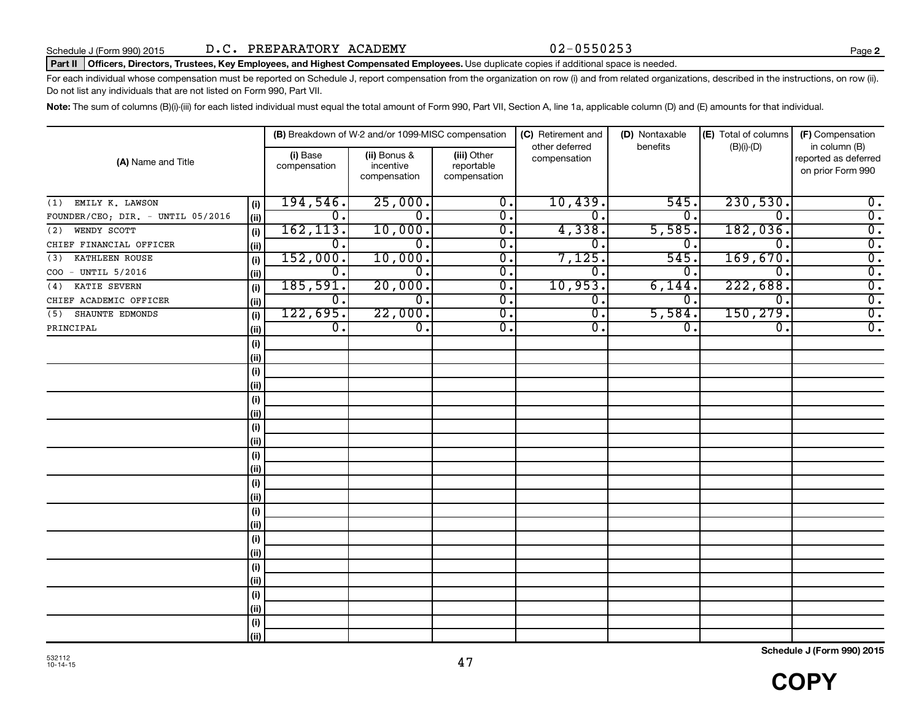Schedule J (Form 990) 2015 D.C. PREPARATORY ACADEMY 02-0550253

**Part II Officers, Directors, Trustees, Key Employees, and Highest Compensated Employees.** Use duplicate copies if additional space is needed.

For each individual whose compensation must be reported on Schedule J, report compensation from the organization on row (i) and from related organizations, described in the instructions, on row (ii). Do not list any individuals that are not listed on Form 990, Part VII.

**Note:** The sum of columns (B)(i)-(iii) for each listed individual must equal the total amount of Form 990, Part VII, Section A, line 1a, applicable column (D) and (E) amounts for that individual.

| (A) Name and Title | | (B) Breakdown of W-2 and/or 1099-MISC compensation | | | (C) Retirement and other deferred compensation | (D) Nontaxable benefits | (E) Total of columns (B)(i)-(D) | (F) Compensation in column (B) reported as deferred on prior Form 990 |
|---|---|---|---|---|---|---|---|---|
| | | (i) Base compensation | (ii) Bonus & incentive compensation | (iii) Other reportable compensation | | | | |
| (1) EMILY K. LAWSON | (i) | 194,546. | 25,000. | 0. | 10,439. | 545. | 230,530. | 0. |
| FOUNDER/CEO; DIR. - UNTIL 05/2016 | (ii) | 0. | 0. | 0. | 0. | 0. | 0. | 0. |
| (2) WENDY SCOTT | (i) | 162,113. | 10,000. | 0. | 4,338. | 5,585. | 182,036. | 0. |
| CHIEF FINANCIAL OFFICER | (ii) | 0. | 0. | 0. | 0. | 0. | 0. | 0. |
| (3) KATHLEEN ROUSE | (i) | 152,000. | 10,000. | 0. | 7,125. | 545. | 169,670. | 0. |
| COO - UNTIL 5/2016 | (ii) | 0. | 0. | 0. | 0. | 0. | 0. | 0. |
| (4) KATIE SEVERN | (i) | 185,591. | 20,000. | 0. | 10,953. | 6,144. | 222,688. | 0. |
| CHIEF ACADEMIC OFFICER | (ii) | 0. | 0. | 0. | 0. | 0. | 0. | 0. |
| (5) SHAUNTE EDMONDS | (i) | 122,695. | 22,000. | 0. | 0. | 5,584. | 150,279. | 0. |
| PRINCIPAL | (ii) | 0. | 0. | 0. | 0. | 0. | 0. | 0. |
| | (i) | | | | | | | |
| | (ii) | | | | | | | |
| | (i) | | | | | | | |
| | (ii) | | | | | | | |
| | (i) | | | | | | | |
| | (ii) | | | | | | | |
| | (i) | | | | | | | |
| | (ii) | | | | | | | |
| | (i) | | | | | | | |
| | (ii) | | | | | | | |
| | (i) | | | | | | | |
| | (ii) | | | | | | | |
| | (i) | | | | | | | |
| | (ii) | | | | | | | |
| | (i) | | | | | | | |
| | (ii) | | | | | | | |
| | (i) | | | | | | | |
| | (ii) | | | | | | | |
| | (i) | | | | | | | |
| | (ii) | | | | | | | |
| | (i) | | | | | | | |
| | (ii) | | | | | | | |

532112 10-14-15

**Schedule J (Form 990) 2015**

**COPY**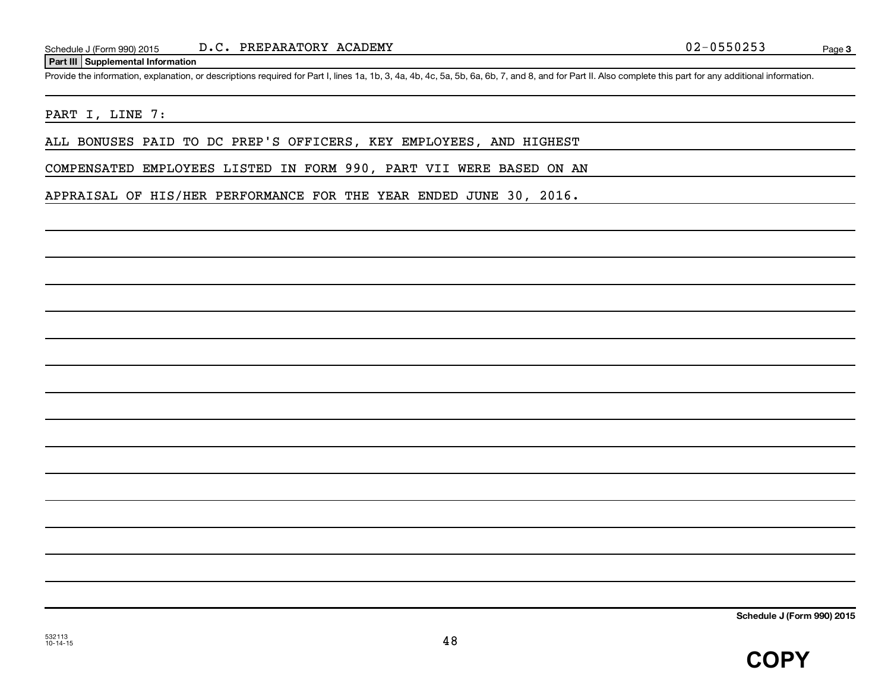Schedule J (Form 990) 2015 D.C. PREPARATORY ACADEMY 02-0550253 Page 3

**Part III Supplemental Information**

Provide the information, explanation, or descriptions required for Part I, lines 1a, 1b, 3, 4a, 4b, 4c, 5a, 5b, 6a, 6b, 7, and 8, and for Part II. Also complete this part for any additional information.

PART I, LINE 7:

ALL BONUSES PAID TO DC PREP'S OFFICERS, KEY EMPLOYEES, AND HIGHEST COMPENSATED EMPLOYEES LISTED IN FORM 990, PART VII WERE BASED ON AN APPRAISAL OF HIS/HER PERFORMANCE FOR THE YEAR ENDED JUNE 30, 2016.

**Schedule J (Form 990) 2015**

532113
10-14-15

**COPY**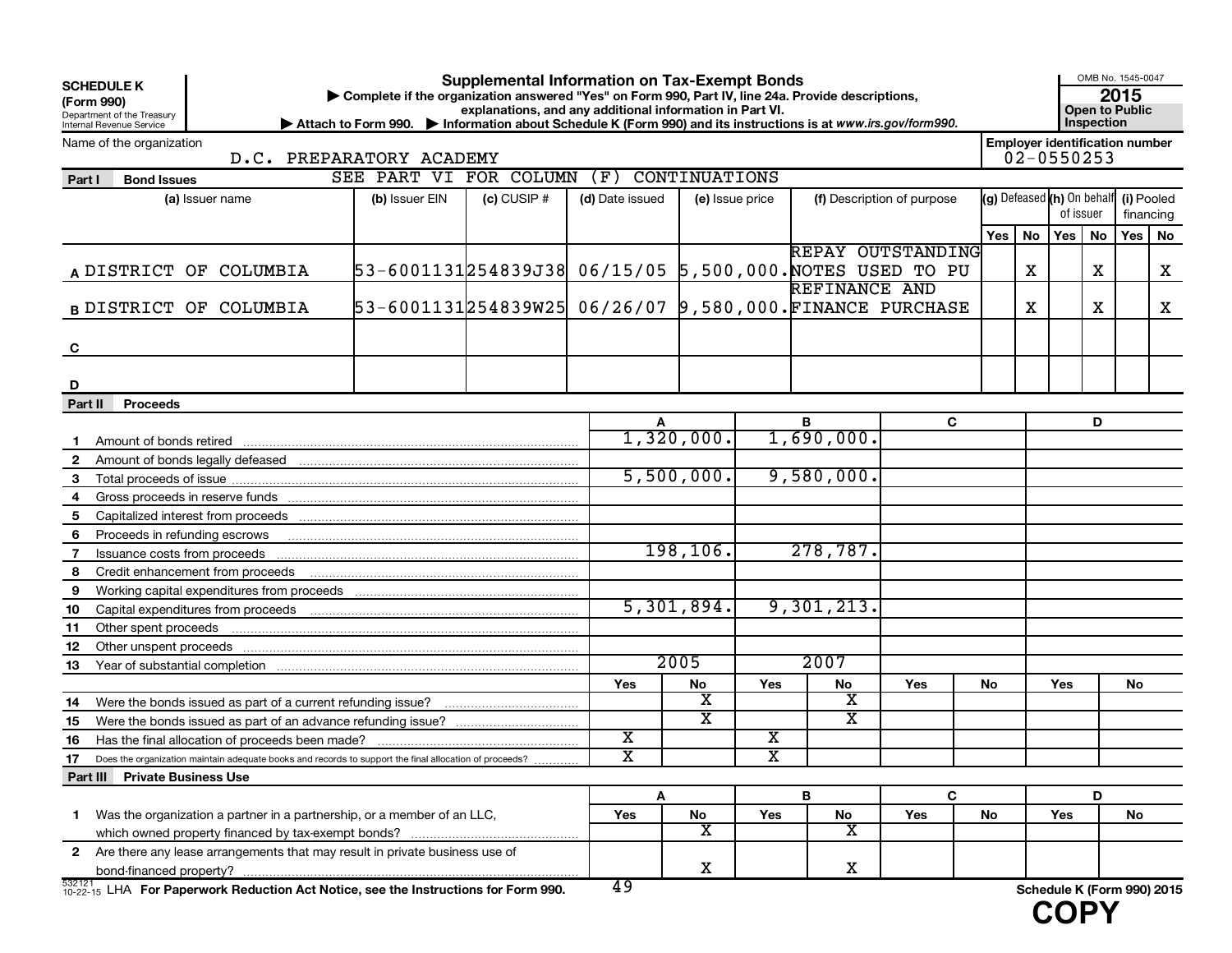**SCHEDULE K (Form 990)**
Department of the Treasury
Internal Revenue Service

# Supplemental Information on Tax-Exempt Bonds

▶ Complete if the organization answered "Yes" on Form 990, Part IV, line 24a. Provide descriptions, explanations, and any additional information in Part VI.
▶ Attach to Form 990. ▶ Information about Schedule K (Form 990) and its instructions is at *www.irs.gov/form990.*

OMB No. 1545-0047
**2015**
**Open to Public Inspection**

Name of the organization: D.C. PREPARATORY ACADEMY

Employer identification number: 02-0550253

## Part I Bond Issues

SEE PART VI FOR COLUMN (F) CONTINUATIONS

| | (a) Issuer name | (b) Issuer EIN | (c) CUSIP # | (d) Date issued | (e) Issue price | (f) Description of purpose | (g) Defeased Yes | (g) Defeased No | (h) On behalf of issuer Yes | (h) On behalf of issuer No | (i) Pooled financing Yes | (i) Pooled financing No |
|---|---|---|---|---|---|---|---|---|---|---|---|---|
| A | DISTRICT OF COLUMBIA | 53-6001131 | 254839J38 | 06/15/05 | 5,500,000. | REPAY OUTSTANDING NOTES USED TO PU | | X | | X | | X |
| B | DISTRICT OF COLUMBIA | 53-6001131 | 254839W25 | 06/26/07 | 9,580,000. | REFINANCE AND FINANCE PURCHASE | | X | | X | | X |
| C | | | | | | | | | | | | |
| D | | | | | | | | | | | | |

## Part II Proceeds

| | | A | B | C | D |
|---|---|---|---|---|---|
| 1 | Amount of bonds retired | 1,320,000. | 1,690,000. | | |
| 2 | Amount of bonds legally defeased | | | | |
| 3 | Total proceeds of issue | 5,500,000. | 9,580,000. | | |
| 4 | Gross proceeds in reserve funds | | | | |
| 5 | Capitalized interest from proceeds | | | | |
| 6 | Proceeds in refunding escrows | | | | |
| 7 | Issuance costs from proceeds | 198,106. | 278,787. | | |
| 8 | Credit enhancement from proceeds | | | | |
| 9 | Working capital expenditures from proceeds | | | | |
| 10 | Capital expenditures from proceeds | 5,301,894. | 9,301,213. | | |
| 11 | Other spent proceeds | | | | |
| 12 | Other unspent proceeds | | | | |
| 13 | Year of substantial completion | 2005 | 2007 | | |

| | | A Yes | A No | B Yes | B No | C Yes | C No | D Yes | D No |
|---|---|---|---|---|---|---|---|---|---|
| 14 | Were the bonds issued as part of a current refunding issue? | | X | | X | | | | |
| 15 | Were the bonds issued as part of an advance refunding issue? | | X | | X | | | | |
| 16 | Has the final allocation of proceeds been made? | X | | X | | | | | |
| 17 | Does the organization maintain adequate books and records to support the final allocation of proceeds? | X | | X | | | | | |

## Part III Private Business Use

| | | A Yes | A No | B Yes | B No | C Yes | C No | D Yes | D No |
|---|---|---|---|---|---|---|---|---|---|
| 1 | Was the organization a partner in a partnership, or a member of an LLC, which owned property financed by tax-exempt bonds? | | X | | X | | | | |
| 2 | Are there any lease arrangements that may result in private business use of bond-financed property? | | X | | X | | | | |

532121 10-22-15 LHA **For Paperwork Reduction Act Notice, see the Instructions for Form 990.** **Schedule K (Form 990) 2015**

**COPY**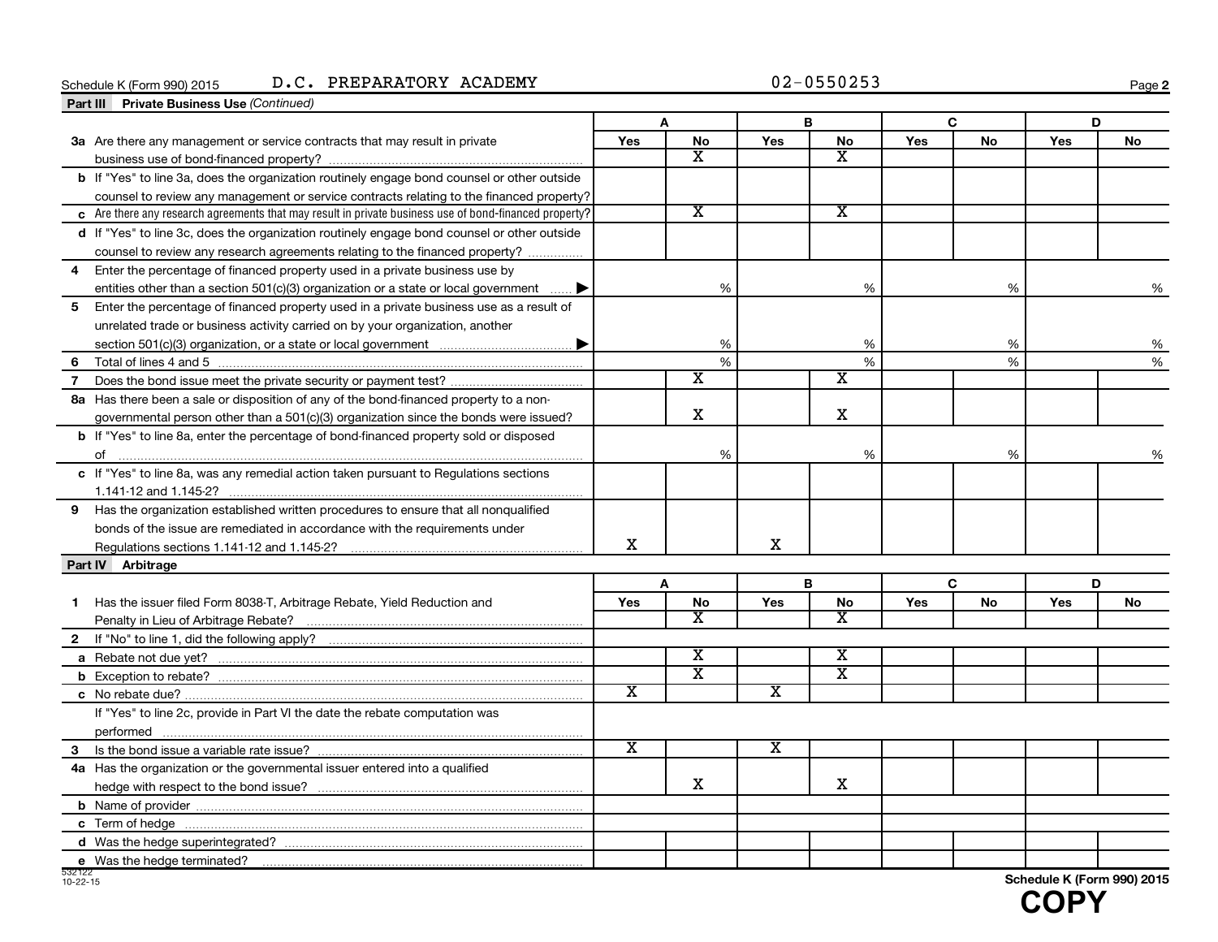Schedule K (Form 990) 2015 D.C. PREPARATORY ACADEMY 02-0550253

**Part III Private Business Use** *(Continued)*

| | A | | B | | C | | D | |
|---|---|---|---|---|---|---|---|---|
| | Yes | No | Yes | No | Yes | No | Yes | No |
| **3a** Are there any management or service contracts that may result in private business use of bond-financed property? | | X | | X | | | | |
| **b** If "Yes" to line 3a, does the organization routinely engage bond counsel or other outside counsel to review any management or service contracts relating to the financed property? | | | | | | | | |
| **c** Are there any research agreements that may result in private business use of bond-financed property? | | X | | X | | | | |
| **d** If "Yes" to line 3c, does the organization routinely engage bond counsel or other outside counsel to review any research agreements relating to the financed property? | | | | | | | | |
| **4** Enter the percentage of financed property used in a private business use by entities other than a section 501(c)(3) organization or a state or local government ▶ | | % | | % | | % | | % |
| **5** Enter the percentage of financed property used in a private business use as a result of unrelated trade or business activity carried on by your organization, another section 501(c)(3) organization, or a state or local government ▶ | | % | | % | | % | | % |
| **6** Total of lines 4 and 5 | | % | | % | | % | | % |
| **7** Does the bond issue meet the private security or payment test? | | X | | X | | | | |
| **8a** Has there been a sale or disposition of any of the bond-financed property to a nongovernmental person other than a 501(c)(3) organization since the bonds were issued? | | X | | X | | | | |
| **b** If "Yes" to line 8a, enter the percentage of bond-financed property sold or disposed of | | % | | % | | % | | % |
| **c** If "Yes" to line 8a, was any remedial action taken pursuant to Regulations sections 1.141-12 and 1.145-2? | | | | | | | | |
| **9** Has the organization established written procedures to ensure that all nonqualified bonds of the issue are remediated in accordance with the requirements under Regulations sections 1.141-12 and 1.145-2? | X | | X | | | | | |

**Part IV Arbitrage**

| | A | | B | | C | | D | |
|---|---|---|---|---|---|---|---|---|
| | Yes | No | Yes | No | Yes | No | Yes | No |
| **1** Has the issuer filed Form 8038-T, Arbitrage Rebate, Yield Reduction and Penalty in Lieu of Arbitrage Rebate? | | X | | X | | | | |
| **2** If "No" to line 1, did the following apply? | | | | | | | | |
| **a** Rebate not due yet? | | X | | X | | | | |
| **b** Exception to rebate? | | X | | X | | | | |
| **c** No rebate due? | X | | X | | | | | |
| If "Yes" to line 2c, provide in Part VI the date the rebate computation was performed | | | | | | | | |
| **3** Is the bond issue a variable rate issue? | X | | X | | | | | |
| **4a** Has the organization or the governmental issuer entered into a qualified hedge with respect to the bond issue? | | X | | X | | | | |
| **b** Name of provider | | | | | | | | |
| **c** Term of hedge | | | | | | | | |
| **d** Was the hedge superintegrated? | | | | | | | | |
| **e** Was the hedge terminated? | | | | | | | | |

532122 10-22-15

Schedule K (Form 990) 2015

COPY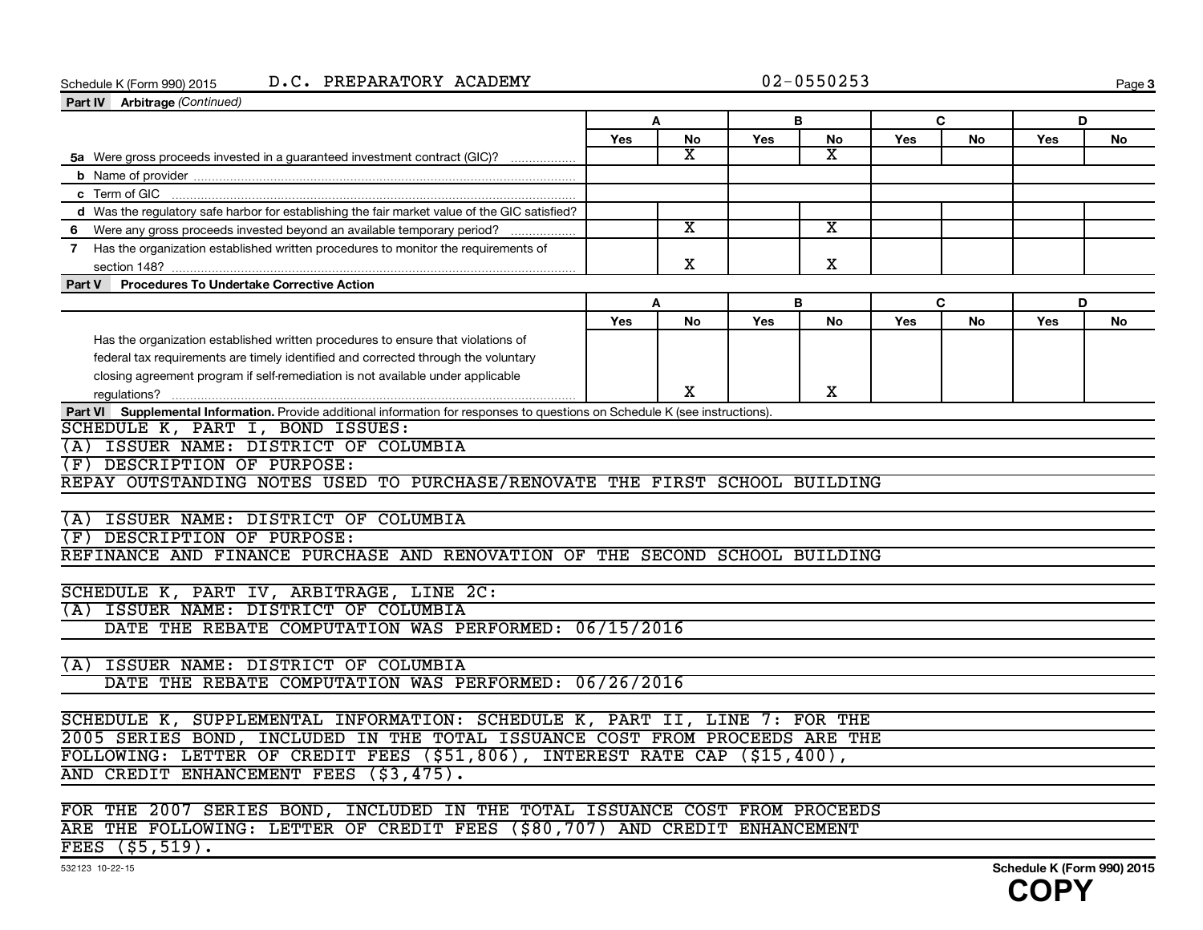Schedule K (Form 990) 2015 D.C. PREPARATORY ACADEMY 02-0550253

**Part IV Arbitrage** *(Continued)*

| | A | | B | | C | | D | |
|---|---|---|---|---|---|---|---|---|
| | Yes | No | Yes | No | Yes | No | Yes | No |
| **5a** Were gross proceeds invested in a guaranteed investment contract (GIC)? | | X | | X | | | | |
| **b** Name of provider | | | | | | | | |
| **c** Term of GIC | | | | | | | | |
| **d** Was the regulatory safe harbor for establishing the fair market value of the GIC satisfied? | | | | | | | | |
| **6** Were any gross proceeds invested beyond an available temporary period? | | X | | X | | | | |
| **7** Has the organization established written procedures to monitor the requirements of section 148? | | X | | X | | | | |

**Part V Procedures To Undertake Corrective Action**

| | A | | B | | C | | D | |
|---|---|---|---|---|---|---|---|---|
| | Yes | No | Yes | No | Yes | No | Yes | No |
| Has the organization established written procedures to ensure that violations of federal tax requirements are timely identified and corrected through the voluntary closing agreement program if self-remediation is not available under applicable regulations? | | X | | X | | | | |

**Part VI Supplemental Information.** Provide additional information for responses to questions on Schedule K (see instructions).

SCHEDULE K, PART I, BOND ISSUES:
(A) ISSUER NAME: DISTRICT OF COLUMBIA
(F) DESCRIPTION OF PURPOSE:
REPAY OUTSTANDING NOTES USED TO PURCHASE/RENOVATE THE FIRST SCHOOL BUILDING

(A) ISSUER NAME: DISTRICT OF COLUMBIA
(F) DESCRIPTION OF PURPOSE:
REFINANCE AND FINANCE PURCHASE AND RENOVATION OF THE SECOND SCHOOL BUILDING

SCHEDULE K, PART IV, ARBITRAGE, LINE 2C:
(A) ISSUER NAME: DISTRICT OF COLUMBIA
DATE THE REBATE COMPUTATION WAS PERFORMED: 06/15/2016

(A) ISSUER NAME: DISTRICT OF COLUMBIA
DATE THE REBATE COMPUTATION WAS PERFORMED: 06/26/2016

SCHEDULE K, SUPPLEMENTAL INFORMATION: SCHEDULE K, PART II, LINE 7: FOR THE 2005 SERIES BOND, INCLUDED IN THE TOTAL ISSUANCE COST FROM PROCEEDS ARE THE FOLLOWING: LETTER OF CREDIT FEES ($51,806), INTEREST RATE CAP ($15,400), AND CREDIT ENHANCEMENT FEES ($3,475).

FOR THE 2007 SERIES BOND, INCLUDED IN THE TOTAL ISSUANCE COST FROM PROCEEDS ARE THE FOLLOWING: LETTER OF CREDIT FEES ($80,707) AND CREDIT ENHANCEMENT FEES ($5,519).

532123 10-22-15 **Schedule K (Form 990) 2015**

**COPY**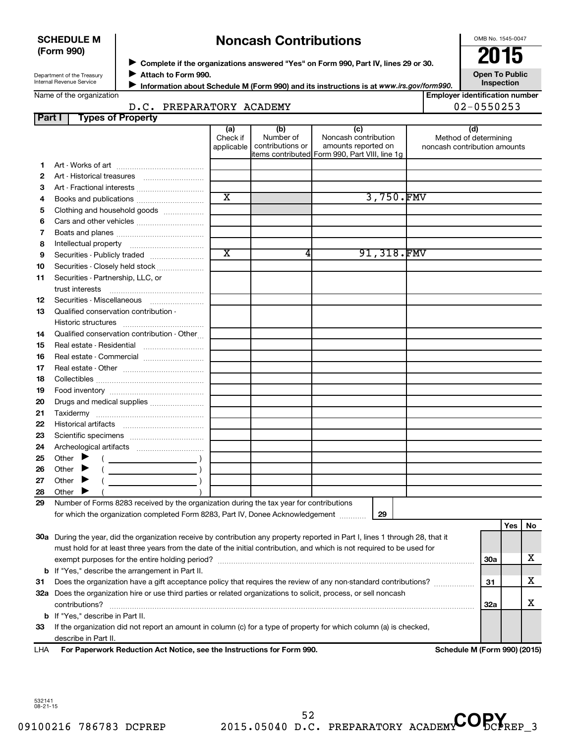**SCHEDULE M (Form 990)**

Department of the Treasury
Internal Revenue Service

# Noncash Contributions

▶ Complete if the organizations answered "Yes" on Form 990, Part IV, lines 29 or 30.
▶ Attach to Form 990.
▶ Information about Schedule M (Form 990) and its instructions is at *www.irs.gov/form990.*

OMB No. 1545-0047

**2015**

**Open To Public Inspection**

Name of the organization: D.C. PREPARATORY ACADEMY

Employer identification number: 02-0550253

**Part I — Types of Property**

| | | (a) Check if applicable | (b) Number of contributions or items contributed | (c) Noncash contribution amounts reported on Form 990, Part VIII, line 1g | (d) Method of determining noncash contribution amounts |
|---|---|---|---|---|---|
| 1 | Art - Works of art | | | | |
| 2 | Art - Historical treasures | | | | |
| 3 | Art - Fractional interests | | | | |
| 4 | Books and publications | X | | 3,750. | FMV |
| 5 | Clothing and household goods | | | | |
| 6 | Cars and other vehicles | | | | |
| 7 | Boats and planes | | | | |
| 8 | Intellectual property | | | | |
| 9 | Securities - Publicly traded | X | 4 | 91,318. | FMV |
| 10 | Securities - Closely held stock | | | | |
| 11 | Securities - Partnership, LLC, or trust interests | | | | |
| 12 | Securities - Miscellaneous | | | | |
| 13 | Qualified conservation contribution - Historic structures | | | | |
| 14 | Qualified conservation contribution - Other | | | | |
| 15 | Real estate - Residential | | | | |
| 16 | Real estate - Commercial | | | | |
| 17 | Real estate - Other | | | | |
| 18 | Collectibles | | | | |
| 19 | Food inventory | | | | |
| 20 | Drugs and medical supplies | | | | |
| 21 | Taxidermy | | | | |
| 22 | Historical artifacts | | | | |
| 23 | Scientific specimens | | | | |
| 24 | Archeological artifacts | | | | |
| 25 | Other ▶ ( ) | | | | |
| 26 | Other ▶ ( ) | | | | |
| 27 | Other ▶ ( ) | | | | |
| 28 | Other ▶ ( ) | | | | |

29 Number of Forms 8283 received by the organization during the tax year for contributions for which the organization completed Form 8283, Part IV, Donee Acknowledgement ..... 29

| | | | Yes | No |
|---|---|---|---|---|
| 30a | During the year, did the organization receive by contribution any property reported in Part I, lines 1 through 28, that it must hold for at least three years from the date of the initial contribution, and which is not required to be used for exempt purposes for the entire holding period? | 30a | | X |
| b | If "Yes," describe the arrangement in Part II. | | | |
| 31 | Does the organization have a gift acceptance policy that requires the review of any non-standard contributions? | 31 | | X |
| 32a | Does the organization hire or use third parties or related organizations to solicit, process, or sell noncash contributions? | 32a | | X |
| b | If "Yes," describe in Part II. | | | |
| 33 | If the organization did not report an amount in column (c) for a type of property for which column (a) is checked, describe in Part II. | | | |

LHA **For Paperwork Reduction Act Notice, see the Instructions for Form 990.** **Schedule M (Form 990) (2015)**

532141 08-21-15

09100216 786783 DCPREP 2015.05040 D.C. PREPARATORY ACADEMY DCPREP_3

COPY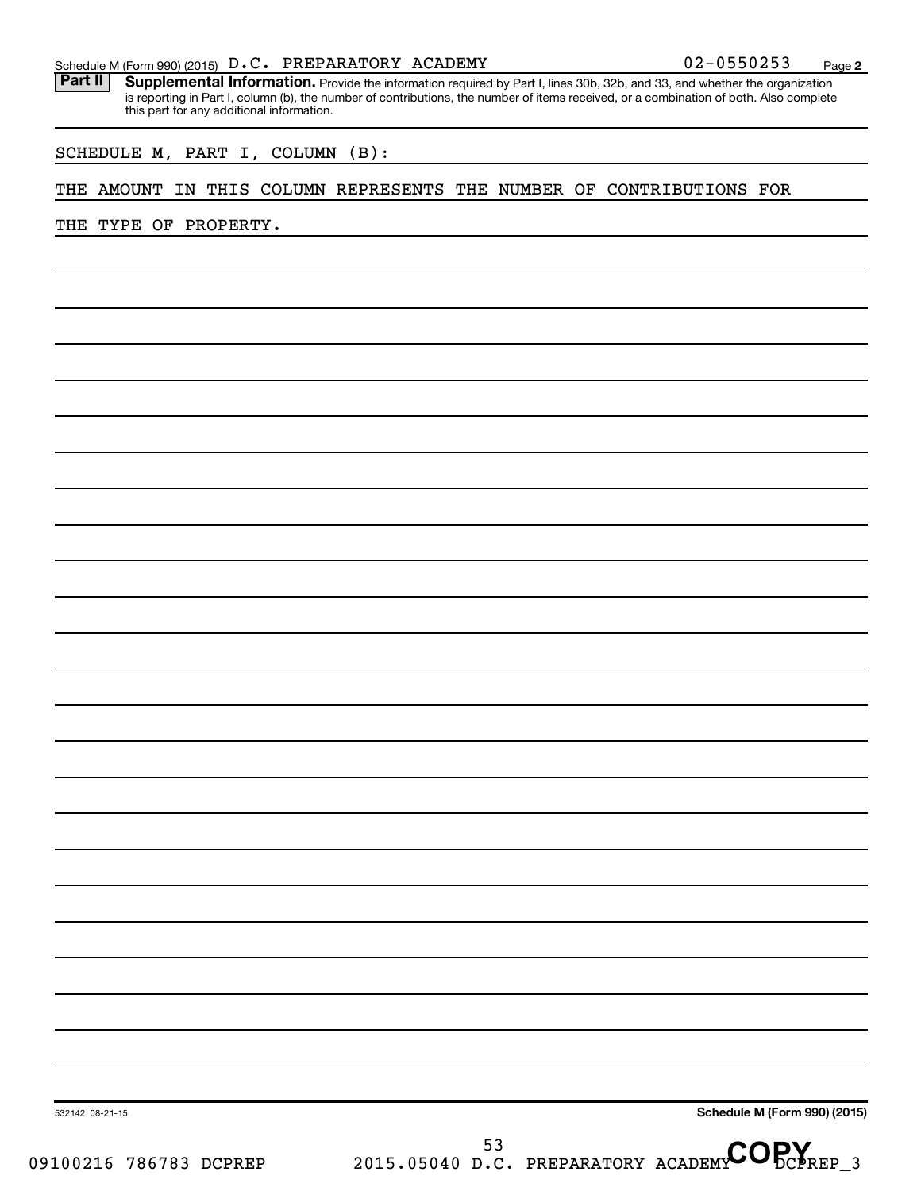Schedule M (Form 990) (2015) D.C. PREPARATORY ACADEMY 02-0550253 Page 2

**Part II** **Supplemental Information.** Provide the information required by Part I, lines 30b, 32b, and 33, and whether the organization is reporting in Part I, column (b), the number of contributions, the number of items received, or a combination of both. Also complete this part for any additional information.

SCHEDULE M, PART I, COLUMN (B):

THE AMOUNT IN THIS COLUMN REPRESENTS THE NUMBER OF CONTRIBUTIONS FOR THE TYPE OF PROPERTY.

532142 08-21-15 **Schedule M (Form 990) (2015)**

09100216 786783 DCPREP 2015.05040 D.C. PREPARATORY ACADEMY DCPREP_3

COPY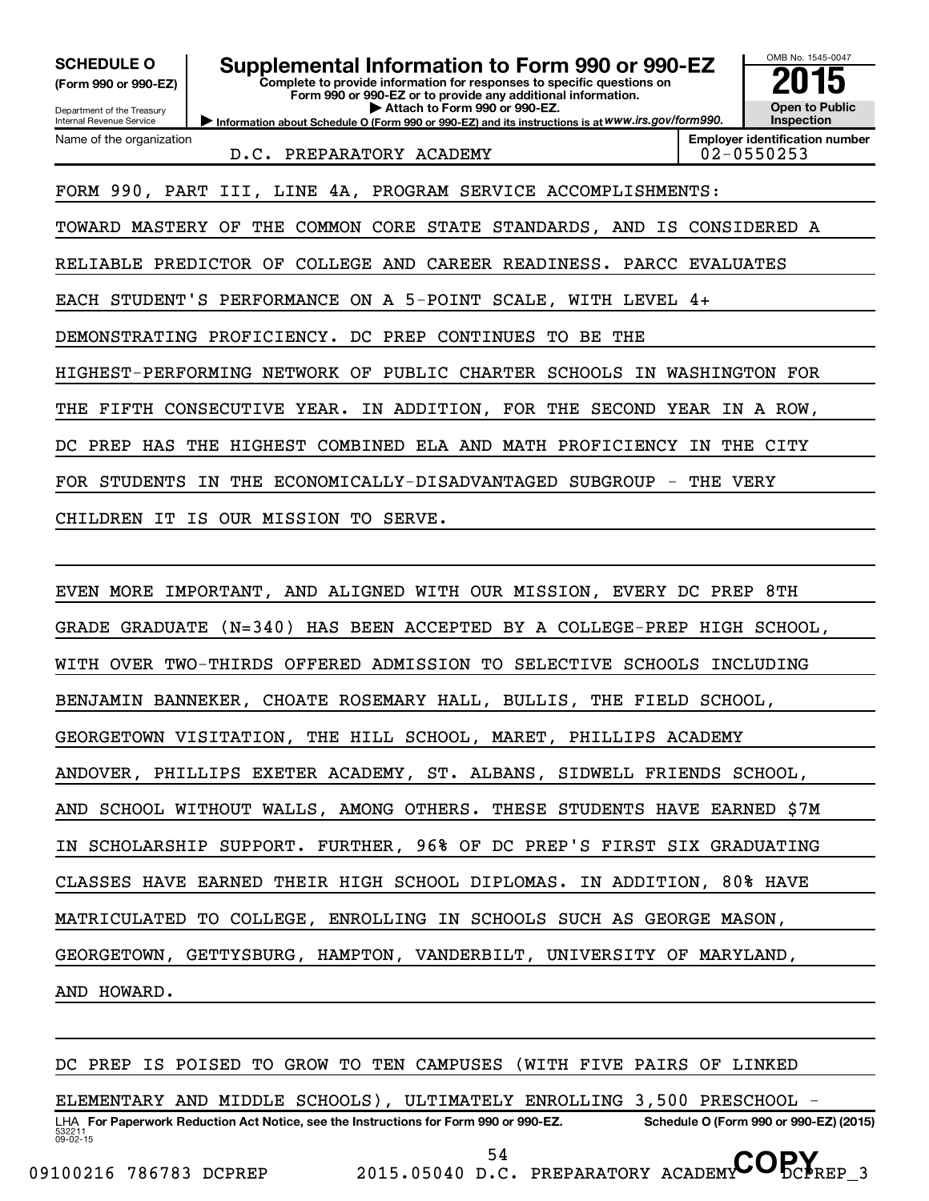**SCHEDULE O (Form 990 or 990-EZ)**

Department of the Treasury
Internal Revenue Service

# Supplemental Information to Form 990 or 990-EZ

**Complete to provide information for responses to specific questions on Form 990 or 990-EZ or to provide any additional information.**
**▶ Attach to Form 990 or 990-EZ.**
**▶ Information about Schedule O (Form 990 or 990-EZ) and its instructions is at www.irs.gov/form990.**

OMB No. 1545-0047

**2015**

**Open to Public Inspection**

Name of the organization: D.C. PREPARATORY ACADEMY

**Employer identification number:** 02-0550253

FORM 990, PART III, LINE 4A, PROGRAM SERVICE ACCOMPLISHMENTS:

TOWARD MASTERY OF THE COMMON CORE STATE STANDARDS, AND IS CONSIDERED A RELIABLE PREDICTOR OF COLLEGE AND CAREER READINESS. PARCC EVALUATES EACH STUDENT'S PERFORMANCE ON A 5-POINT SCALE, WITH LEVEL 4+ DEMONSTRATING PROFICIENCY. DC PREP CONTINUES TO BE THE HIGHEST-PERFORMING NETWORK OF PUBLIC CHARTER SCHOOLS IN WASHINGTON FOR THE FIFTH CONSECUTIVE YEAR. IN ADDITION, FOR THE SECOND YEAR IN A ROW, DC PREP HAS THE HIGHEST COMBINED ELA AND MATH PROFICIENCY IN THE CITY FOR STUDENTS IN THE ECONOMICALLY-DISADVANTAGED SUBGROUP - THE VERY CHILDREN IT IS OUR MISSION TO SERVE.

EVEN MORE IMPORTANT, AND ALIGNED WITH OUR MISSION, EVERY DC PREP 8TH GRADE GRADUATE (N=340) HAS BEEN ACCEPTED BY A COLLEGE-PREP HIGH SCHOOL, WITH OVER TWO-THIRDS OFFERED ADMISSION TO SELECTIVE SCHOOLS INCLUDING BENJAMIN BANNEKER, CHOATE ROSEMARY HALL, BULLIS, THE FIELD SCHOOL, GEORGETOWN VISITATION, THE HILL SCHOOL, MARET, PHILLIPS ACADEMY ANDOVER, PHILLIPS EXETER ACADEMY, ST. ALBANS, SIDWELL FRIENDS SCHOOL, AND SCHOOL WITHOUT WALLS, AMONG OTHERS. THESE STUDENTS HAVE EARNED $7M IN SCHOLARSHIP SUPPORT. FURTHER, 96% OF DC PREP'S FIRST SIX GRADUATING CLASSES HAVE EARNED THEIR HIGH SCHOOL DIPLOMAS. IN ADDITION, 80% HAVE MATRICULATED TO COLLEGE, ENROLLING IN SCHOOLS SUCH AS GEORGE MASON, GEORGETOWN, GETTYSBURG, HAMPTON, VANDERBILT, UNIVERSITY OF MARYLAND, AND HOWARD.

DC PREP IS POISED TO GROW TO TEN CAMPUSES (WITH FIVE PAIRS OF LINKED ELEMENTARY AND MIDDLE SCHOOLS), ULTIMATELY ENROLLING 3,500 PRESCHOOL -

LHA **For Paperwork Reduction Act Notice, see the Instructions for Form 990 or 990-EZ.** **Schedule O (Form 990 or 990-EZ) (2015)**

532211
09-02-15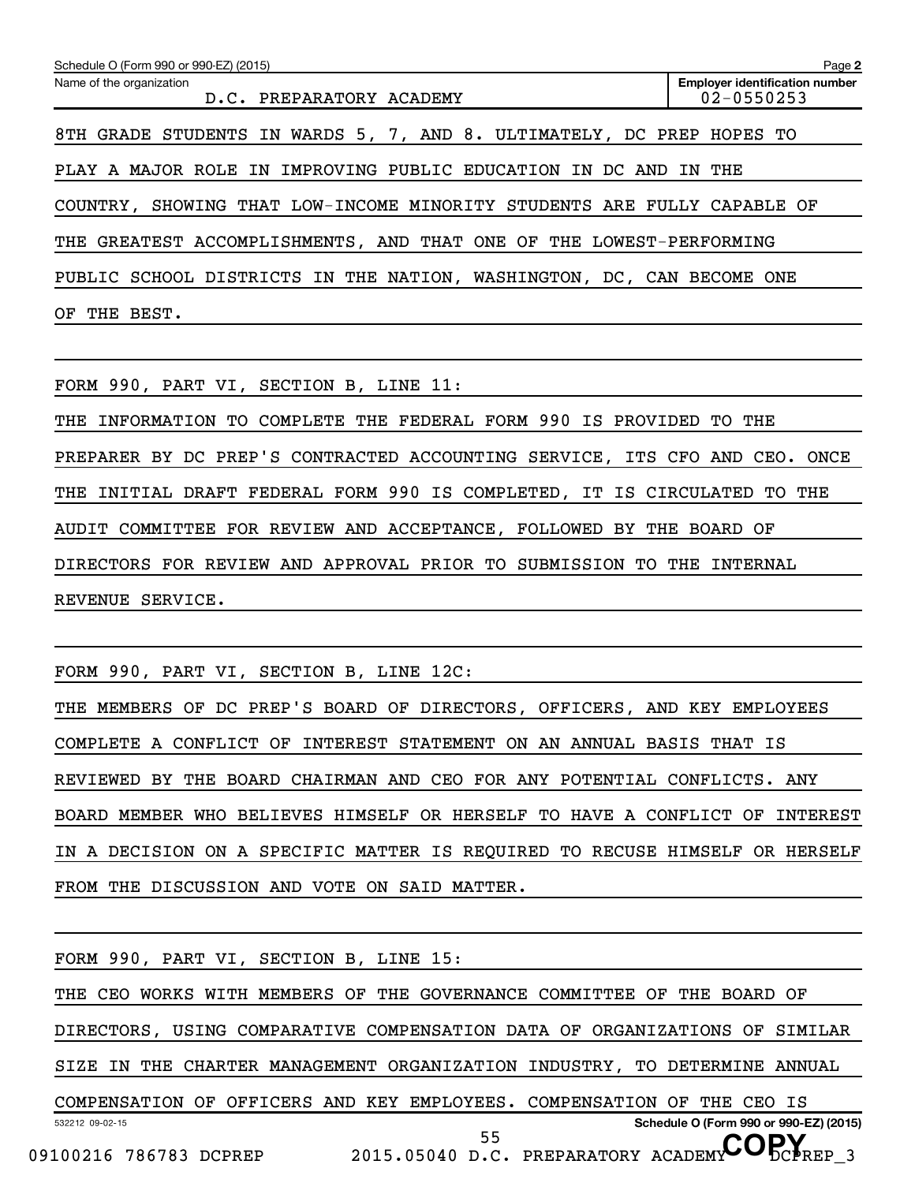Name of the organization: D.C. PREPARATORY ACADEMY

Employer identification number: 02-0550253

8TH GRADE STUDENTS IN WARDS 5, 7, AND 8. ULTIMATELY, DC PREP HOPES TO PLAY A MAJOR ROLE IN IMPROVING PUBLIC EDUCATION IN DC AND IN THE COUNTRY, SHOWING THAT LOW-INCOME MINORITY STUDENTS ARE FULLY CAPABLE OF THE GREATEST ACCOMPLISHMENTS, AND THAT ONE OF THE LOWEST-PERFORMING PUBLIC SCHOOL DISTRICTS IN THE NATION, WASHINGTON, DC, CAN BECOME ONE OF THE BEST.

FORM 990, PART VI, SECTION B, LINE 11:

THE INFORMATION TO COMPLETE THE FEDERAL FORM 990 IS PROVIDED TO THE PREPARER BY DC PREP'S CONTRACTED ACCOUNTING SERVICE, ITS CFO AND CEO. ONCE THE INITIAL DRAFT FEDERAL FORM 990 IS COMPLETED, IT IS CIRCULATED TO THE AUDIT COMMITTEE FOR REVIEW AND ACCEPTANCE, FOLLOWED BY THE BOARD OF DIRECTORS FOR REVIEW AND APPROVAL PRIOR TO SUBMISSION TO THE INTERNAL REVENUE SERVICE.

FORM 990, PART VI, SECTION B, LINE 12C:

THE MEMBERS OF DC PREP'S BOARD OF DIRECTORS, OFFICERS, AND KEY EMPLOYEES COMPLETE A CONFLICT OF INTEREST STATEMENT ON AN ANNUAL BASIS THAT IS REVIEWED BY THE BOARD CHAIRMAN AND CEO FOR ANY POTENTIAL CONFLICTS. ANY BOARD MEMBER WHO BELIEVES HIMSELF OR HERSELF TO HAVE A CONFLICT OF INTEREST IN A DECISION ON A SPECIFIC MATTER IS REQUIRED TO RECUSE HIMSELF OR HERSELF FROM THE DISCUSSION AND VOTE ON SAID MATTER.

FORM 990, PART VI, SECTION B, LINE 15:

THE CEO WORKS WITH MEMBERS OF THE GOVERNANCE COMMITTEE OF THE BOARD OF DIRECTORS, USING COMPARATIVE COMPENSATION DATA OF ORGANIZATIONS OF SIMILAR SIZE IN THE CHARTER MANAGEMENT ORGANIZATION INDUSTRY, TO DETERMINE ANNUAL COMPENSATION OF OFFICERS AND KEY EMPLOYEES. COMPENSATION OF THE CEO IS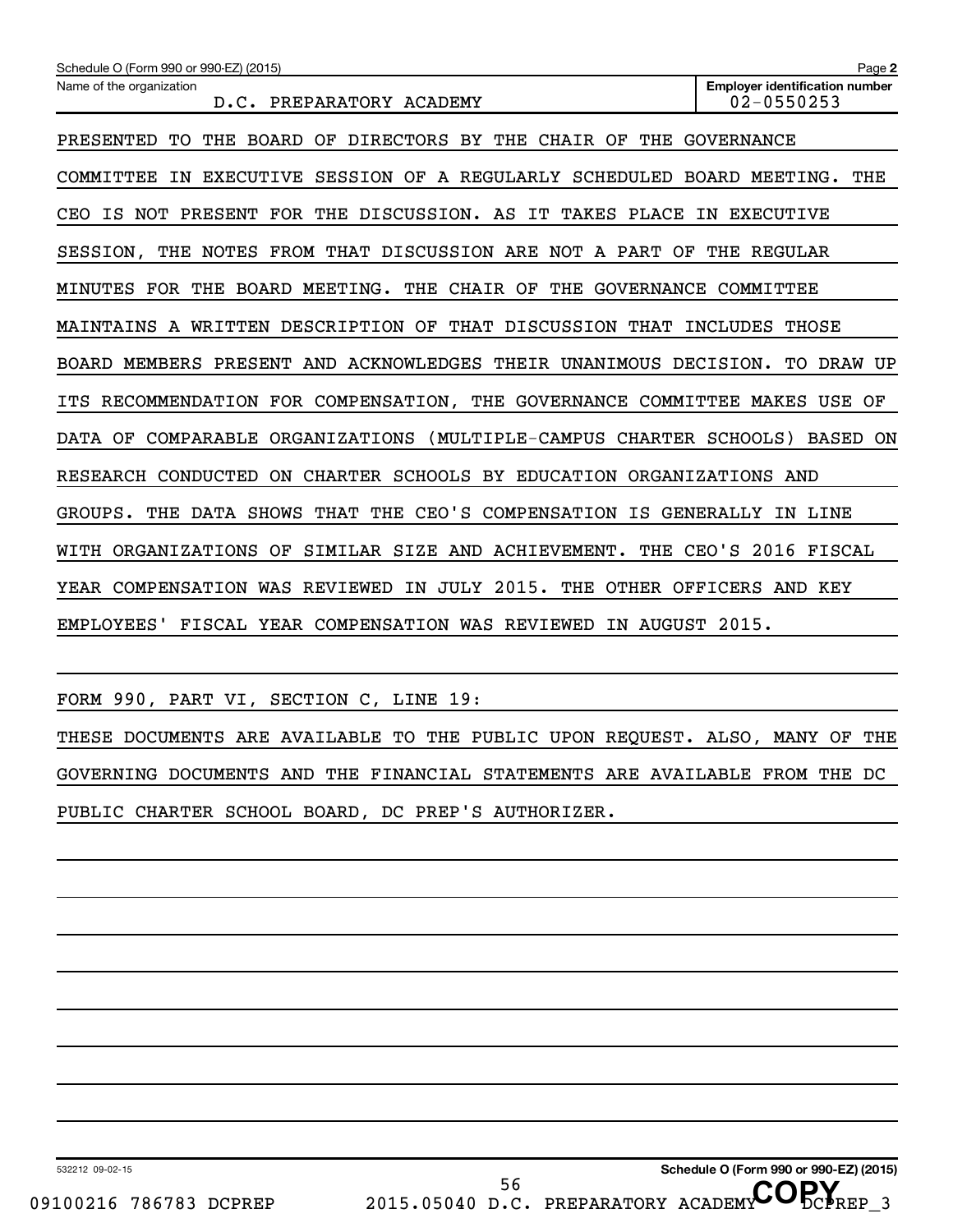Schedule O (Form 990 or 990-EZ) (2015) Page **2**

Name of the organization: D.C. PREPARATORY ACADEMY

**Employer identification number** 02-0550253

PRESENTED TO THE BOARD OF DIRECTORS BY THE CHAIR OF THE GOVERNANCE COMMITTEE IN EXECUTIVE SESSION OF A REGULARLY SCHEDULED BOARD MEETING. THE CEO IS NOT PRESENT FOR THE DISCUSSION. AS IT TAKES PLACE IN EXECUTIVE SESSION, THE NOTES FROM THAT DISCUSSION ARE NOT A PART OF THE REGULAR MINUTES FOR THE BOARD MEETING. THE CHAIR OF THE GOVERNANCE COMMITTEE MAINTAINS A WRITTEN DESCRIPTION OF THAT DISCUSSION THAT INCLUDES THOSE BOARD MEMBERS PRESENT AND ACKNOWLEDGES THEIR UNANIMOUS DECISION. TO DRAW UP ITS RECOMMENDATION FOR COMPENSATION, THE GOVERNANCE COMMITTEE MAKES USE OF DATA OF COMPARABLE ORGANIZATIONS (MULTIPLE-CAMPUS CHARTER SCHOOLS) BASED ON RESEARCH CONDUCTED ON CHARTER SCHOOLS BY EDUCATION ORGANIZATIONS AND GROUPS. THE DATA SHOWS THAT THE CEO'S COMPENSATION IS GENERALLY IN LINE WITH ORGANIZATIONS OF SIMILAR SIZE AND ACHIEVEMENT. THE CEO'S 2016 FISCAL YEAR COMPENSATION WAS REVIEWED IN JULY 2015. THE OTHER OFFICERS AND KEY EMPLOYEES' FISCAL YEAR COMPENSATION WAS REVIEWED IN AUGUST 2015.

FORM 990, PART VI, SECTION C, LINE 19:

THESE DOCUMENTS ARE AVAILABLE TO THE PUBLIC UPON REQUEST. ALSO, MANY OF THE GOVERNING DOCUMENTS AND THE FINANCIAL STATEMENTS ARE AVAILABLE FROM THE DC PUBLIC CHARTER SCHOOL BOARD, DC PREP'S AUTHORIZER.

532212 09-02-15 **Schedule O (Form 990 or 990-EZ) (2015)**

09100216 786783 DCPREP 2015.05040 D.C. PREPARATORY ACADEMY DCPREP_3

COPY